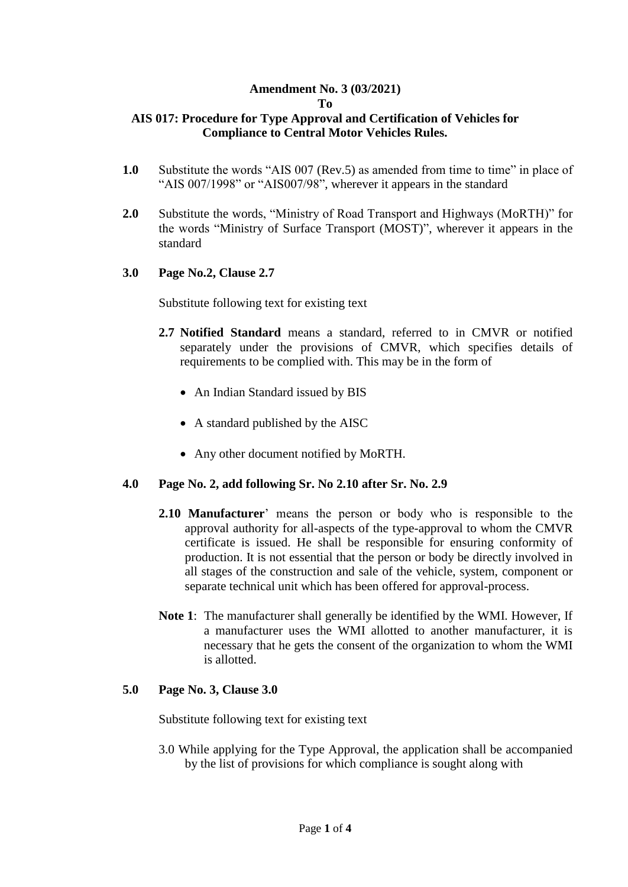**Amendment No. 3 (03/2021)**

**To**

**AIS 017: Procedure for Type Approval and Certification of Vehicles for Compliance to Central Motor Vehicles Rules.**

**1.0** Substitute the words "AIS 007 (Rev.5) as amended from time to time" in place of "AIS 007/1998" or "AIS007/98", wherever it appears in the standard

**2.0** Substitute the words, "Ministry of Road Transport and Highways (MoRTH)" for the words "Ministry of Surface Transport (MOST)", wherever it appears in the standard

**3.0 Page No.2, Clause 2.7**

Substitute following text for existing text

**2.7 Notified Standard** means a standard, referred to in CMVR or notified separately under the provisions of CMVR, which specifies details of requirements to be complied with. This may be in the form of

- An Indian Standard issued by BIS
- A standard published by the AISC
- Any other document notified by MoRTH.

**4.0 Page No. 2, add following Sr. No 2.10 after Sr. No. 2.9**

**2.10 Manufacturer**' means the person or body who is responsible to the approval authority for all-aspects of the type-approval to whom the CMVR certificate is issued. He shall be responsible for ensuring conformity of production. It is not essential that the person or body be directly involved in all stages of the construction and sale of the vehicle, system, component or separate technical unit which has been offered for approval-process.

**Note 1**: The manufacturer shall generally be identified by the WMI. However, If a manufacturer uses the WMI allotted to another manufacturer, it is necessary that he gets the consent of the organization to whom the WMI is allotted.

**5.0 Page No. 3, Clause 3.0**

Substitute following text for existing text

3.0 While applying for the Type Approval, the application shall be accompanied by the list of provisions for which compliance is sought along with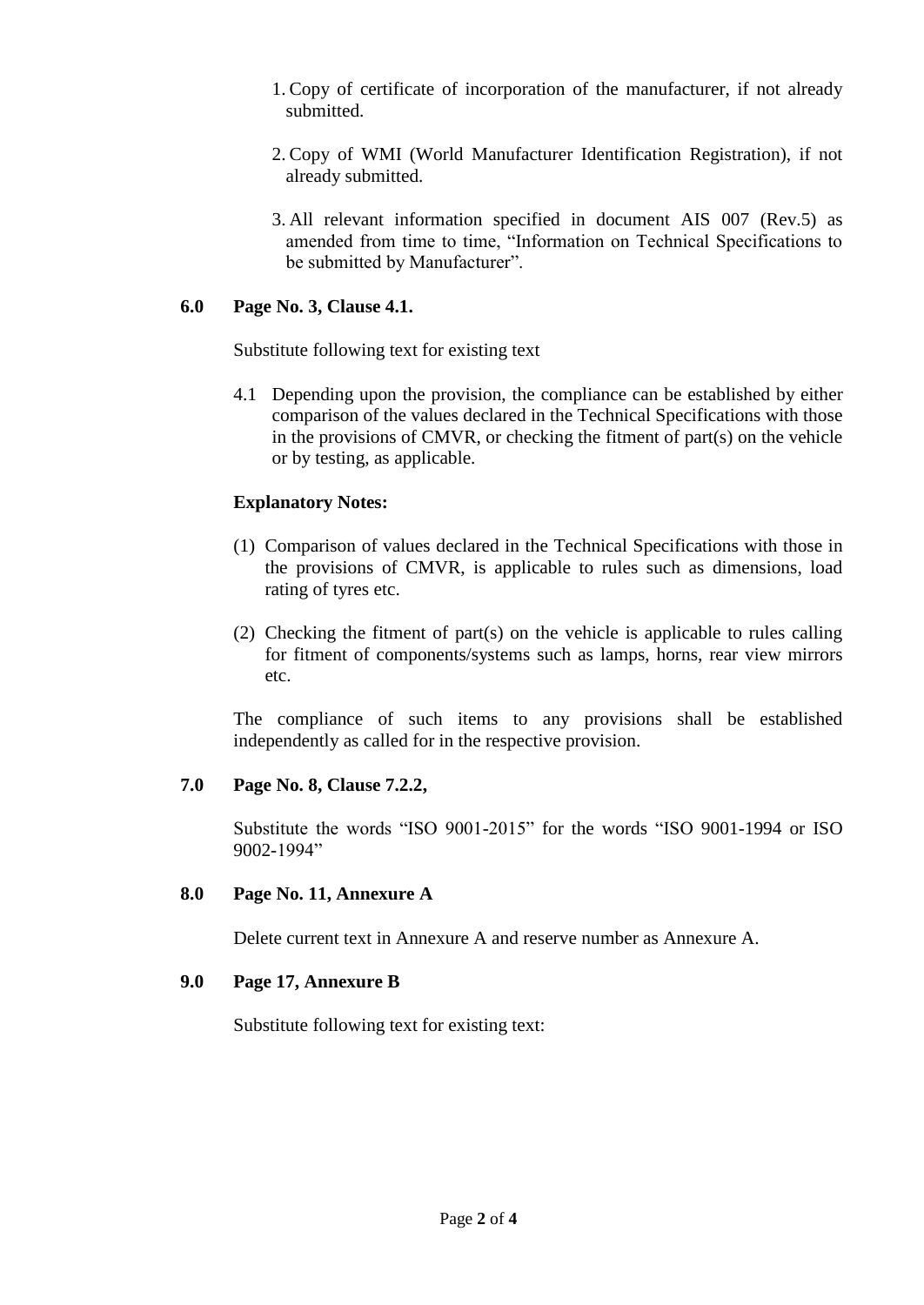1. Copy of certificate of incorporation of the manufacturer, if not already submitted.

2. Copy of WMI (World Manufacturer Identification Registration), if not already submitted.

3. All relevant information specified in document AIS 007 (Rev.5) as amended from time to time, "Information on Technical Specifications to be submitted by Manufacturer".

**6.0 Page No. 3, Clause 4.1.**

Substitute following text for existing text

4.1 Depending upon the provision, the compliance can be established by either comparison of the values declared in the Technical Specifications with those in the provisions of CMVR, or checking the fitment of part(s) on the vehicle or by testing, as applicable.

**Explanatory Notes:**

(1) Comparison of values declared in the Technical Specifications with those in the provisions of CMVR, is applicable to rules such as dimensions, load rating of tyres etc.

(2) Checking the fitment of part(s) on the vehicle is applicable to rules calling for fitment of components/systems such as lamps, horns, rear view mirrors etc.

The compliance of such items to any provisions shall be established independently as called for in the respective provision.

**7.0 Page No. 8, Clause 7.2.2,**

Substitute the words "ISO 9001-2015" for the words "ISO 9001-1994 or ISO 9002-1994"

**8.0 Page No. 11, Annexure A**

Delete current text in Annexure A and reserve number as Annexure A.

**9.0 Page 17, Annexure B**

Substitute following text for existing text: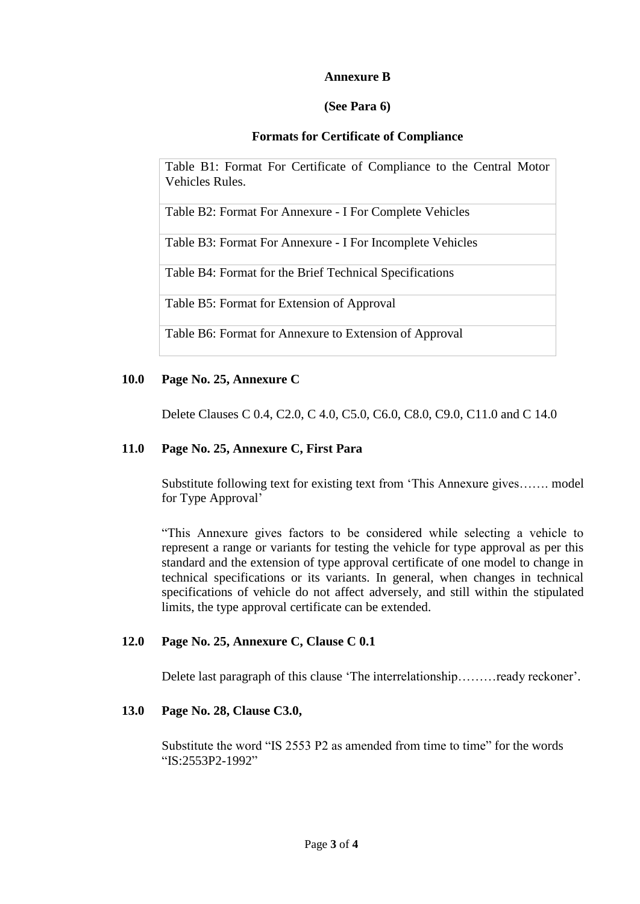**Annexure B**

**(See Para 6)**

**Formats for Certificate of Compliance**

| Table B1: Format For Certificate of Compliance to the Central Motor Vehicles Rules. |
|---|
| Table B2: Format For Annexure - I For Complete Vehicles |
| Table B3: Format For Annexure - I For Incomplete Vehicles |
| Table B4: Format for the Brief Technical Specifications |
| Table B5: Format for Extension of Approval |
| Table B6: Format for Annexure to Extension of Approval |

**10.0 Page No. 25, Annexure C**

Delete Clauses C 0.4, C2.0, C 4.0, C5.0, C6.0, C8.0, C9.0, C11.0 and C 14.0

**11.0 Page No. 25, Annexure C, First Para**

Substitute following text for existing text from 'This Annexure gives……. model for Type Approval'

"This Annexure gives factors to be considered while selecting a vehicle to represent a range or variants for testing the vehicle for type approval as per this standard and the extension of type approval certificate of one model to change in technical specifications or its variants. In general, when changes in technical specifications of vehicle do not affect adversely, and still within the stipulated limits, the type approval certificate can be extended.

**12.0 Page No. 25, Annexure C, Clause C 0.1**

Delete last paragraph of this clause 'The interrelationship………ready reckoner'.

**13.0 Page No. 28, Clause C3.0,**

Substitute the word "IS 2553 P2 as amended from time to time" for the words "IS:2553P2-1992"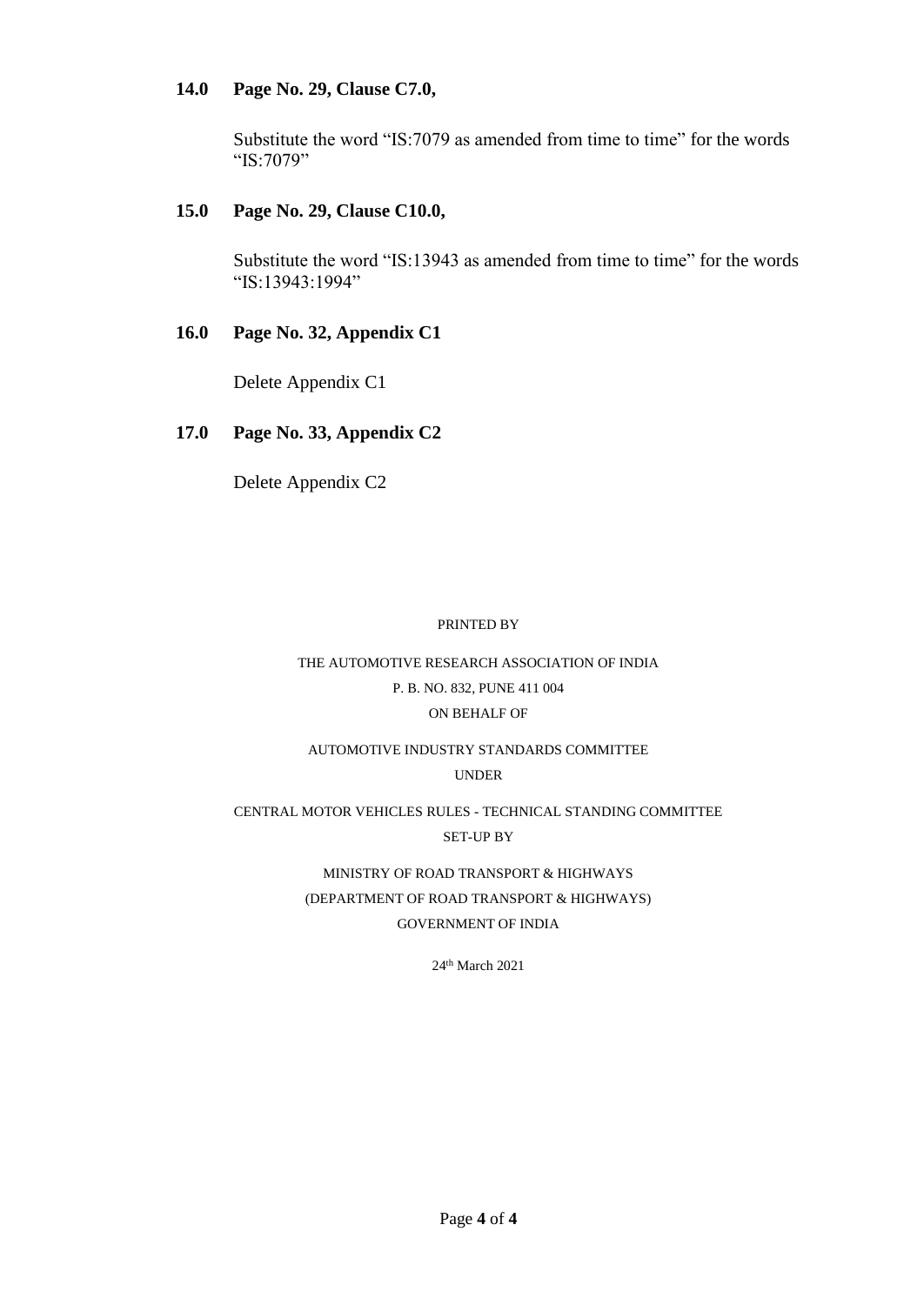**14.0 Page No. 29, Clause C7.0,**

Substitute the word "IS:7079 as amended from time to time" for the words "IS:7079"

**15.0 Page No. 29, Clause C10.0,**

Substitute the word "IS:13943 as amended from time to time" for the words "IS:13943:1994"

**16.0 Page No. 32, Appendix C1**

Delete Appendix C1

**17.0 Page No. 33, Appendix C2**

Delete Appendix C2

PRINTED BY

THE AUTOMOTIVE RESEARCH ASSOCIATION OF INDIA

P. B. NO. 832, PUNE 411 004

ON BEHALF OF

AUTOMOTIVE INDUSTRY STANDARDS COMMITTEE

UNDER

CENTRAL MOTOR VEHICLES RULES - TECHNICAL STANDING COMMITTEE

SET-UP BY

MINISTRY OF ROAD TRANSPORT & HIGHWAYS

(DEPARTMENT OF ROAD TRANSPORT & HIGHWAYS)

GOVERNMENT OF INDIA

24th March 2021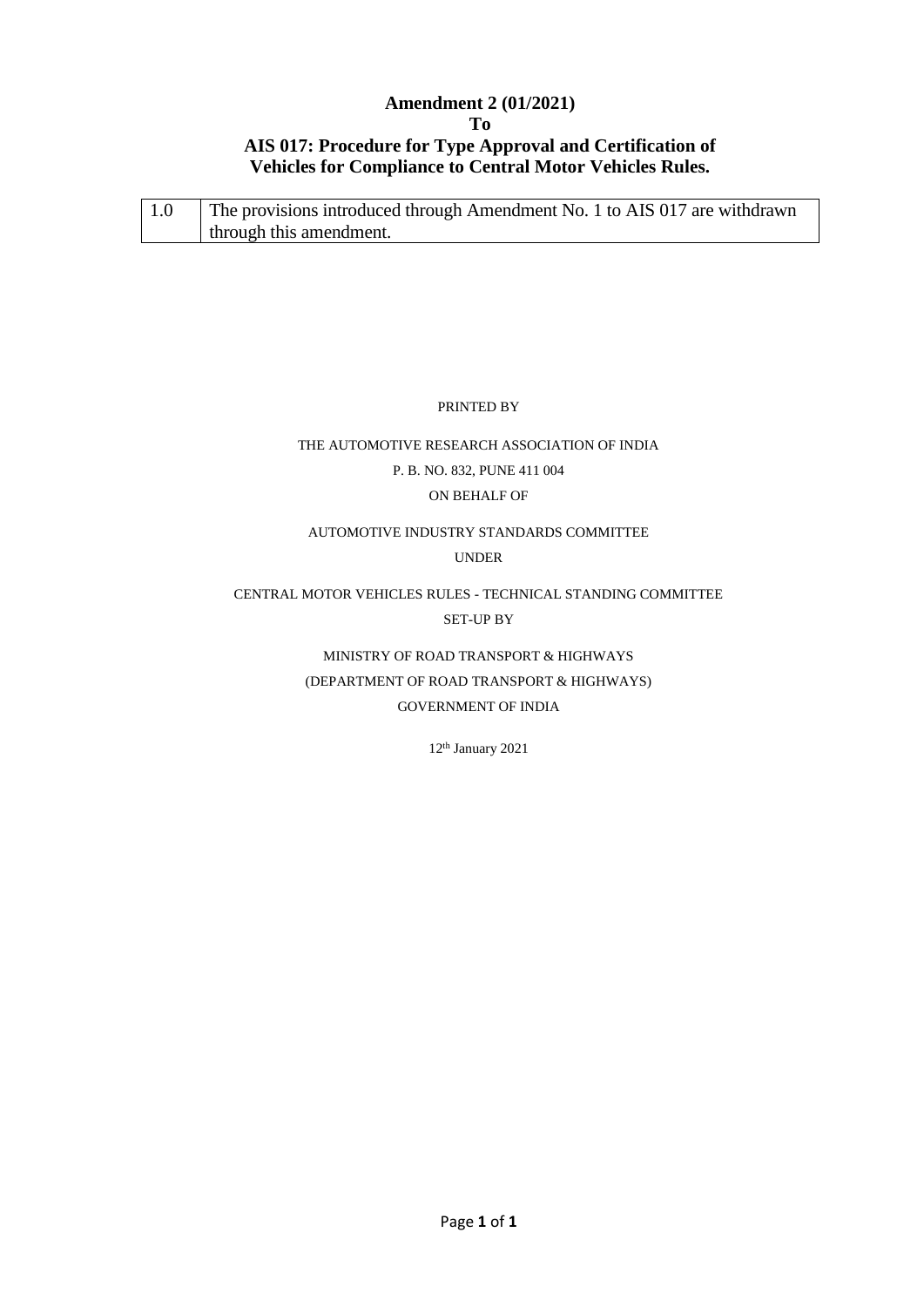**Amendment 2 (01/2021)**
**To**
**AIS 017: Procedure for Type Approval and Certification of Vehicles for Compliance to Central Motor Vehicles Rules.**

| 1.0 | The provisions introduced through Amendment No. 1 to AIS 017 are withdrawn through this amendment. |
|---|---|

PRINTED BY

THE AUTOMOTIVE RESEARCH ASSOCIATION OF INDIA

P. B. NO. 832, PUNE 411 004

ON BEHALF OF

AUTOMOTIVE INDUSTRY STANDARDS COMMITTEE

UNDER

CENTRAL MOTOR VEHICLES RULES - TECHNICAL STANDING COMMITTEE

SET-UP BY

MINISTRY OF ROAD TRANSPORT & HIGHWAYS

(DEPARTMENT OF ROAD TRANSPORT & HIGHWAYS)

GOVERNMENT OF INDIA

12th January 2021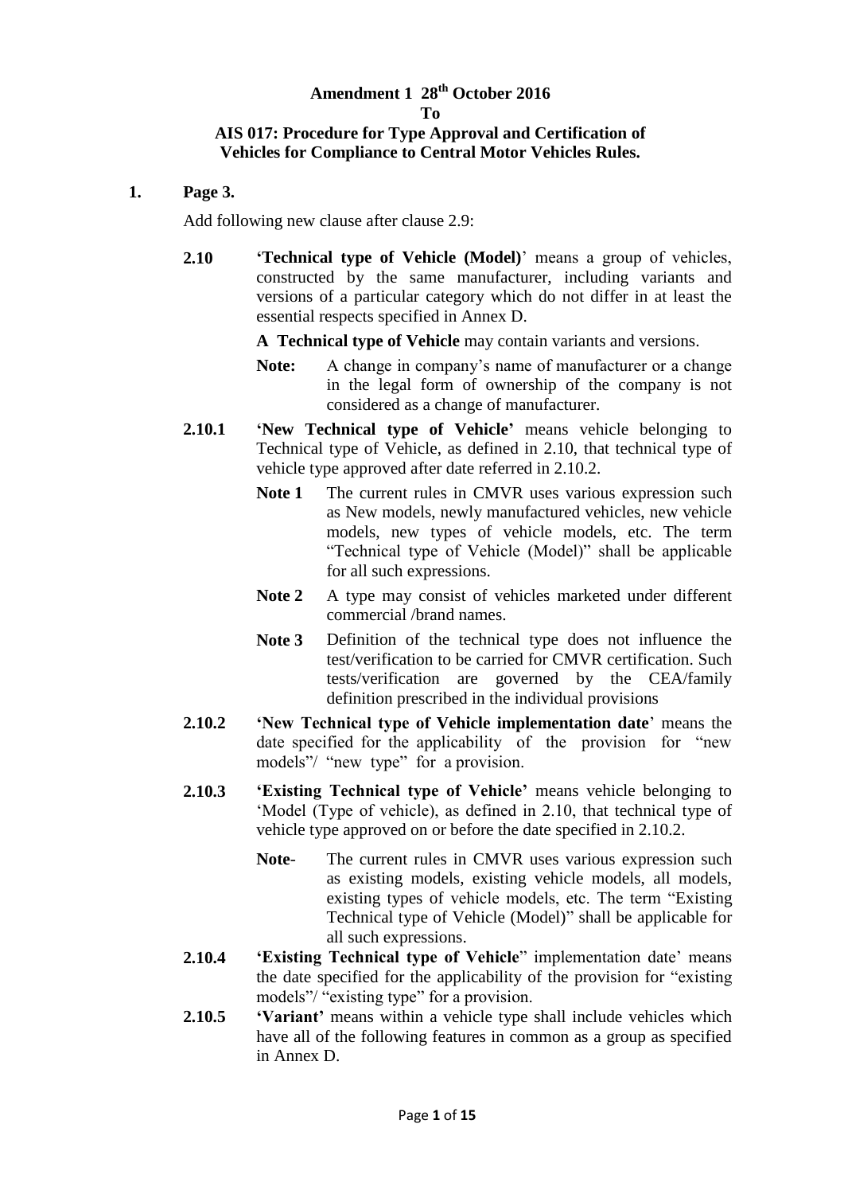**Amendment 1 28[th] October 2016**
**To**
**AIS 017: Procedure for Type Approval and Certification of Vehicles for Compliance to Central Motor Vehicles Rules.**

**1. Page 3.**

Add following new clause after clause 2.9:

**2.10** **'Technical type of Vehicle (Model)**' means a group of vehicles, constructed by the same manufacturer, including variants and versions of a particular category which do not differ in at least the essential respects specified in Annex D.

**A Technical type of Vehicle** may contain variants and versions.

**Note:** A change in company's name of manufacturer or a change in the legal form of ownership of the company is not considered as a change of manufacturer.

**2.10.1** **'New Technical type of Vehicle'** means vehicle belonging to Technical type of Vehicle, as defined in 2.10, that technical type of vehicle type approved after date referred in 2.10.2.

**Note 1** The current rules in CMVR uses various expression such as New models, newly manufactured vehicles, new vehicle models, new types of vehicle models, etc. The term "Technical type of Vehicle (Model)" shall be applicable for all such expressions.

**Note 2** A type may consist of vehicles marketed under different commercial /brand names.

**Note 3** Definition of the technical type does not influence the test/verification to be carried for CMVR certification. Such tests/verification are governed by the CEA/family definition prescribed in the individual provisions

**2.10.2** **'New Technical type of Vehicle implementation date**' means the date specified for the applicability of the provision for "new models"/ "new type" for a provision.

**2.10.3** **'Existing Technical type of Vehicle'** means vehicle belonging to 'Model (Type of vehicle), as defined in 2.10, that technical type of vehicle type approved on or before the date specified in 2.10.2.

**Note**- The current rules in CMVR uses various expression such as existing models, existing vehicle models, all models, existing types of vehicle models, etc. The term "Existing Technical type of Vehicle (Model)" shall be applicable for all such expressions.

**2.10.4** **'Existing Technical type of Vehicle**" implementation date' means the date specified for the applicability of the provision for "existing models"/ "existing type" for a provision.

**2.10.5** **'Variant'** means within a vehicle type shall include vehicles which have all of the following features in common as a group as specified in Annex D.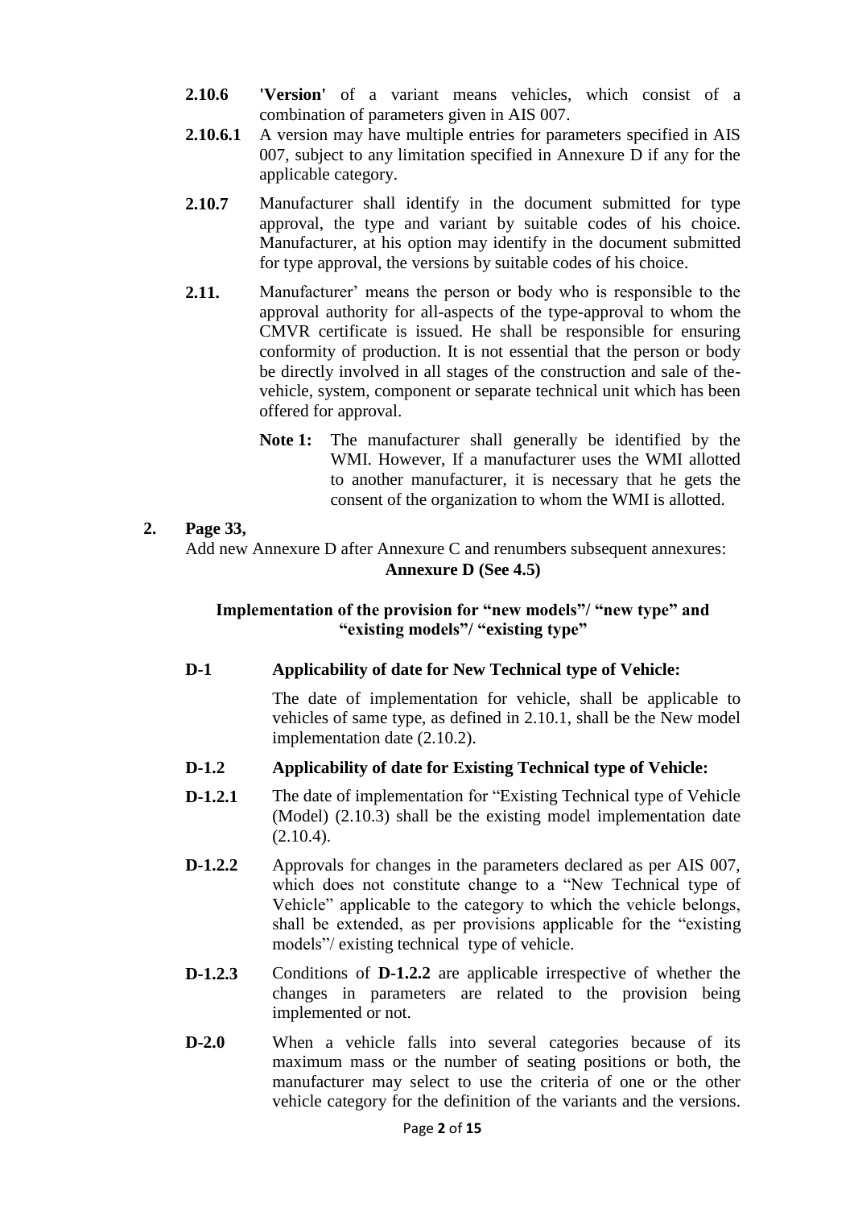**2.10.6** **'Version'** of a variant means vehicles, which consist of a combination of parameters given in AIS 007.

**2.10.6.1** A version may have multiple entries for parameters specified in AIS 007, subject to any limitation specified in Annexure D if any for the applicable category.

**2.10.7** Manufacturer shall identify in the document submitted for type approval, the type and variant by suitable codes of his choice. Manufacturer, at his option may identify in the document submitted for type approval, the versions by suitable codes of his choice.

**2.11.** Manufacturer' means the person or body who is responsible to the approval authority for all-aspects of the type-approval to whom the CMVR certificate is issued. He shall be responsible for ensuring conformity of production. It is not essential that the person or body be directly involved in all stages of the construction and sale of the-vehicle, system, component or separate technical unit which has been offered for approval.

**Note 1:** The manufacturer shall generally be identified by the WMI. However, If a manufacturer uses the WMI allotted to another manufacturer, it is necessary that he gets the consent of the organization to whom the WMI is allotted.

**2. Page 33,**

Add new Annexure D after Annexure C and renumbers subsequent annexures:

**Annexure D (See 4.5)**

**Implementation of the provision for "new models"/ "new type" and "existing models"/ "existing type"**

**D-1** **Applicability of date for New Technical type of Vehicle:**

The date of implementation for vehicle, shall be applicable to vehicles of same type, as defined in 2.10.1, shall be the New model implementation date (2.10.2).

**D-1.2** **Applicability of date for Existing Technical type of Vehicle:**

**D-1.2.1** The date of implementation for "Existing Technical type of Vehicle (Model) (2.10.3) shall be the existing model implementation date (2.10.4).

**D-1.2.2** Approvals for changes in the parameters declared as per AIS 007, which does not constitute change to a "New Technical type of Vehicle" applicable to the category to which the vehicle belongs, shall be extended, as per provisions applicable for the "existing models"/ existing technical type of vehicle.

**D-1.2.3** Conditions of **D-1.2.2** are applicable irrespective of whether the changes in parameters are related to the provision being implemented or not.

**D-2.0** When a vehicle falls into several categories because of its maximum mass or the number of seating positions or both, the manufacturer may select to use the criteria of one or the other vehicle category for the definition of the variants and the versions.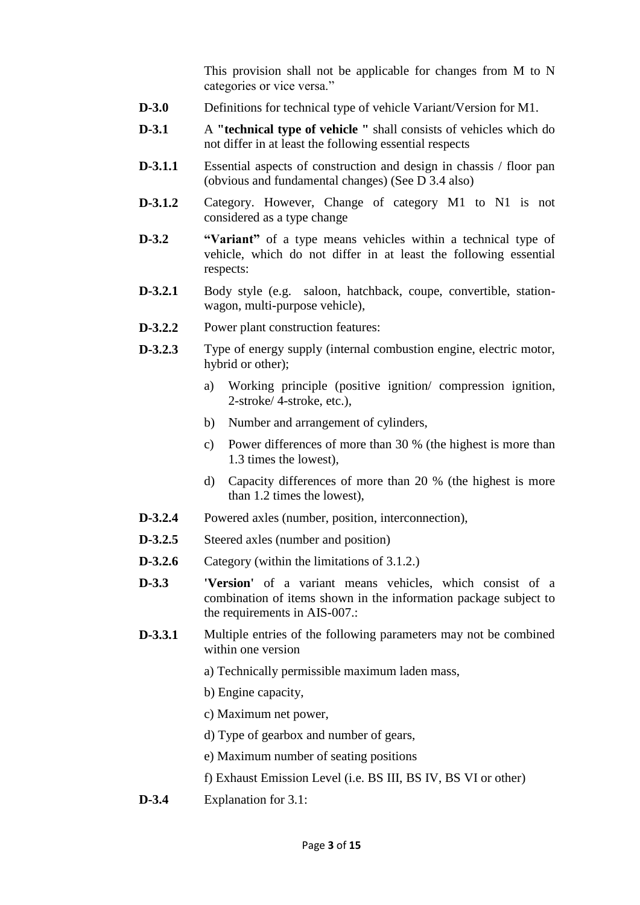This provision shall not be applicable for changes from M to N categories or vice versa."

**D-3.0** Definitions for technical type of vehicle Variant/Version for M1.

**D-3.1** A **"technical type of vehicle "** shall consists of vehicles which do not differ in at least the following essential respects

**D-3.1.1** Essential aspects of construction and design in chassis / floor pan (obvious and fundamental changes) (See D 3.4 also)

**D-3.1.2** Category. However, Change of category M1 to N1 is not considered as a type change

**D-3.2** **"Variant"** of a type means vehicles within a technical type of vehicle, which do not differ in at least the following essential respects:

**D-3.2.1** Body style (e.g. saloon, hatchback, coupe, convertible, station-wagon, multi-purpose vehicle),

**D-3.2.2** Power plant construction features:

**D-3.2.3** Type of energy supply (internal combustion engine, electric motor, hybrid or other);

a) Working principle (positive ignition/ compression ignition, 2-stroke/ 4-stroke, etc.),

b) Number and arrangement of cylinders,

c) Power differences of more than 30 % (the highest is more than 1.3 times the lowest),

d) Capacity differences of more than 20 % (the highest is more than 1.2 times the lowest),

**D-3.2.4** Powered axles (number, position, interconnection),

**D-3.2.5** Steered axles (number and position)

**D-3.2.6** Category (within the limitations of 3.1.2.)

**D-3.3** **'Version'** of a variant means vehicles, which consist of a combination of items shown in the information package subject to the requirements in AIS-007.:

**D-3.3.1** Multiple entries of the following parameters may not be combined within one version

a) Technically permissible maximum laden mass,

b) Engine capacity,

c) Maximum net power,

d) Type of gearbox and number of gears,

e) Maximum number of seating positions

f) Exhaust Emission Level (i.e. BS III, BS IV, BS VI or other)

**D-3.4** Explanation for 3.1: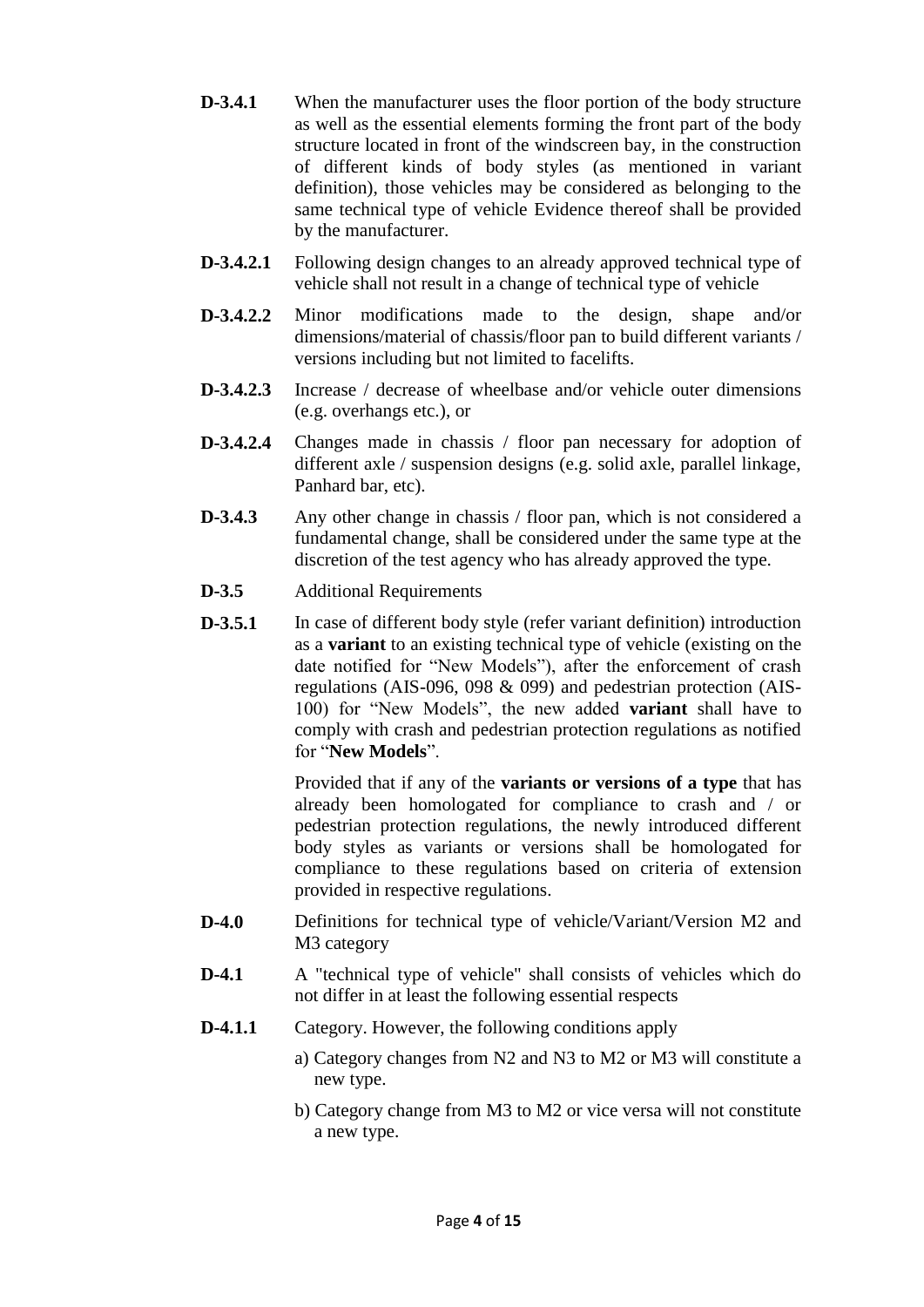**D-3.4.1** When the manufacturer uses the floor portion of the body structure as well as the essential elements forming the front part of the body structure located in front of the windscreen bay, in the construction of different kinds of body styles (as mentioned in variant definition), those vehicles may be considered as belonging to the same technical type of vehicle Evidence thereof shall be provided by the manufacturer.

**D-3.4.2.1** Following design changes to an already approved technical type of vehicle shall not result in a change of technical type of vehicle

**D-3.4.2.2** Minor modifications made to the design, shape and/or dimensions/material of chassis/floor pan to build different variants / versions including but not limited to facelifts.

**D-3.4.2.3** Increase / decrease of wheelbase and/or vehicle outer dimensions (e.g. overhangs etc.), or

**D-3.4.2.4** Changes made in chassis / floor pan necessary for adoption of different axle / suspension designs (e.g. solid axle, parallel linkage, Panhard bar, etc).

**D-3.4.3** Any other change in chassis / floor pan, which is not considered a fundamental change, shall be considered under the same type at the discretion of the test agency who has already approved the type.

**D-3.5** Additional Requirements

**D-3.5.1** In case of different body style (refer variant definition) introduction as a **variant** to an existing technical type of vehicle (existing on the date notified for "New Models"), after the enforcement of crash regulations (AIS-096, 098 & 099) and pedestrian protection (AIS-100) for "New Models", the new added **variant** shall have to comply with crash and pedestrian protection regulations as notified for "**New Models**".

Provided that if any of the **variants or versions of a type** that has already been homologated for compliance to crash and / or pedestrian protection regulations, the newly introduced different body styles as variants or versions shall be homologated for compliance to these regulations based on criteria of extension provided in respective regulations.

**D-4.0** Definitions for technical type of vehicle/Variant/Version M2 and M3 category

**D-4.1** A "technical type of vehicle" shall consists of vehicles which do not differ in at least the following essential respects

**D-4.1.1** Category. However, the following conditions apply

a) Category changes from N2 and N3 to M2 or M3 will constitute a new type.

b) Category change from M3 to M2 or vice versa will not constitute a new type.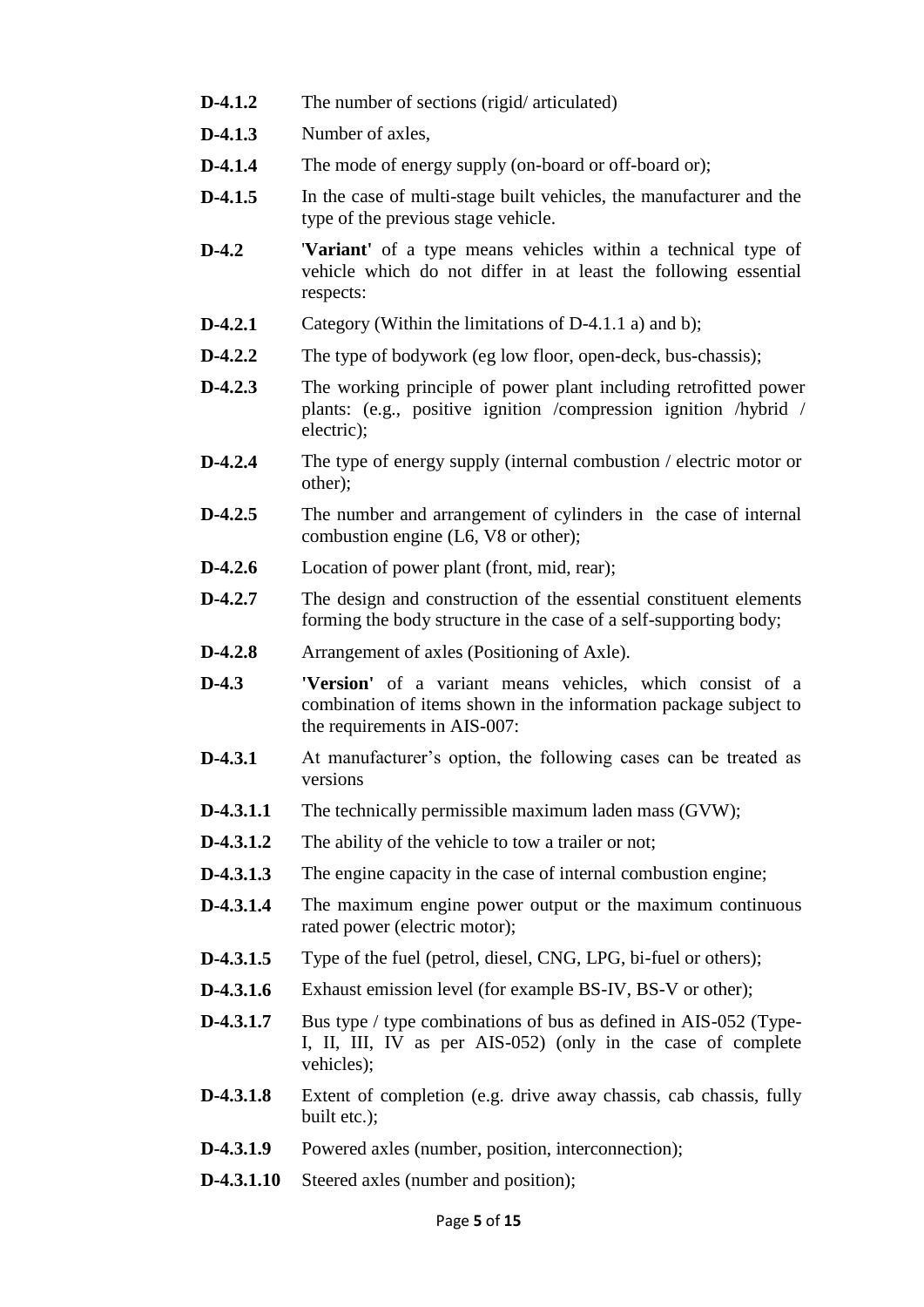**D-4.1.2** The number of sections (rigid/ articulated)

**D-4.1.3** Number of axles,

**D-4.1.4** The mode of energy supply (on-board or off-board or);

**D-4.1.5** In the case of multi-stage built vehicles, the manufacturer and the type of the previous stage vehicle.

**D-4.2** '**Variant**' of a type means vehicles within a technical type of vehicle which do not differ in at least the following essential respects:

**D-4.2.1** Category (Within the limitations of D-4.1.1 a) and b);

**D-4.2.2** The type of bodywork (eg low floor, open-deck, bus-chassis);

**D-4.2.3** The working principle of power plant including retrofitted power plants: (e.g., positive ignition /compression ignition /hybrid / electric);

**D-4.2.4** The type of energy supply (internal combustion / electric motor or other);

**D-4.2.5** The number and arrangement of cylinders in the case of internal combustion engine (L6, V8 or other);

**D-4.2.6** Location of power plant (front, mid, rear);

**D-4.2.7** The design and construction of the essential constituent elements forming the body structure in the case of a self-supporting body;

**D-4.2.8** Arrangement of axles (Positioning of Axle).

**D-4.3** **'Version'** of a variant means vehicles, which consist of a combination of items shown in the information package subject to the requirements in AIS-007:

**D-4.3.1** At manufacturer's option, the following cases can be treated as versions

**D-4.3.1.1** The technically permissible maximum laden mass (GVW);

**D-4.3.1.2** The ability of the vehicle to tow a trailer or not;

**D-4.3.1.3** The engine capacity in the case of internal combustion engine;

**D-4.3.1.4** The maximum engine power output or the maximum continuous rated power (electric motor);

**D-4.3.1.5** Type of the fuel (petrol, diesel, CNG, LPG, bi-fuel or others);

**D-4.3.1.6** Exhaust emission level (for example BS-IV, BS-V or other);

**D-4.3.1.7** Bus type / type combinations of bus as defined in AIS-052 (Type-I, II, III, IV as per AIS-052) (only in the case of complete vehicles);

**D-4.3.1.8** Extent of completion (e.g. drive away chassis, cab chassis, fully built etc.);

**D-4.3.1.9** Powered axles (number, position, interconnection);

**D-4.3.1.10** Steered axles (number and position);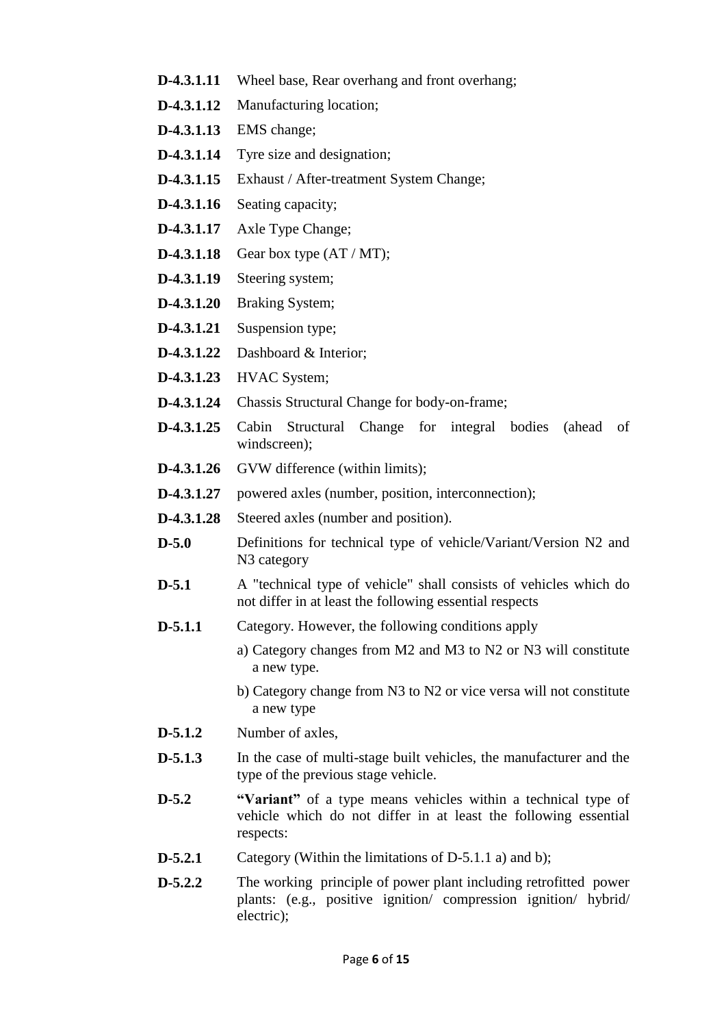**D-4.3.1.11** Wheel base, Rear overhang and front overhang;

**D-4.3.1.12** Manufacturing location;

**D-4.3.1.13** EMS change;

**D-4.3.1.14** Tyre size and designation;

**D-4.3.1.15** Exhaust / After-treatment System Change;

**D-4.3.1.16** Seating capacity;

**D-4.3.1.17** Axle Type Change;

**D-4.3.1.18** Gear box type (AT / MT);

**D-4.3.1.19** Steering system;

**D-4.3.1.20** Braking System;

**D-4.3.1.21** Suspension type;

**D-4.3.1.22** Dashboard & Interior;

**D-4.3.1.23** HVAC System;

**D-4.3.1.24** Chassis Structural Change for body-on-frame;

**D-4.3.1.25** Cabin Structural Change for integral bodies (ahead of windscreen);

**D-4.3.1.26** GVW difference (within limits);

**D-4.3.1.27** powered axles (number, position, interconnection);

**D-4.3.1.28** Steered axles (number and position).

**D-5.0** Definitions for technical type of vehicle/Variant/Version N2 and N3 category

**D-5.1** A "technical type of vehicle" shall consists of vehicles which do not differ in at least the following essential respects

**D-5.1.1** Category. However, the following conditions apply

a) Category changes from M2 and M3 to N2 or N3 will constitute a new type.

b) Category change from N3 to N2 or vice versa will not constitute a new type

**D-5.1.2** Number of axles,

**D-5.1.3** In the case of multi-stage built vehicles, the manufacturer and the type of the previous stage vehicle.

**D-5.2** **"Variant"** of a type means vehicles within a technical type of vehicle which do not differ in at least the following essential respects:

**D-5.2.1** Category (Within the limitations of D-5.1.1 a) and b);

**D-5.2.2** The working principle of power plant including retrofitted power plants: (e.g., positive ignition/ compression ignition/ hybrid/ electric);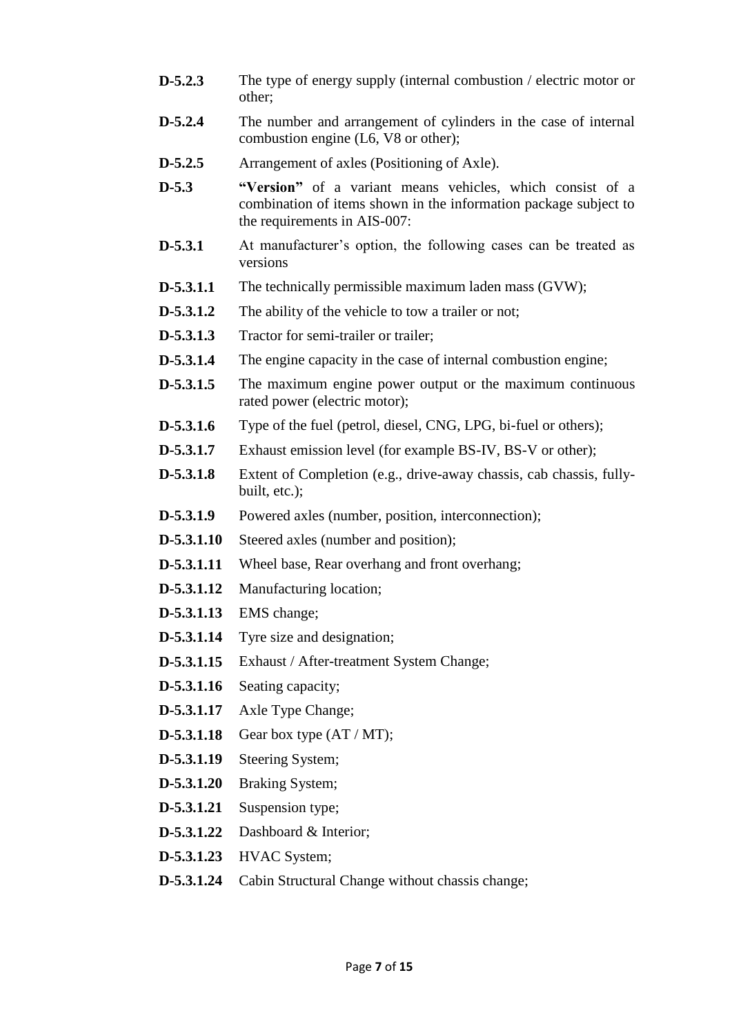**D-5.2.3** The type of energy supply (internal combustion / electric motor or other;

**D-5.2.4** The number and arrangement of cylinders in the case of internal combustion engine (L6, V8 or other);

**D-5.2.5** Arrangement of axles (Positioning of Axle).

**D-5.3** **"Version"** of a variant means vehicles, which consist of a combination of items shown in the information package subject to the requirements in AIS-007:

**D-5.3.1** At manufacturer's option, the following cases can be treated as versions

**D-5.3.1.1** The technically permissible maximum laden mass (GVW);

**D-5.3.1.2** The ability of the vehicle to tow a trailer or not;

**D-5.3.1.3** Tractor for semi-trailer or trailer;

**D-5.3.1.4** The engine capacity in the case of internal combustion engine;

**D-5.3.1.5** The maximum engine power output or the maximum continuous rated power (electric motor);

**D-5.3.1.6** Type of the fuel (petrol, diesel, CNG, LPG, bi-fuel or others);

**D-5.3.1.7** Exhaust emission level (for example BS-IV, BS-V or other);

**D-5.3.1.8** Extent of Completion (e.g., drive-away chassis, cab chassis, fully-built, etc.);

**D-5.3.1.9** Powered axles (number, position, interconnection);

**D-5.3.1.10** Steered axles (number and position);

**D-5.3.1.11** Wheel base, Rear overhang and front overhang;

**D-5.3.1.12** Manufacturing location;

**D-5.3.1.13** EMS change;

**D-5.3.1.14** Tyre size and designation;

**D-5.3.1.15** Exhaust / After-treatment System Change;

**D-5.3.1.16** Seating capacity;

**D-5.3.1.17** Axle Type Change;

**D-5.3.1.18** Gear box type (AT / MT);

**D-5.3.1.19** Steering System;

**D-5.3.1.20** Braking System;

**D-5.3.1.21** Suspension type;

**D-5.3.1.22** Dashboard & Interior;

**D-5.3.1.23** HVAC System;

**D-5.3.1.24** Cabin Structural Change without chassis change;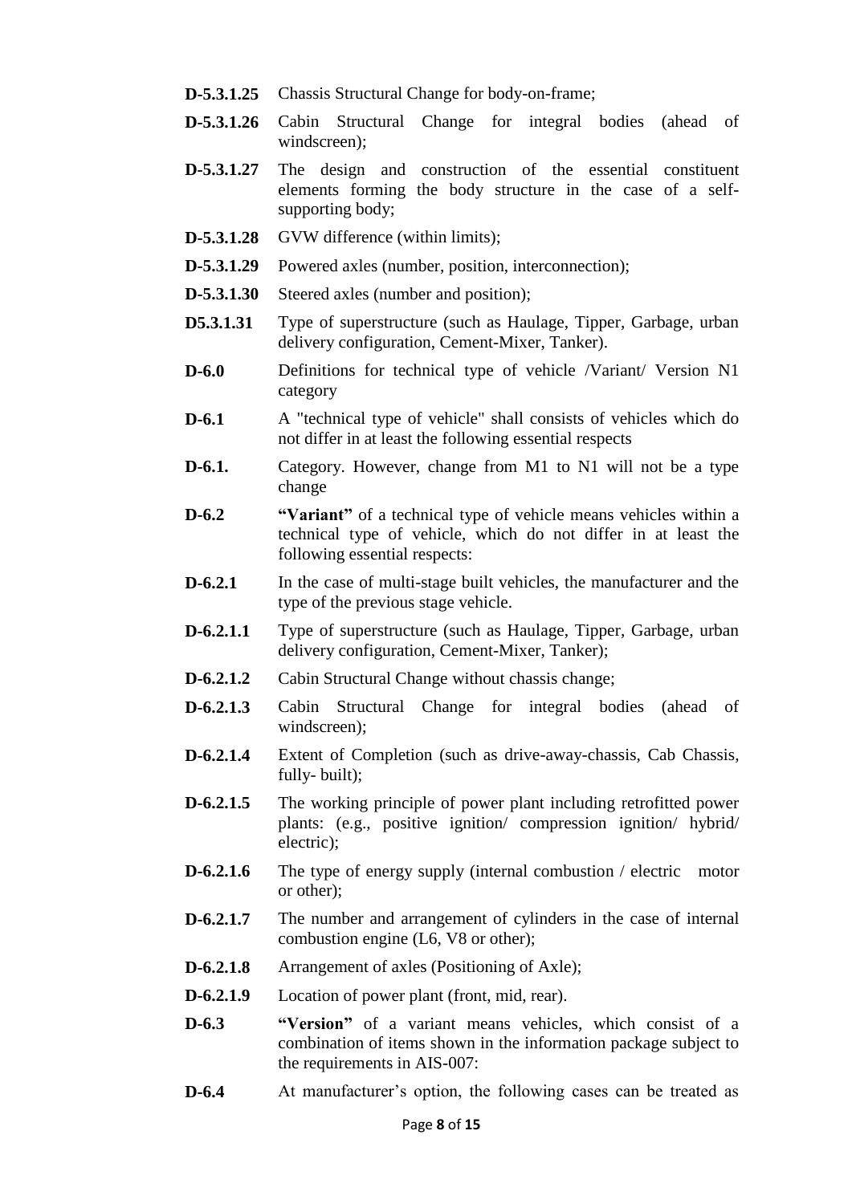**D-5.3.1.25** Chassis Structural Change for body-on-frame;

**D-5.3.1.26** Cabin Structural Change for integral bodies (ahead of windscreen);

**D-5.3.1.27** The design and construction of the essential constituent elements forming the body structure in the case of a self-supporting body;

**D-5.3.1.28** GVW difference (within limits);

**D-5.3.1.29** Powered axles (number, position, interconnection);

**D-5.3.1.30** Steered axles (number and position);

**D5.3.1.31** Type of superstructure (such as Haulage, Tipper, Garbage, urban delivery configuration, Cement-Mixer, Tanker).

**D-6.0** Definitions for technical type of vehicle /Variant/ Version N1 category

**D-6.1** A "technical type of vehicle" shall consists of vehicles which do not differ in at least the following essential respects

**D-6.1.** Category. However, change from M1 to N1 will not be a type change

**D-6.2** **"Variant"** of a technical type of vehicle means vehicles within a technical type of vehicle, which do not differ in at least the following essential respects:

**D-6.2.1** In the case of multi-stage built vehicles, the manufacturer and the type of the previous stage vehicle.

**D-6.2.1.1** Type of superstructure (such as Haulage, Tipper, Garbage, urban delivery configuration, Cement-Mixer, Tanker);

**D-6.2.1.2** Cabin Structural Change without chassis change;

**D-6.2.1.3** Cabin Structural Change for integral bodies (ahead of windscreen);

**D-6.2.1.4** Extent of Completion (such as drive-away-chassis, Cab Chassis, fully- built);

**D-6.2.1.5** The working principle of power plant including retrofitted power plants: (e.g., positive ignition/ compression ignition/ hybrid/ electric);

**D-6.2.1.6** The type of energy supply (internal combustion / electric motor or other);

**D-6.2.1.7** The number and arrangement of cylinders in the case of internal combustion engine (L6, V8 or other);

**D-6.2.1.8** Arrangement of axles (Positioning of Axle);

**D-6.2.1.9** Location of power plant (front, mid, rear).

**D-6.3** **"Version"** of a variant means vehicles, which consist of a combination of items shown in the information package subject to the requirements in AIS-007:

**D-6.4** At manufacturer's option, the following cases can be treated as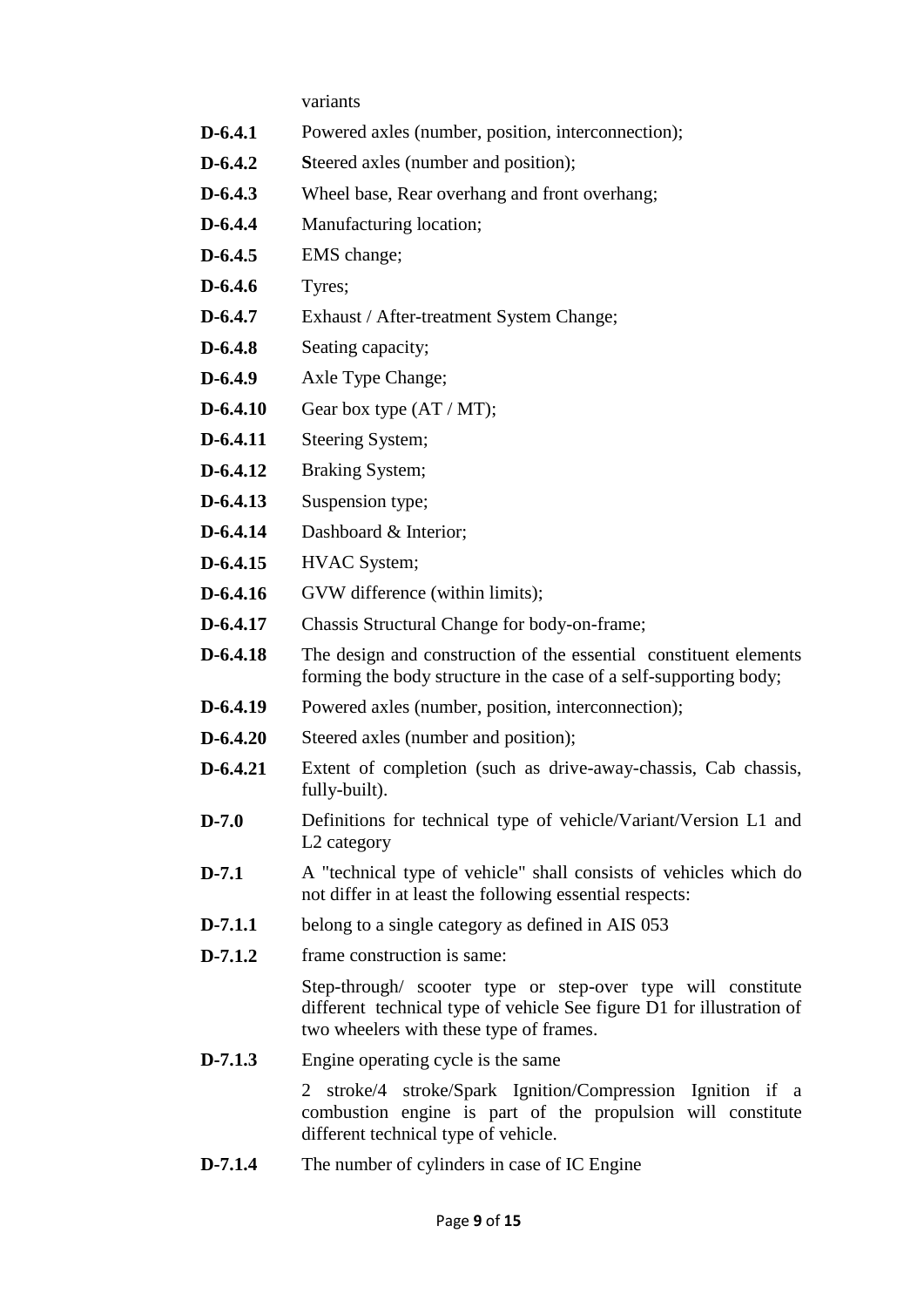variants

**D-6.4.1** Powered axles (number, position, interconnection);

**D-6.4.2** **S**teered axles (number and position);

**D-6.4.3** Wheel base, Rear overhang and front overhang;

**D-6.4.4** Manufacturing location;

**D-6.4.5** EMS change;

**D-6.4.6** Tyres;

**D-6.4.7** Exhaust / After-treatment System Change;

**D-6.4.8** Seating capacity;

**D-6.4.9** Axle Type Change;

**D-6.4.10** Gear box type (AT / MT);

**D-6.4.11** Steering System;

**D-6.4.12** Braking System;

**D-6.4.13** Suspension type;

**D-6.4.14** Dashboard & Interior;

**D-6.4.15** HVAC System;

**D-6.4.16** GVW difference (within limits);

**D-6.4.17** Chassis Structural Change for body-on-frame;

**D-6.4.18** The design and construction of the essential constituent elements forming the body structure in the case of a self-supporting body;

**D-6.4.19** Powered axles (number, position, interconnection);

**D-6.4.20** Steered axles (number and position);

**D-6.4.21** Extent of completion (such as drive-away-chassis, Cab chassis, fully-built).

**D-7.0** Definitions for technical type of vehicle/Variant/Version L1 and L2 category

**D-7.1** A "technical type of vehicle" shall consists of vehicles which do not differ in at least the following essential respects:

**D-7.1.1** belong to a single category as defined in AIS 053

**D-7.1.2** frame construction is same:

Step-through/ scooter type or step-over type will constitute different technical type of vehicle See figure D1 for illustration of two wheelers with these type of frames.

**D-7.1.3** Engine operating cycle is the same

2 stroke/4 stroke/Spark Ignition/Compression Ignition if a combustion engine is part of the propulsion will constitute different technical type of vehicle.

**D-7.1.4** The number of cylinders in case of IC Engine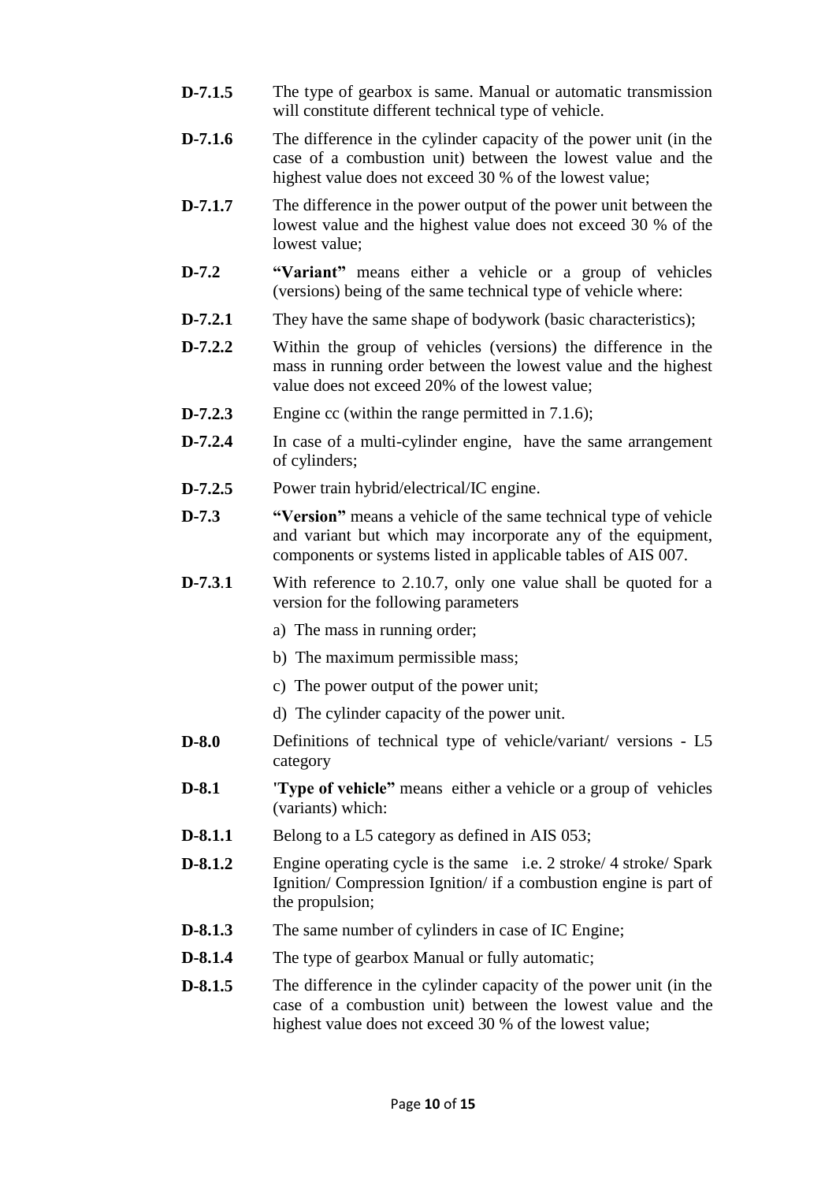**D-7.1.5** The type of gearbox is same. Manual or automatic transmission will constitute different technical type of vehicle.

**D-7.1.6** The difference in the cylinder capacity of the power unit (in the case of a combustion unit) between the lowest value and the highest value does not exceed 30 % of the lowest value;

**D-7.1.7** The difference in the power output of the power unit between the lowest value and the highest value does not exceed 30 % of the lowest value;

**D-7.2** **"Variant"** means either a vehicle or a group of vehicles (versions) being of the same technical type of vehicle where:

**D-7.2.1** They have the same shape of bodywork (basic characteristics);

**D-7.2.2** Within the group of vehicles (versions) the difference in the mass in running order between the lowest value and the highest value does not exceed 20% of the lowest value;

**D-7.2.3** Engine cc (within the range permitted in 7.1.6);

**D-7.2.4** In case of a multi-cylinder engine, have the same arrangement of cylinders;

**D-7.2.5** Power train hybrid/electrical/IC engine.

**D-7.3** **"Version"** means a vehicle of the same technical type of vehicle and variant but which may incorporate any of the equipment, components or systems listed in applicable tables of AIS 007.

**D-7.3.1** With reference to 2.10.7, only one value shall be quoted for a version for the following parameters

a) The mass in running order;

b) The maximum permissible mass;

c) The power output of the power unit;

d) The cylinder capacity of the power unit.

**D-8.0** Definitions of technical type of vehicle/variant/ versions - L5 category

**D-8.1** **'Type of vehicle"** means either a vehicle or a group of vehicles (variants) which:

**D-8.1.1** Belong to a L5 category as defined in AIS 053;

**D-8.1.2** Engine operating cycle is the same i.e. 2 stroke/ 4 stroke/ Spark Ignition/ Compression Ignition/ if a combustion engine is part of the propulsion;

**D-8.1.3** The same number of cylinders in case of IC Engine;

**D-8.1.4** The type of gearbox Manual or fully automatic;

**D-8.1.5** The difference in the cylinder capacity of the power unit (in the case of a combustion unit) between the lowest value and the highest value does not exceed 30 % of the lowest value;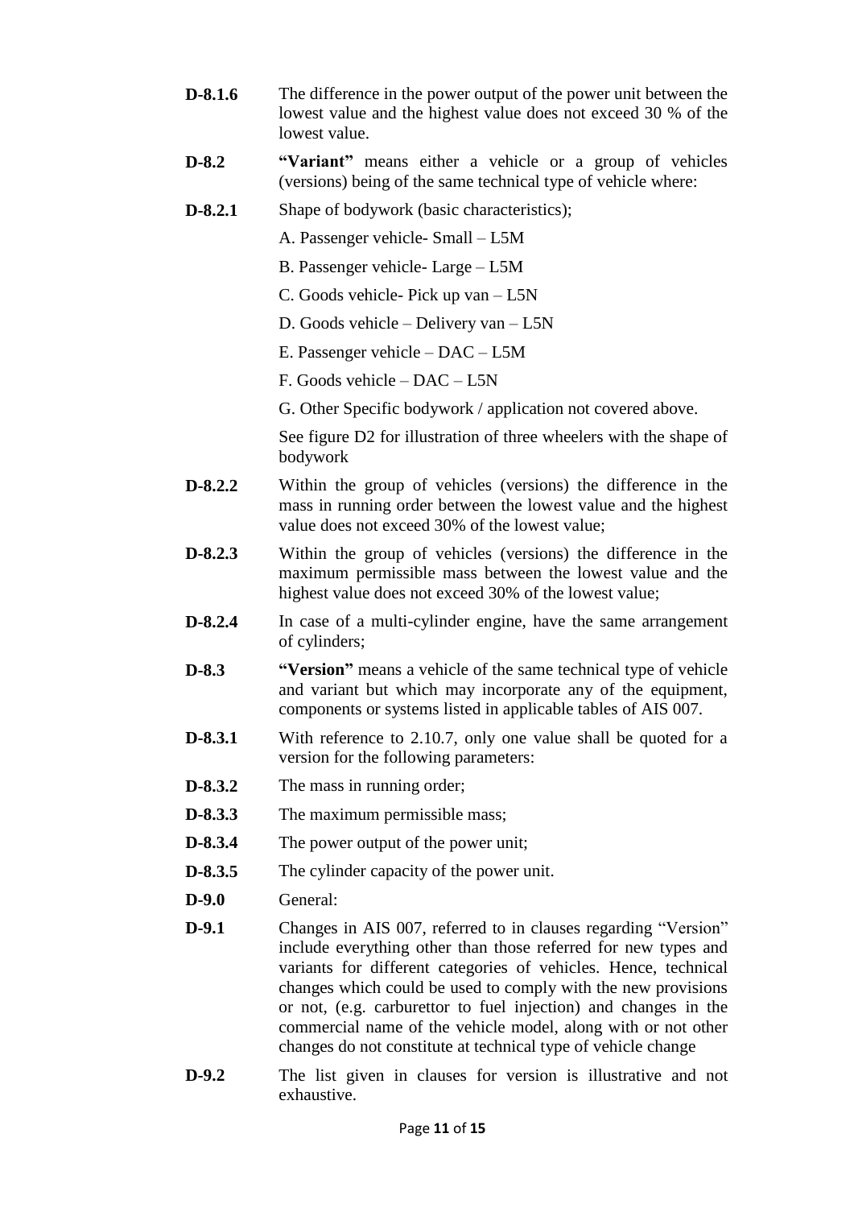**D-8.1.6** The difference in the power output of the power unit between the lowest value and the highest value does not exceed 30 % of the lowest value.

**D-8.2** **"Variant"** means either a vehicle or a group of vehicles (versions) being of the same technical type of vehicle where:

**D-8.2.1** Shape of bodywork (basic characteristics);

A. Passenger vehicle- Small – L5M

B. Passenger vehicle- Large – L5M

C. Goods vehicle- Pick up van – L5N

D. Goods vehicle – Delivery van – L5N

E. Passenger vehicle – DAC – L5M

F. Goods vehicle – DAC – L5N

G. Other Specific bodywork / application not covered above.

See figure D2 for illustration of three wheelers with the shape of bodywork

**D-8.2.2** Within the group of vehicles (versions) the difference in the mass in running order between the lowest value and the highest value does not exceed 30% of the lowest value;

**D-8.2.3** Within the group of vehicles (versions) the difference in the maximum permissible mass between the lowest value and the highest value does not exceed 30% of the lowest value;

**D-8.2.4** In case of a multi-cylinder engine, have the same arrangement of cylinders;

**D-8.3** **"Version"** means a vehicle of the same technical type of vehicle and variant but which may incorporate any of the equipment, components or systems listed in applicable tables of AIS 007.

**D-8.3.1** With reference to 2.10.7, only one value shall be quoted for a version for the following parameters:

**D-8.3.2** The mass in running order;

**D-8.3.3** The maximum permissible mass;

**D-8.3.4** The power output of the power unit;

**D-8.3.5** The cylinder capacity of the power unit.

**D-9.0** General:

**D-9.1** Changes in AIS 007, referred to in clauses regarding "Version" include everything other than those referred for new types and variants for different categories of vehicles. Hence, technical changes which could be used to comply with the new provisions or not, (e.g. carburettor to fuel injection) and changes in the commercial name of the vehicle model, along with or not other changes do not constitute at technical type of vehicle change

**D-9.2** The list given in clauses for version is illustrative and not exhaustive.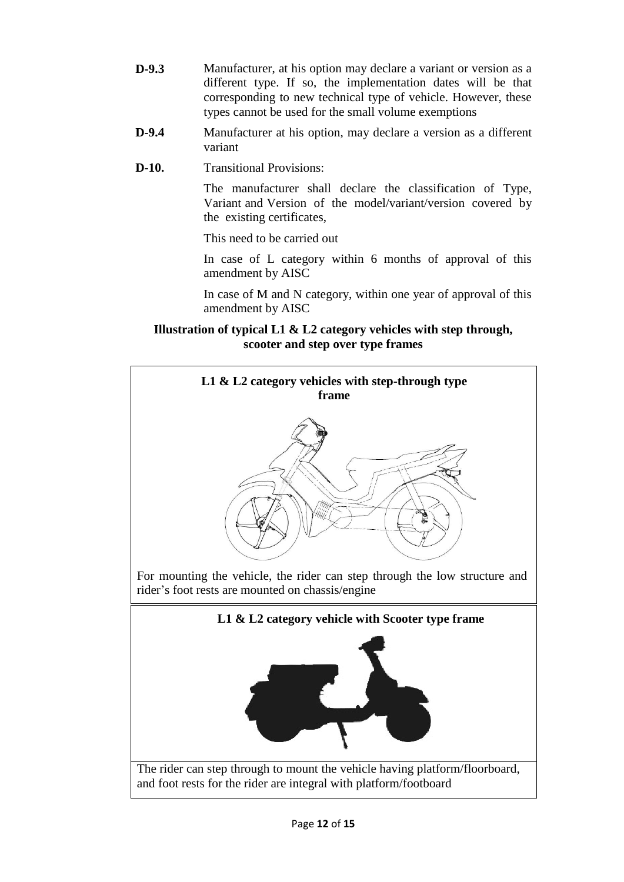**D-9.3** Manufacturer, at his option may declare a variant or version as a different type. If so, the implementation dates will be that corresponding to new technical type of vehicle. However, these types cannot be used for the small volume exemptions

**D-9.4** Manufacturer at his option, may declare a version as a different variant

**D-10.** Transitional Provisions:

The manufacturer shall declare the classification of Type, Variant and Version of the model/variant/version covered by the existing certificates,

This need to be carried out

In case of L category within 6 months of approval of this amendment by AISC

In case of M and N category, within one year of approval of this amendment by AISC

**Illustration of typical L1 & L2 category vehicles with step through, scooter and step over type frames**

**L1 & L2 category vehicles with step-through type frame**

For mounting the vehicle, the rider can step through the low structure and rider's foot rests are mounted on chassis/engine

**L1 & L2 category vehicle with Scooter type frame**

The rider can step through to mount the vehicle having platform/floorboard, and foot rests for the rider are integral with platform/footboard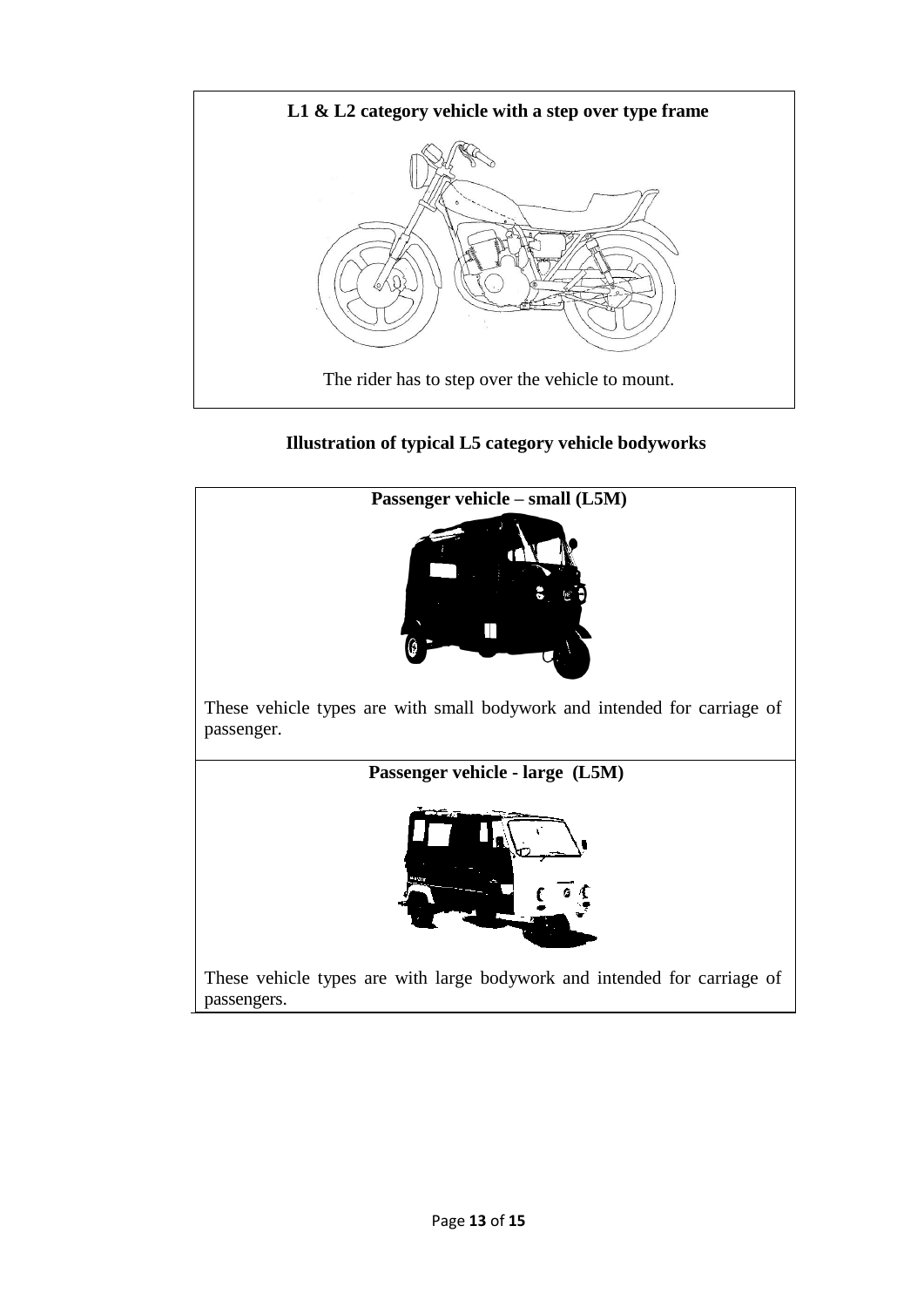**L1 & L2 category vehicle with a step over type frame**

The rider has to step over the vehicle to mount.

**Illustration of typical L5 category vehicle bodyworks**

**Passenger vehicle – small (L5M)**

These vehicle types are with small bodywork and intended for carriage of passenger.

**Passenger vehicle - large (L5M)**

These vehicle types are with large bodywork and intended for carriage of passengers.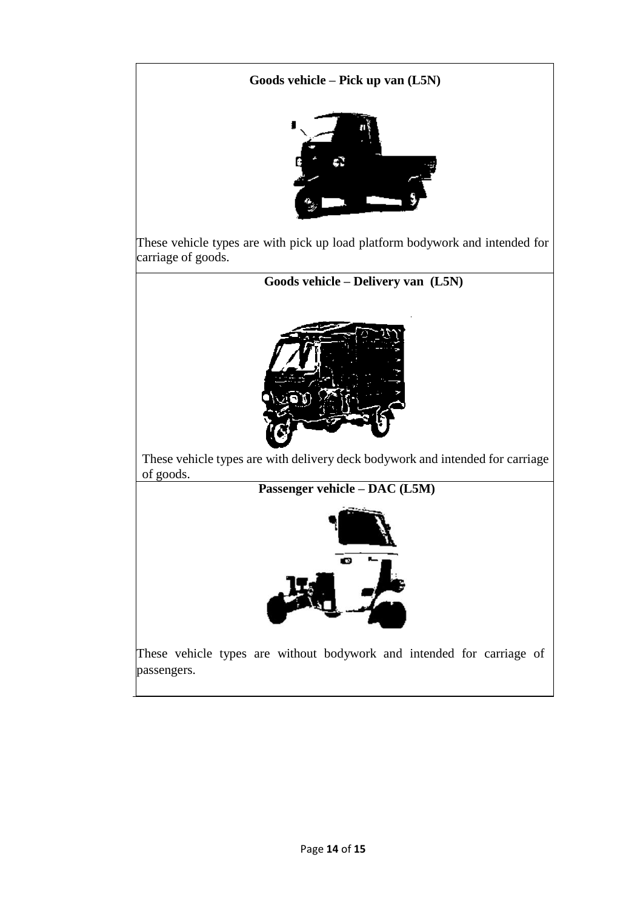**Goods vehicle – Pick up van (L5N)**

These vehicle types are with pick up load platform bodywork and intended for carriage of goods.

**Goods vehicle – Delivery van (L5N)**

These vehicle types are with delivery deck bodywork and intended for carriage of goods.

**Passenger vehicle – DAC (L5M)**

These vehicle types are without bodywork and intended for carriage of passengers.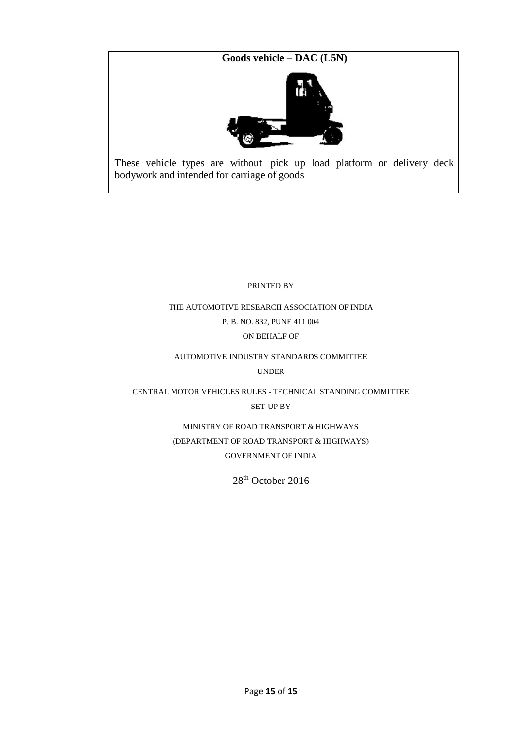**Goods vehicle – DAC (L5N)**

These vehicle types are without pick up load platform or delivery deck bodywork and intended for carriage of goods

PRINTED BY

THE AUTOMOTIVE RESEARCH ASSOCIATION OF INDIA

P. B. NO. 832, PUNE 411 004

ON BEHALF OF

AUTOMOTIVE INDUSTRY STANDARDS COMMITTEE

UNDER

CENTRAL MOTOR VEHICLES RULES - TECHNICAL STANDING COMMITTEE

SET-UP BY

MINISTRY OF ROAD TRANSPORT & HIGHWAYS

(DEPARTMENT OF ROAD TRANSPORT & HIGHWAYS)

GOVERNMENT OF INDIA

28th October 2016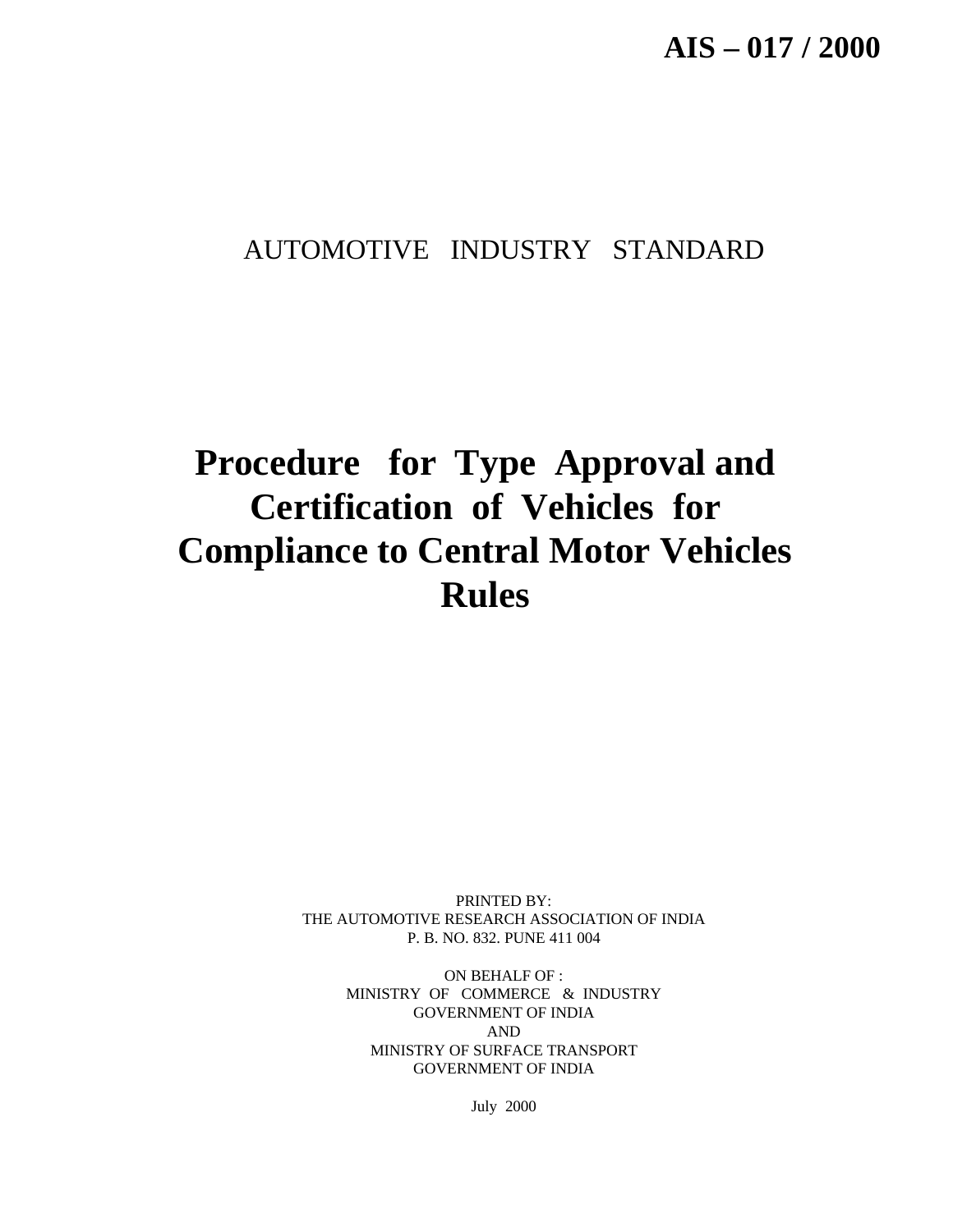# AIS – 017 / 2000

AUTOMOTIVE INDUSTRY STANDARD

# Procedure for Type Approval and Certification of Vehicles for Compliance to Central Motor Vehicles Rules

PRINTED BY:
THE AUTOMOTIVE RESEARCH ASSOCIATION OF INDIA
P. B. NO. 832. PUNE 411 004

ON BEHALF OF :
MINISTRY OF COMMERCE & INDUSTRY
GOVERNMENT OF INDIA
AND
MINISTRY OF SURFACE TRANSPORT
GOVERNMENT OF INDIA

July 2000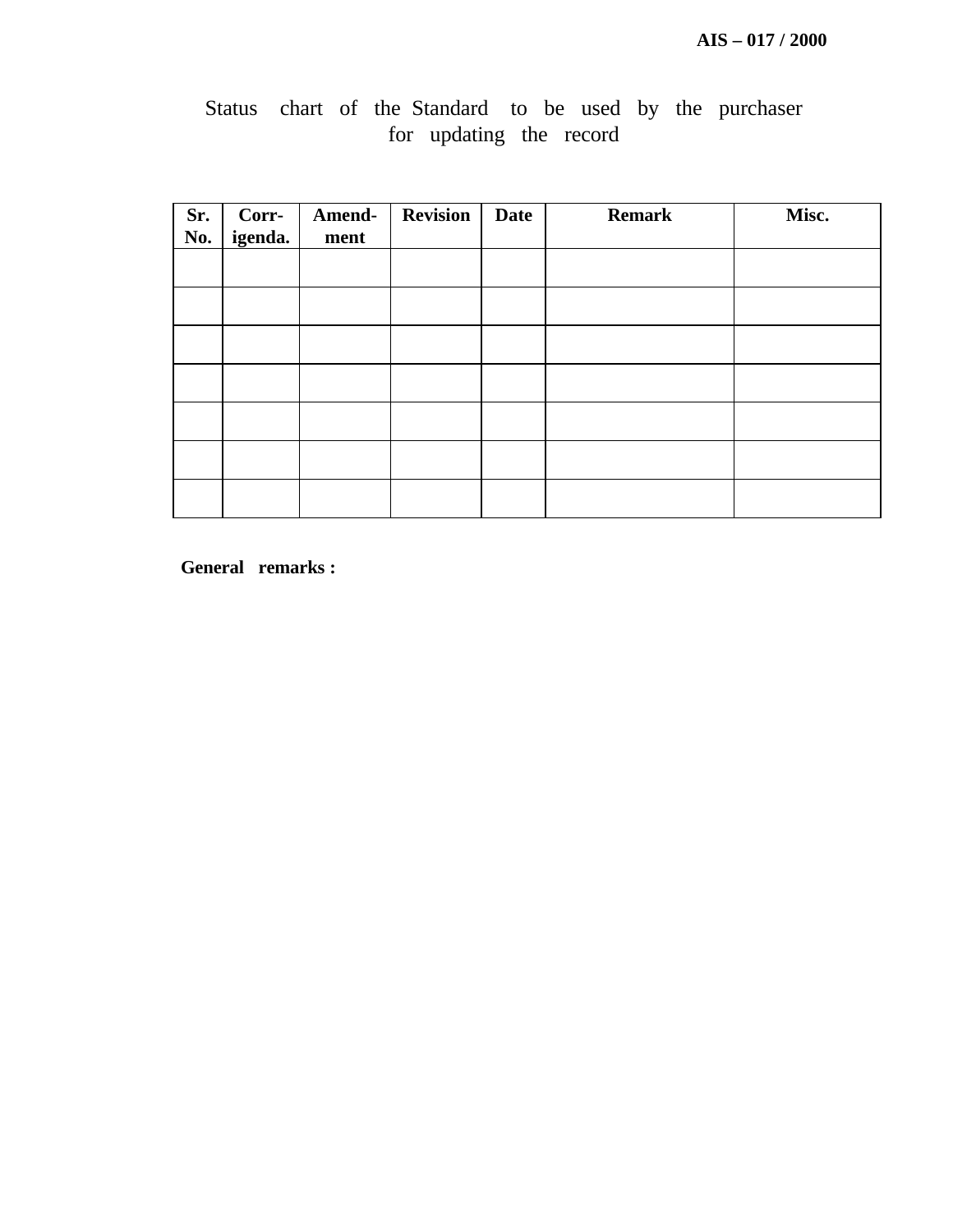Status chart of the Standard to be used by the purchaser for updating the record

| Sr. No. | Corr-igenda. | Amend-ment | Revision | Date | Remark | Misc. |
|---|---|---|---|---|---|---|
| | | | | | | |
| | | | | | | |
| | | | | | | |
| | | | | | | |
| | | | | | | |
| | | | | | | |
| | | | | | | |

**General remarks :**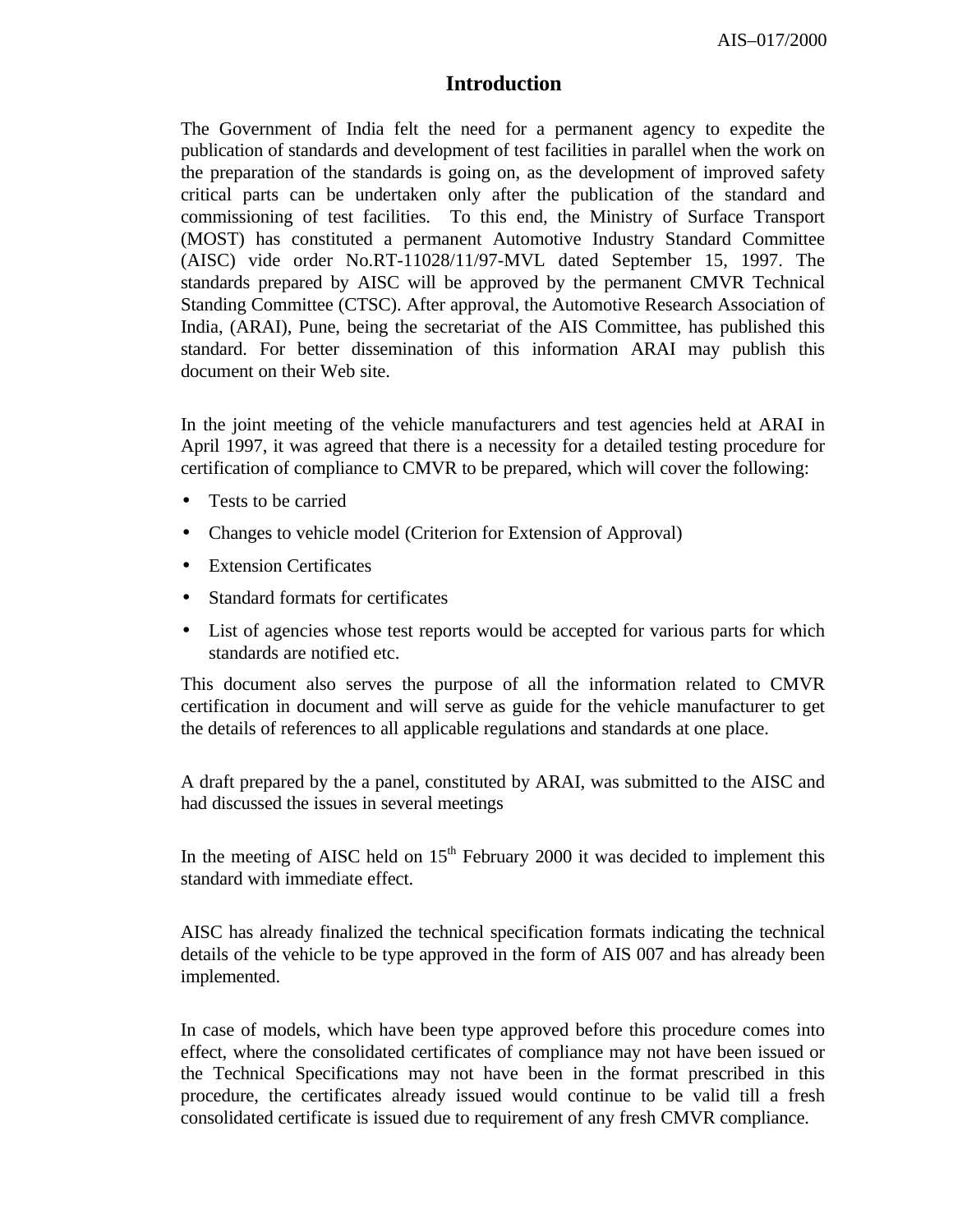# Introduction

The Government of India felt the need for a permanent agency to expedite the publication of standards and development of test facilities in parallel when the work on the preparation of the standards is going on, as the development of improved safety critical parts can be undertaken only after the publication of the standard and commissioning of test facilities. To this end, the Ministry of Surface Transport (MOST) has constituted a permanent Automotive Industry Standard Committee (AISC) vide order No.RT-11028/11/97-MVL dated September 15, 1997. The standards prepared by AISC will be approved by the permanent CMVR Technical Standing Committee (CTSC). After approval, the Automotive Research Association of India, (ARAI), Pune, being the secretariat of the AIS Committee, has published this standard. For better dissemination of this information ARAI may publish this document on their Web site.

In the joint meeting of the vehicle manufacturers and test agencies held at ARAI in April 1997, it was agreed that there is a necessity for a detailed testing procedure for certification of compliance to CMVR to be prepared, which will cover the following:

- Tests to be carried
- Changes to vehicle model (Criterion for Extension of Approval)
- Extension Certificates
- Standard formats for certificates
- List of agencies whose test reports would be accepted for various parts for which standards are notified etc.

This document also serves the purpose of all the information related to CMVR certification in document and will serve as guide for the vehicle manufacturer to get the details of references to all applicable regulations and standards at one place.

A draft prepared by the a panel, constituted by ARAI, was submitted to the AISC and had discussed the issues in several meetings

In the meeting of AISC held on 15th February 2000 it was decided to implement this standard with immediate effect.

AISC has already finalized the technical specification formats indicating the technical details of the vehicle to be type approved in the form of AIS 007 and has already been implemented.

In case of models, which have been type approved before this procedure comes into effect, where the consolidated certificates of compliance may not have been issued or the Technical Specifications may not have been in the format prescribed in this procedure, the certificates already issued would continue to be valid till a fresh consolidated certificate is issued due to requirement of any fresh CMVR compliance.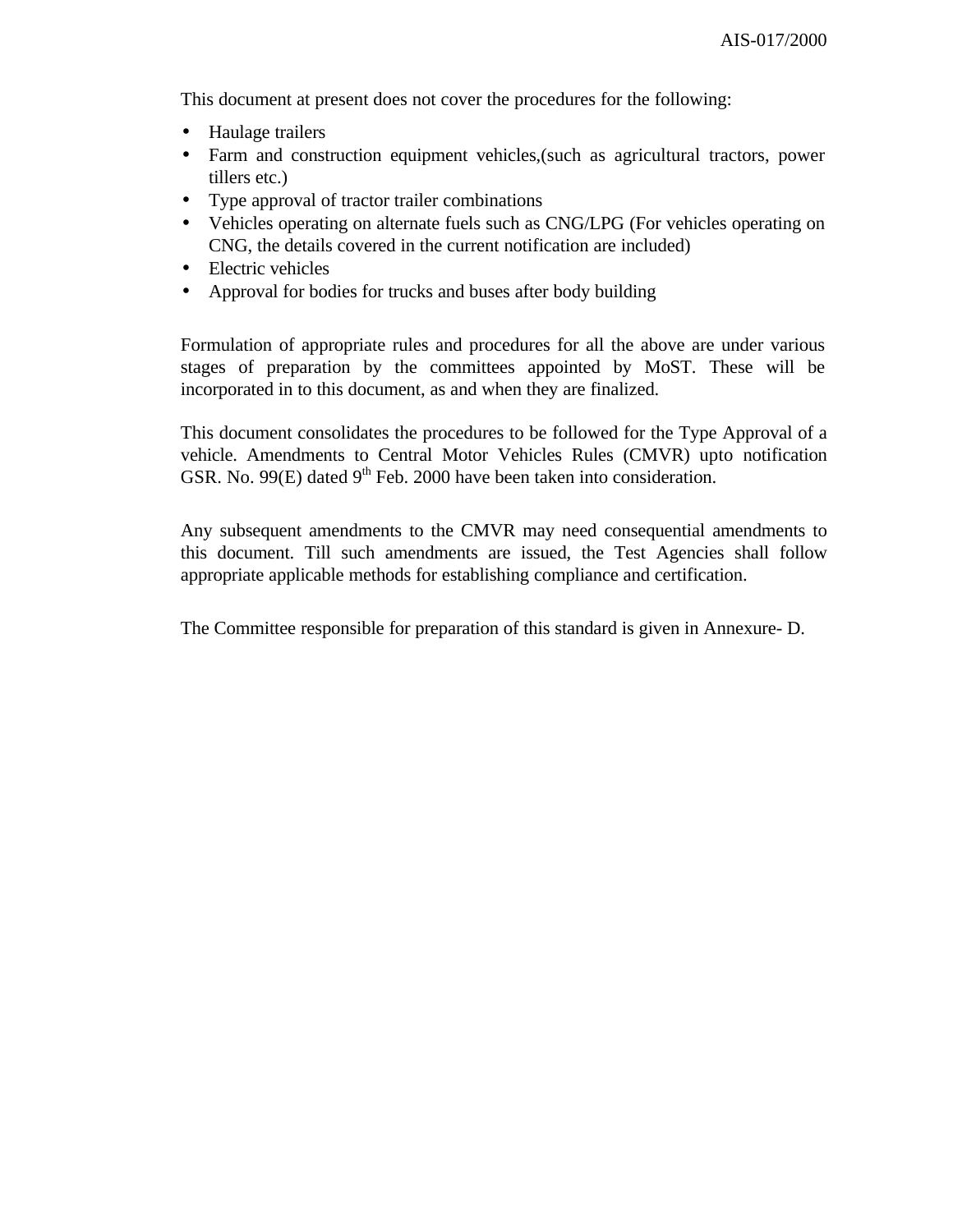This document at present does not cover the procedures for the following:

- Haulage trailers
- Farm and construction equipment vehicles,(such as agricultural tractors, power tillers etc.)
- Type approval of tractor trailer combinations
- Vehicles operating on alternate fuels such as CNG/LPG (For vehicles operating on CNG, the details covered in the current notification are included)
- Electric vehicles
- Approval for bodies for trucks and buses after body building

Formulation of appropriate rules and procedures for all the above are under various stages of preparation by the committees appointed by MoST. These will be incorporated in to this document, as and when they are finalized.

This document consolidates the procedures to be followed for the Type Approval of a vehicle. Amendments to Central Motor Vehicles Rules (CMVR) upto notification GSR. No. 99(E) dated 9th Feb. 2000 have been taken into consideration.

Any subsequent amendments to the CMVR may need consequential amendments to this document. Till such amendments are issued, the Test Agencies shall follow appropriate applicable methods for establishing compliance and certification.

The Committee responsible for preparation of this standard is given in Annexure- D.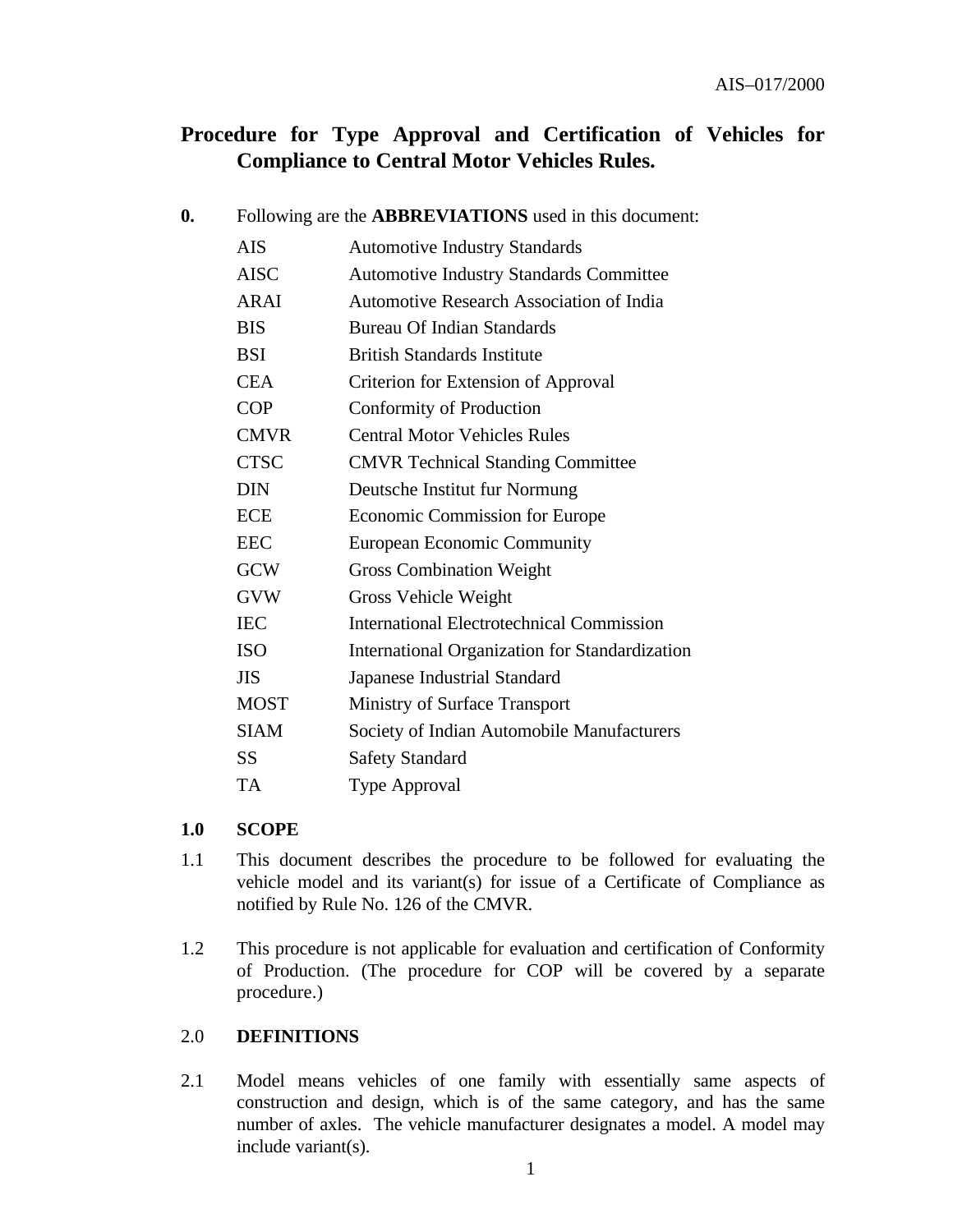# Procedure for Type Approval and Certification of Vehicles for Compliance to Central Motor Vehicles Rules.

**0.** Following are the **ABBREVIATIONS** used in this document:

| | |
|---|---|
| AIS | Automotive Industry Standards |
| AISC | Automotive Industry Standards Committee |
| ARAI | Automotive Research Association of India |
| BIS | Bureau Of Indian Standards |
| BSI | British Standards Institute |
| CEA | Criterion for Extension of Approval |
| COP | Conformity of Production |
| CMVR | Central Motor Vehicles Rules |
| CTSC | CMVR Technical Standing Committee |
| DIN | Deutsche Institut fur Normung |
| ECE | Economic Commission for Europe |
| EEC | European Economic Community |
| GCW | Gross Combination Weight |
| GVW | Gross Vehicle Weight |
| IEC | International Electrotechnical Commission |
| ISO | International Organization for Standardization |
| JIS | Japanese Industrial Standard |
| MOST | Ministry of Surface Transport |
| SIAM | Society of Indian Automobile Manufacturers |
| SS | Safety Standard |
| TA | Type Approval |

## 1.0 SCOPE

1.1 This document describes the procedure to be followed for evaluating the vehicle model and its variant(s) for issue of a Certificate of Compliance as notified by Rule No. 126 of the CMVR.

1.2 This procedure is not applicable for evaluation and certification of Conformity of Production. (The procedure for COP will be covered by a separate procedure.)

## 2.0 DEFINITIONS

2.1 Model means vehicles of one family with essentially same aspects of construction and design, which is of the same category, and has the same number of axles. The vehicle manufacturer designates a model. A model may include variant(s).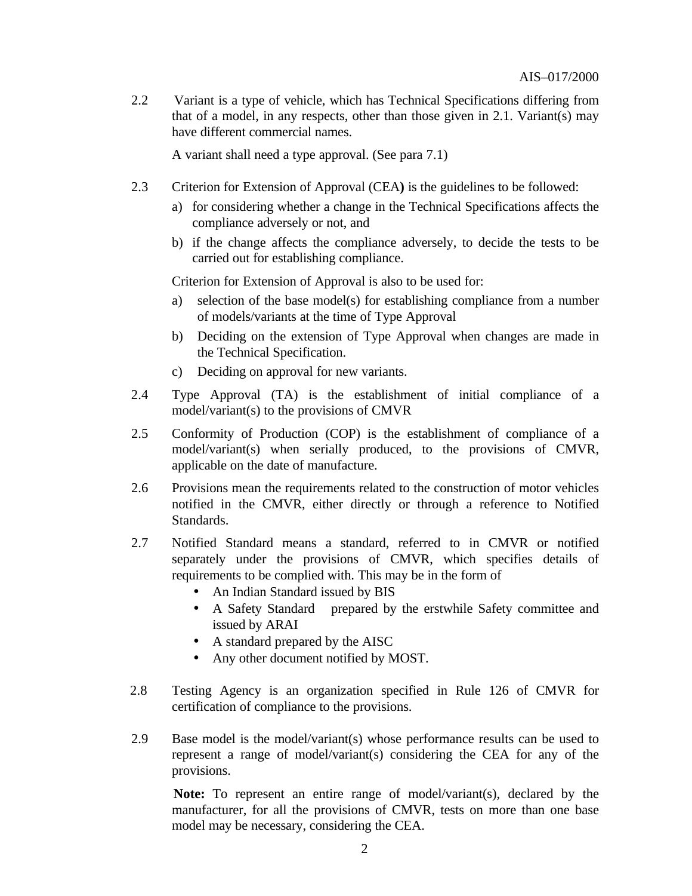2.2 Variant is a type of vehicle, which has Technical Specifications differing from that of a model, in any respects, other than those given in 2.1. Variant(s) may have different commercial names.

A variant shall need a type approval. (See para 7.1)

2.3 Criterion for Extension of Approval (CEA**)** is the guidelines to be followed:

a) for considering whether a change in the Technical Specifications affects the compliance adversely or not, and

b) if the change affects the compliance adversely, to decide the tests to be carried out for establishing compliance.

Criterion for Extension of Approval is also to be used for:

a) selection of the base model(s) for establishing compliance from a number of models/variants at the time of Type Approval

b) Deciding on the extension of Type Approval when changes are made in the Technical Specification.

c) Deciding on approval for new variants.

2.4 Type Approval (TA) is the establishment of initial compliance of a model/variant(s) to the provisions of CMVR

2.5 Conformity of Production (COP) is the establishment of compliance of a model/variant(s) when serially produced, to the provisions of CMVR, applicable on the date of manufacture.

2.6 Provisions mean the requirements related to the construction of motor vehicles notified in the CMVR, either directly or through a reference to Notified Standards.

2.7 Notified Standard means a standard, referred to in CMVR or notified separately under the provisions of CMVR, which specifies details of requirements to be complied with. This may be in the form of

- An Indian Standard issued by BIS
- A Safety Standard prepared by the erstwhile Safety committee and issued by ARAI
- A standard prepared by the AISC
- Any other document notified by MOST.

2.8 Testing Agency is an organization specified in Rule 126 of CMVR for certification of compliance to the provisions.

2.9 Base model is the model/variant(s) whose performance results can be used to represent a range of model/variant(s) considering the CEA for any of the provisions.

**Note:** To represent an entire range of model/variant(s), declared by the manufacturer, for all the provisions of CMVR, tests on more than one base model may be necessary, considering the CEA.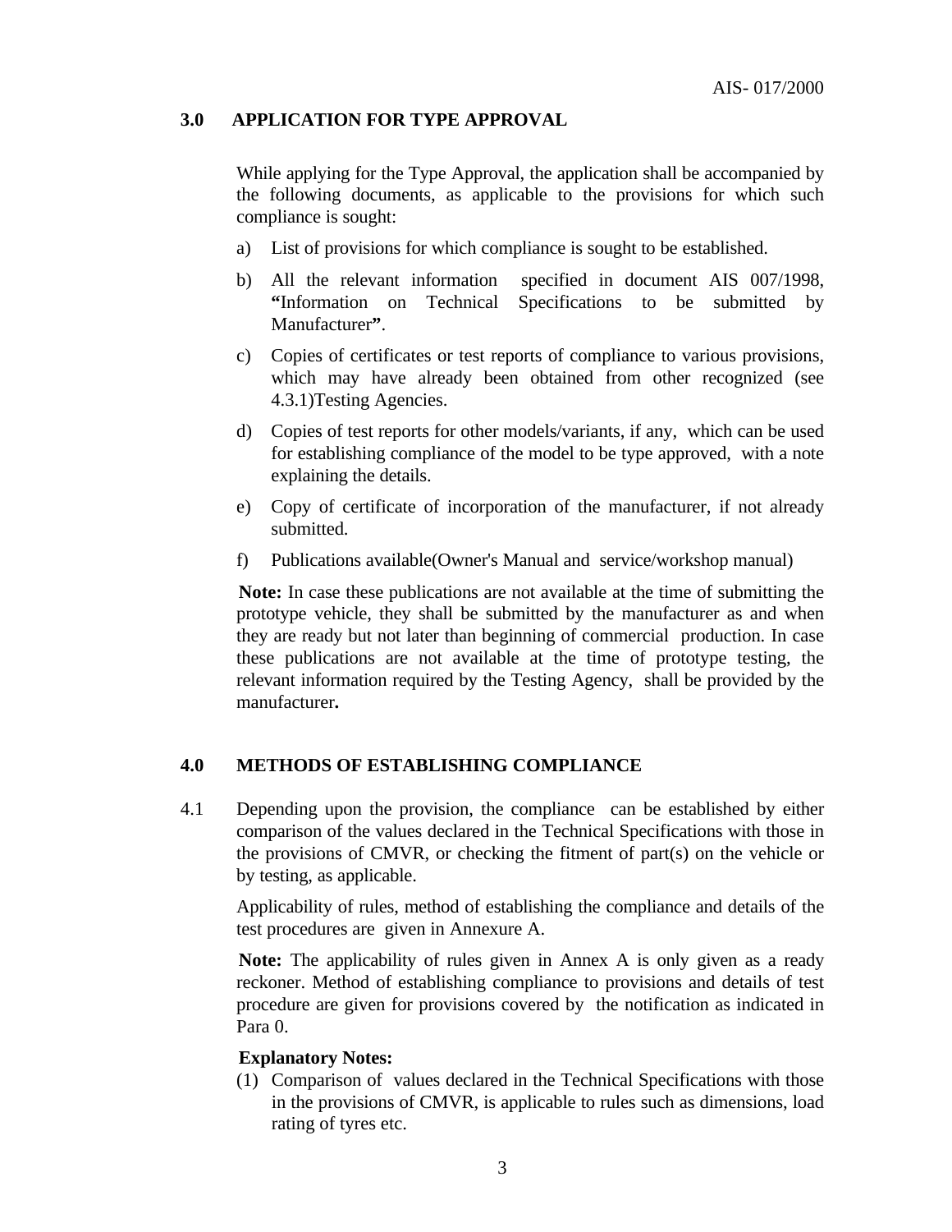## 3.0 APPLICATION FOR TYPE APPROVAL

While applying for the Type Approval, the application shall be accompanied by the following documents, as applicable to the provisions for which such compliance is sought:

a) List of provisions for which compliance is sought to be established.

b) All the relevant information specified in document AIS 007/1998, **"**Information on Technical Specifications to be submitted by Manufacturer**"**.

c) Copies of certificates or test reports of compliance to various provisions, which may have already been obtained from other recognized (see 4.3.1)Testing Agencies.

d) Copies of test reports for other models/variants, if any, which can be used for establishing compliance of the model to be type approved, with a note explaining the details.

e) Copy of certificate of incorporation of the manufacturer, if not already submitted.

f) Publications available(Owner's Manual and service/workshop manual)

**Note:** In case these publications are not available at the time of submitting the prototype vehicle, they shall be submitted by the manufacturer as and when they are ready but not later than beginning of commercial production. In case these publications are not available at the time of prototype testing, the relevant information required by the Testing Agency, shall be provided by the manufacturer**.**

## 4.0 METHODS OF ESTABLISHING COMPLIANCE

4.1 Depending upon the provision, the compliance can be established by either comparison of the values declared in the Technical Specifications with those in the provisions of CMVR, or checking the fitment of part(s) on the vehicle or by testing, as applicable.

Applicability of rules, method of establishing the compliance and details of the test procedures are given in Annexure A.

**Note:** The applicability of rules given in Annex A is only given as a ready reckoner. Method of establishing compliance to provisions and details of test procedure are given for provisions covered by the notification as indicated in Para 0.

**Explanatory Notes:**

(1) Comparison of values declared in the Technical Specifications with those in the provisions of CMVR, is applicable to rules such as dimensions, load rating of tyres etc.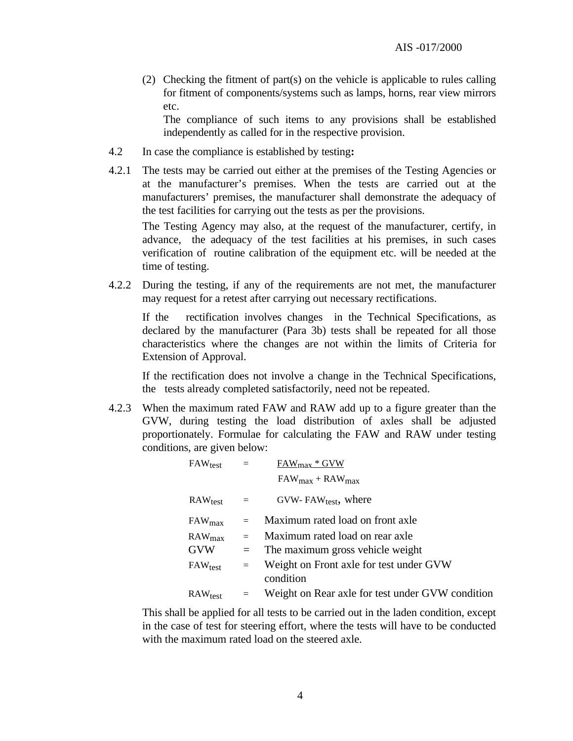(2) Checking the fitment of part(s) on the vehicle is applicable to rules calling for fitment of components/systems such as lamps, horns, rear view mirrors etc.

The compliance of such items to any provisions shall be established independently as called for in the respective provision.

4.2 In case the compliance is established by testing**:**

4.2.1 The tests may be carried out either at the premises of the Testing Agencies or at the manufacturer's premises. When the tests are carried out at the manufacturers' premises, the manufacturer shall demonstrate the adequacy of the test facilities for carrying out the tests as per the provisions.

The Testing Agency may also, at the request of the manufacturer, certify, in advance, the adequacy of the test facilities at his premises, in such cases verification of routine calibration of the equipment etc. will be needed at the time of testing.

4.2.2 During the testing, if any of the requirements are not met, the manufacturer may request for a retest after carrying out necessary rectifications.

If the rectification involves changes in the Technical Specifications, as declared by the manufacturer (Para 3b) tests shall be repeated for all those characteristics where the changes are not within the limits of Criteria for Extension of Approval.

If the rectification does not involve a change in the Technical Specifications, the tests already completed satisfactorily, need not be repeated.

4.2.3 When the maximum rated FAW and RAW add up to a figure greater than the GVW, during testing the load distribution of axles shall be adjusted proportionately. Formulae for calculating the FAW and RAW under testing conditions, are given below:

$$FAW_{test} = \frac{FAW_{max} * GVW}{FAW_{max} + RAW_{max}}$$

$$RAW_{test} = GVW - FAW_{test}$$, where

$FAW_{max}$ = Maximum rated load on front axle

$RAW_{max}$ = Maximum rated load on rear axle

GVW = The maximum gross vehicle weight

$FAW_{test}$ = Weight on Front axle for test under GVW condition

$RAW_{test}$ = Weight on Rear axle for test under GVW condition

This shall be applied for all tests to be carried out in the laden condition, except in the case of test for steering effort, where the tests will have to be conducted with the maximum rated load on the steered axle.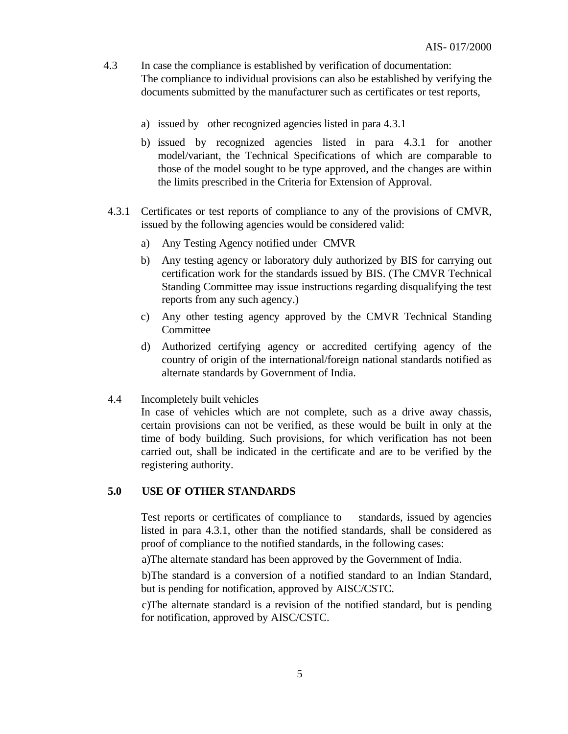4.3 In case the compliance is established by verification of documentation:
The compliance to individual provisions can also be established by verifying the documents submitted by the manufacturer such as certificates or test reports,

a) issued by other recognized agencies listed in para 4.3.1

b) issued by recognized agencies listed in para 4.3.1 for another model/variant, the Technical Specifications of which are comparable to those of the model sought to be type approved, and the changes are within the limits prescribed in the Criteria for Extension of Approval.

4.3.1 Certificates or test reports of compliance to any of the provisions of CMVR, issued by the following agencies would be considered valid:

a) Any Testing Agency notified under CMVR

b) Any testing agency or laboratory duly authorized by BIS for carrying out certification work for the standards issued by BIS. (The CMVR Technical Standing Committee may issue instructions regarding disqualifying the test reports from any such agency.)

c) Any other testing agency approved by the CMVR Technical Standing Committee

d) Authorized certifying agency or accredited certifying agency of the country of origin of the international/foreign national standards notified as alternate standards by Government of India.

4.4 Incompletely built vehicles
In case of vehicles which are not complete, such as a drive away chassis, certain provisions can not be verified, as these would be built in only at the time of body building. Such provisions, for which verification has not been carried out, shall be indicated in the certificate and are to be verified by the registering authority.

## 5.0 USE OF OTHER STANDARDS

Test reports or certificates of compliance to standards, issued by agencies listed in para 4.3.1, other than the notified standards, shall be considered as proof of compliance to the notified standards, in the following cases:

a)The alternate standard has been approved by the Government of India.

b)The standard is a conversion of a notified standard to an Indian Standard, but is pending for notification, approved by AISC/CSTC.

c)The alternate standard is a revision of the notified standard, but is pending for notification, approved by AISC/CSTC.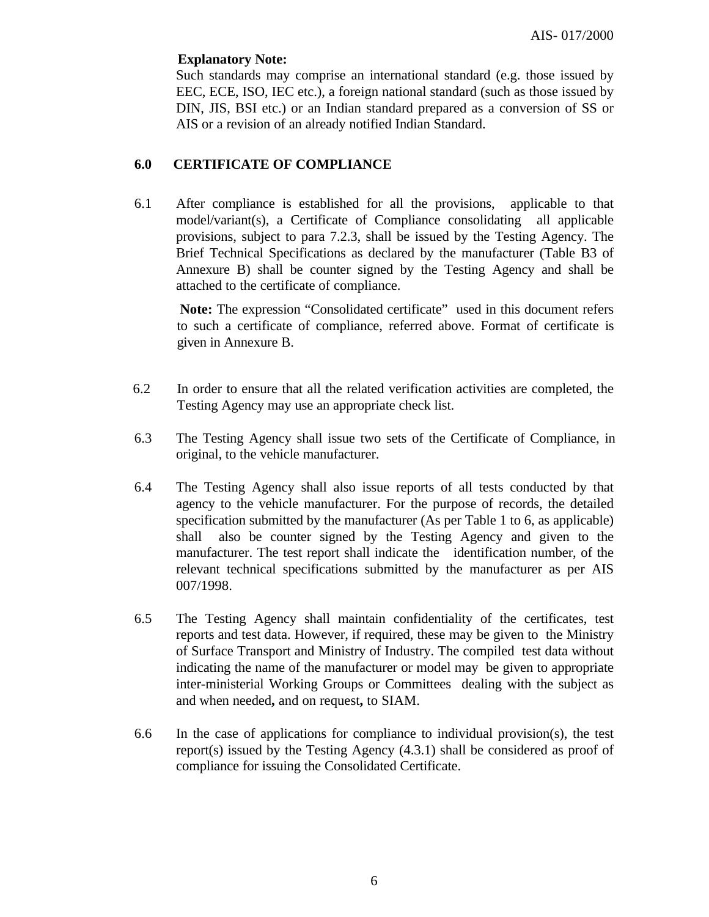**Explanatory Note:**

Such standards may comprise an international standard (e.g. those issued by EEC, ECE, ISO, IEC etc.), a foreign national standard (such as those issued by DIN, JIS, BSI etc.) or an Indian standard prepared as a conversion of SS or AIS or a revision of an already notified Indian Standard.

## 6.0 CERTIFICATE OF COMPLIANCE

6.1 After compliance is established for all the provisions, applicable to that model/variant(s), a Certificate of Compliance consolidating all applicable provisions, subject to para 7.2.3, shall be issued by the Testing Agency. The Brief Technical Specifications as declared by the manufacturer (Table B3 of Annexure B) shall be counter signed by the Testing Agency and shall be attached to the certificate of compliance.

**Note:** The expression "Consolidated certificate" used in this document refers to such a certificate of compliance, referred above. Format of certificate is given in Annexure B.

6.2 In order to ensure that all the related verification activities are completed, the Testing Agency may use an appropriate check list.

6.3 The Testing Agency shall issue two sets of the Certificate of Compliance, in original, to the vehicle manufacturer.

6.4 The Testing Agency shall also issue reports of all tests conducted by that agency to the vehicle manufacturer. For the purpose of records, the detailed specification submitted by the manufacturer (As per Table 1 to 6, as applicable) shall also be counter signed by the Testing Agency and given to the manufacturer. The test report shall indicate the identification number, of the relevant technical specifications submitted by the manufacturer as per AIS 007/1998.

6.5 The Testing Agency shall maintain confidentiality of the certificates, test reports and test data. However, if required, these may be given to the Ministry of Surface Transport and Ministry of Industry. The compiled test data without indicating the name of the manufacturer or model may be given to appropriate inter-ministerial Working Groups or Committees dealing with the subject as and when needed**,** and on request**,** to SIAM.

6.6 In the case of applications for compliance to individual provision(s), the test report(s) issued by the Testing Agency (4.3.1) shall be considered as proof of compliance for issuing the Consolidated Certificate.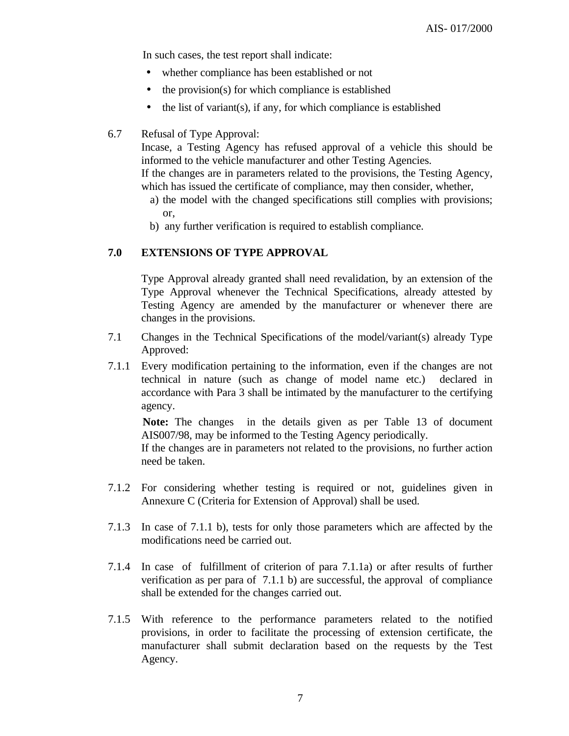In such cases, the test report shall indicate:

- whether compliance has been established or not
- the provision(s) for which compliance is established
- the list of variant(s), if any, for which compliance is established

6.7 Refusal of Type Approval:

Incase, a Testing Agency has refused approval of a vehicle this should be informed to the vehicle manufacturer and other Testing Agencies.

If the changes are in parameters related to the provisions, the Testing Agency, which has issued the certificate of compliance, may then consider, whether,

a) the model with the changed specifications still complies with provisions; or,

b) any further verification is required to establish compliance.

## 7.0 EXTENSIONS OF TYPE APPROVAL

Type Approval already granted shall need revalidation, by an extension of the Type Approval whenever the Technical Specifications, already attested by Testing Agency are amended by the manufacturer or whenever there are changes in the provisions.

7.1 Changes in the Technical Specifications of the model/variant(s) already Type Approved:

7.1.1 Every modification pertaining to the information, even if the changes are not technical in nature (such as change of model name etc.) declared in accordance with Para 3 shall be intimated by the manufacturer to the certifying agency.

**Note:** The changes in the details given as per Table 13 of document AIS007/98, may be informed to the Testing Agency periodically.

If the changes are in parameters not related to the provisions, no further action need be taken.

7.1.2 For considering whether testing is required or not, guidelines given in Annexure C (Criteria for Extension of Approval) shall be used.

7.1.3 In case of 7.1.1 b), tests for only those parameters which are affected by the modifications need be carried out.

7.1.4 In case of fulfillment of criterion of para 7.1.1a) or after results of further verification as per para of 7.1.1 b) are successful, the approval of compliance shall be extended for the changes carried out.

7.1.5 With reference to the performance parameters related to the notified provisions, in order to facilitate the processing of extension certificate, the manufacturer shall submit declaration based on the requests by the Test Agency.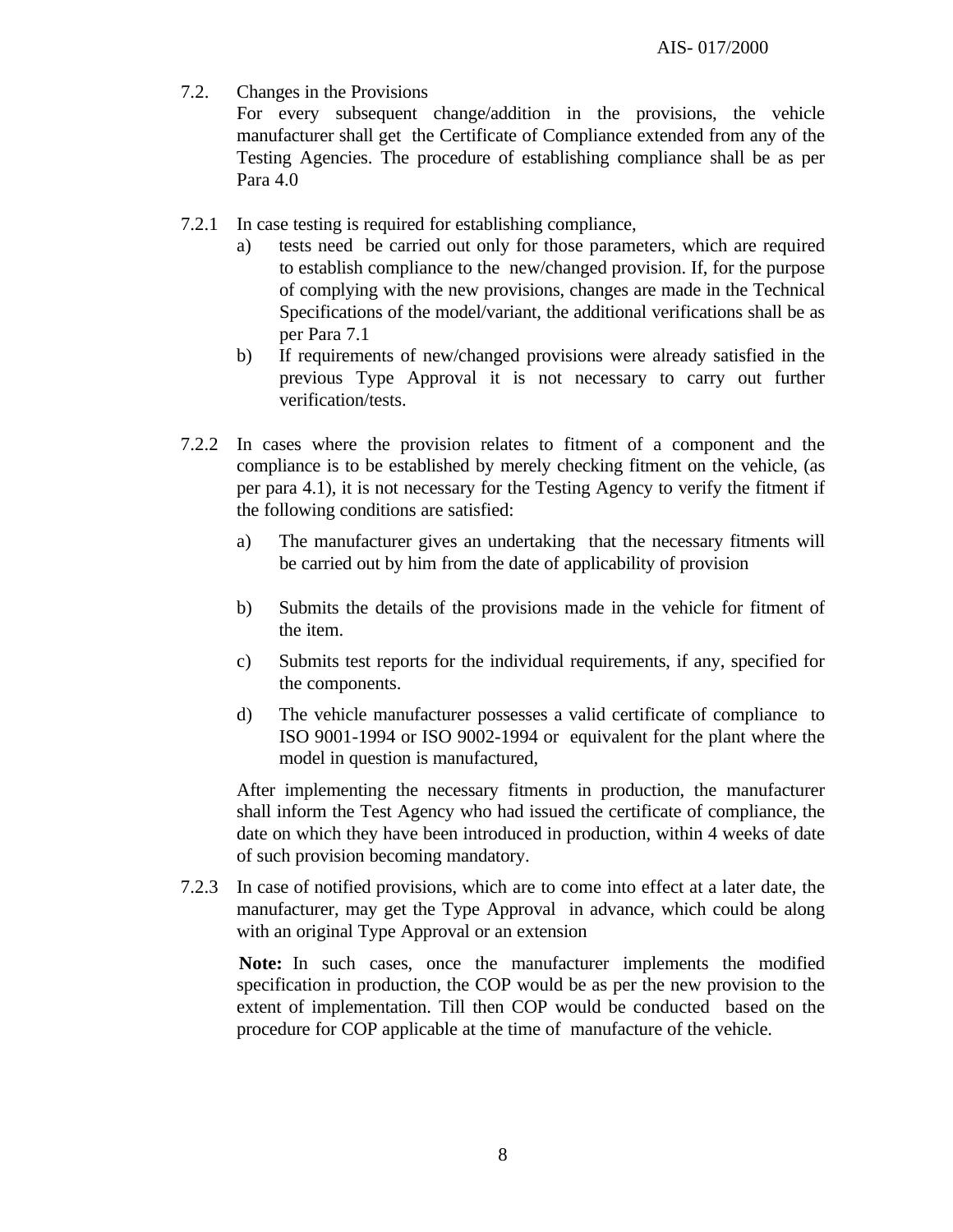7.2. Changes in the Provisions

For every subsequent change/addition in the provisions, the vehicle manufacturer shall get the Certificate of Compliance extended from any of the Testing Agencies. The procedure of establishing compliance shall be as per Para 4.0

7.2.1 In case testing is required for establishing compliance,

a) tests need be carried out only for those parameters, which are required to establish compliance to the new/changed provision. If, for the purpose of complying with the new provisions, changes are made in the Technical Specifications of the model/variant, the additional verifications shall be as per Para 7.1

b) If requirements of new/changed provisions were already satisfied in the previous Type Approval it is not necessary to carry out further verification/tests.

7.2.2 In cases where the provision relates to fitment of a component and the compliance is to be established by merely checking fitment on the vehicle, (as per para 4.1), it is not necessary for the Testing Agency to verify the fitment if the following conditions are satisfied:

a) The manufacturer gives an undertaking that the necessary fitments will be carried out by him from the date of applicability of provision

b) Submits the details of the provisions made in the vehicle for fitment of the item.

c) Submits test reports for the individual requirements, if any, specified for the components.

d) The vehicle manufacturer possesses a valid certificate of compliance to ISO 9001-1994 or ISO 9002-1994 or equivalent for the plant where the model in question is manufactured,

After implementing the necessary fitments in production, the manufacturer shall inform the Test Agency who had issued the certificate of compliance, the date on which they have been introduced in production, within 4 weeks of date of such provision becoming mandatory.

7.2.3 In case of notified provisions, which are to come into effect at a later date, the manufacturer, may get the Type Approval in advance, which could be along with an original Type Approval or an extension

**Note:** In such cases, once the manufacturer implements the modified specification in production, the COP would be as per the new provision to the extent of implementation. Till then COP would be conducted based on the procedure for COP applicable at the time of manufacture of the vehicle.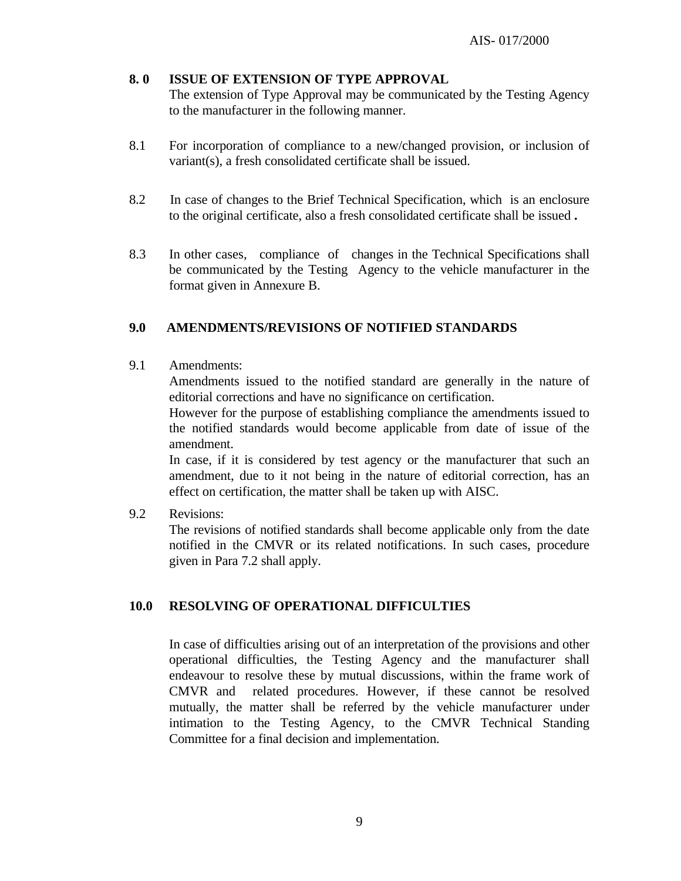## 8.0 ISSUE OF EXTENSION OF TYPE APPROVAL

The extension of Type Approval may be communicated by the Testing Agency to the manufacturer in the following manner.

8.1 For incorporation of compliance to a new/changed provision, or inclusion of variant(s), a fresh consolidated certificate shall be issued.

8.2 In case of changes to the Brief Technical Specification, which is an enclosure to the original certificate, also a fresh consolidated certificate shall be issued **.**

8.3 In other cases, compliance of changes in the Technical Specifications shall be communicated by the Testing Agency to the vehicle manufacturer in the format given in Annexure B.

## 9.0 AMENDMENTS/REVISIONS OF NOTIFIED STANDARDS

9.1 Amendments:

Amendments issued to the notified standard are generally in the nature of editorial corrections and have no significance on certification.

However for the purpose of establishing compliance the amendments issued to the notified standards would become applicable from date of issue of the amendment.

In case, if it is considered by test agency or the manufacturer that such an amendment, due to it not being in the nature of editorial correction, has an effect on certification, the matter shall be taken up with AISC.

9.2 Revisions:

The revisions of notified standards shall become applicable only from the date notified in the CMVR or its related notifications. In such cases, procedure given in Para 7.2 shall apply.

## 10.0 RESOLVING OF OPERATIONAL DIFFICULTIES

In case of difficulties arising out of an interpretation of the provisions and other operational difficulties, the Testing Agency and the manufacturer shall endeavour to resolve these by mutual discussions, within the frame work of CMVR and related procedures. However, if these cannot be resolved mutually, the matter shall be referred by the vehicle manufacturer under intimation to the Testing Agency, to the CMVR Technical Standing Committee for a final decision and implementation.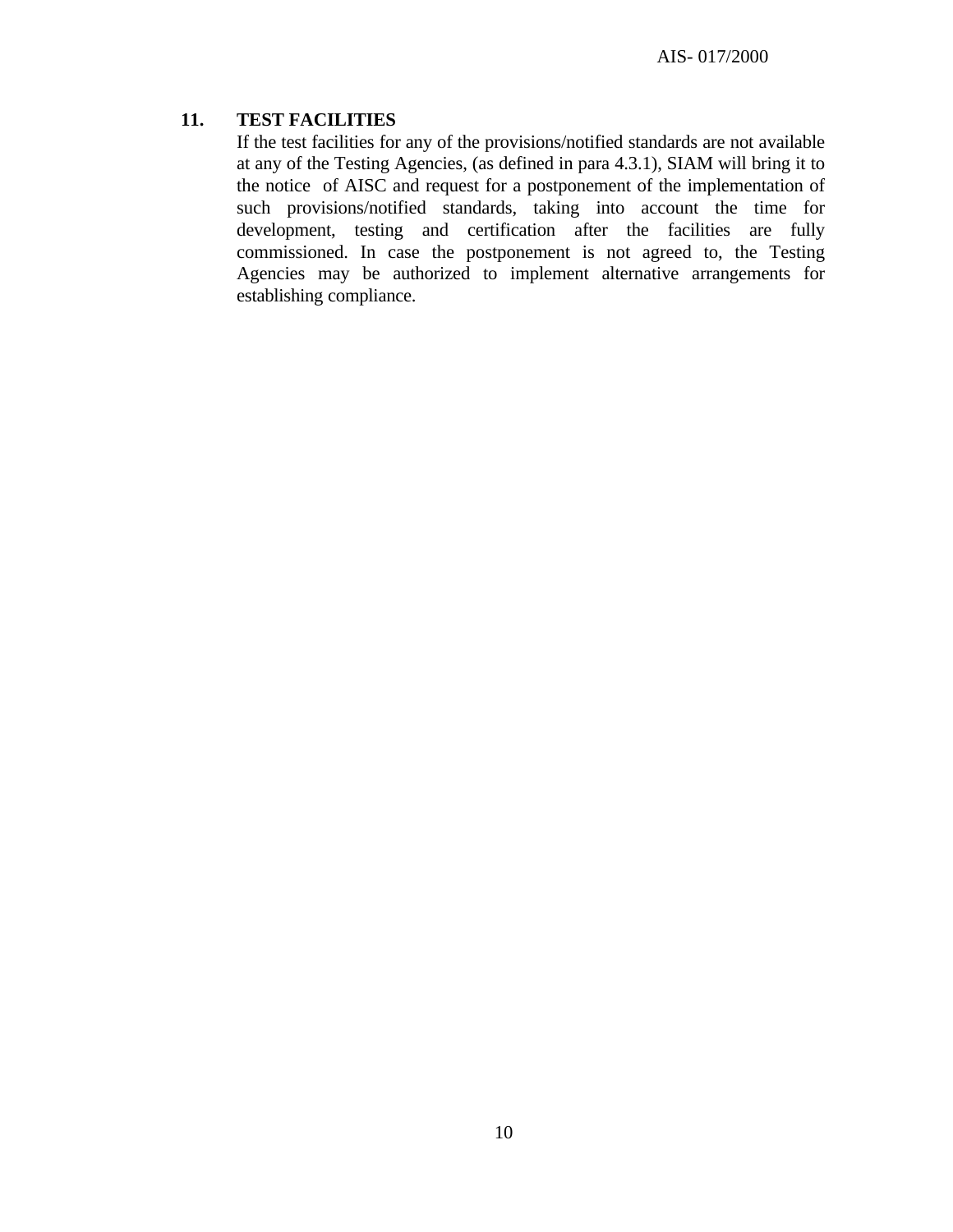## 11. TEST FACILITIES

If the test facilities for any of the provisions/notified standards are not available at any of the Testing Agencies, (as defined in para 4.3.1), SIAM will bring it to the notice of AISC and request for a postponement of the implementation of such provisions/notified standards, taking into account the time for development, testing and certification after the facilities are fully commissioned. In case the postponement is not agreed to, the Testing Agencies may be authorized to implement alternative arrangements for establishing compliance.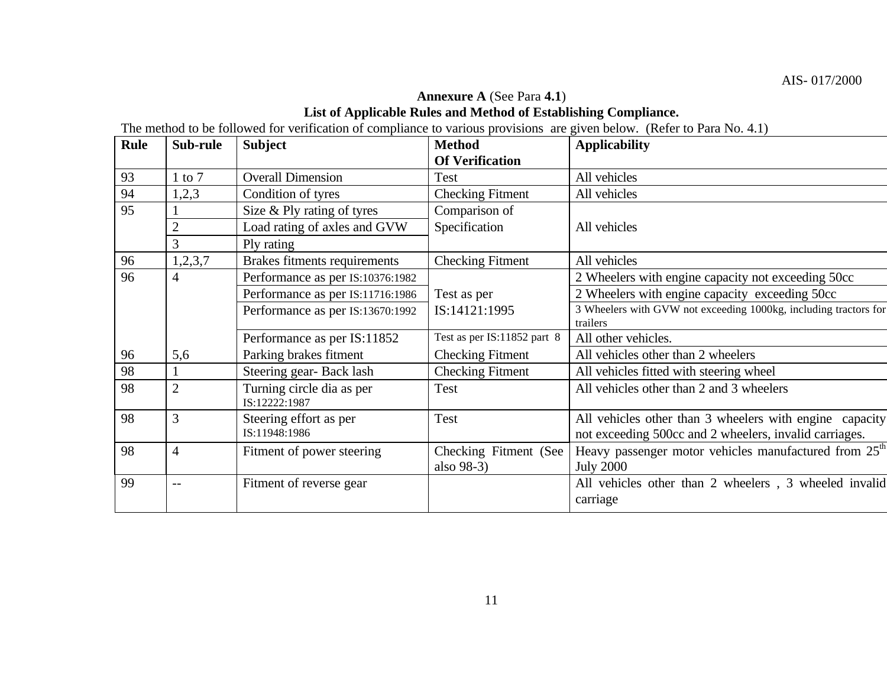**Annexure A** (See Para **4.1**)

**List of Applicable Rules and Method of Establishing Compliance.**

The method to be followed for verification of compliance to various provisions are given below. (Refer to Para No. 4.1)

| Rule | Sub-rule | Subject | Method Of Verification | Applicability |
|---|---|---|---|---|
| 93 | 1 to 7 | Overall Dimension | Test | All vehicles |
| 94 | 1,2,3 | Condition of tyres | Checking Fitment | All vehicles |
| 95 | 1 | Size & Ply rating of tyres | Comparison of Specification | All vehicles |
| | 2 | Load rating of axles and GVW | | |
| | 3 | Ply rating | | |
| 96 | 1,2,3,7 | Brakes fitments requirements | Checking Fitment | All vehicles |
| 96 | 4 | Performance as per IS:10376:1982 | Test as per IS:14121:1995 | 2 Wheelers with engine capacity not exceeding 50cc |
| | | Performance as per IS:11716:1986 | | 2 Wheelers with engine capacity exceeding 50cc |
| | | Performance as per IS:13670:1992 | | 3 Wheelers with GVW not exceeding 1000kg, including tractors for trailers |
| | | Performance as per IS:11852 | Test as per IS:11852 part 8 | All other vehicles. |
| 96 | 5,6 | Parking brakes fitment | Checking Fitment | All vehicles other than 2 wheelers |
| 98 | 1 | Steering gear- Back lash | Checking Fitment | All vehicles fitted with steering wheel |
| 98 | 2 | Turning circle dia as per IS:12222:1987 | Test | All vehicles other than 2 and 3 wheelers |
| 98 | 3 | Steering effort as per IS:11948:1986 | Test | All vehicles other than 3 wheelers with engine capacity not exceeding 500cc and 2 wheelers, invalid carriages. |
| 98 | 4 | Fitment of power steering | Checking Fitment (See also 98-3) | Heavy passenger motor vehicles manufactured from 25th July 2000 |
| 99 | -- | Fitment of reverse gear | | All vehicles other than 2 wheelers , 3 wheeled invalid carriage |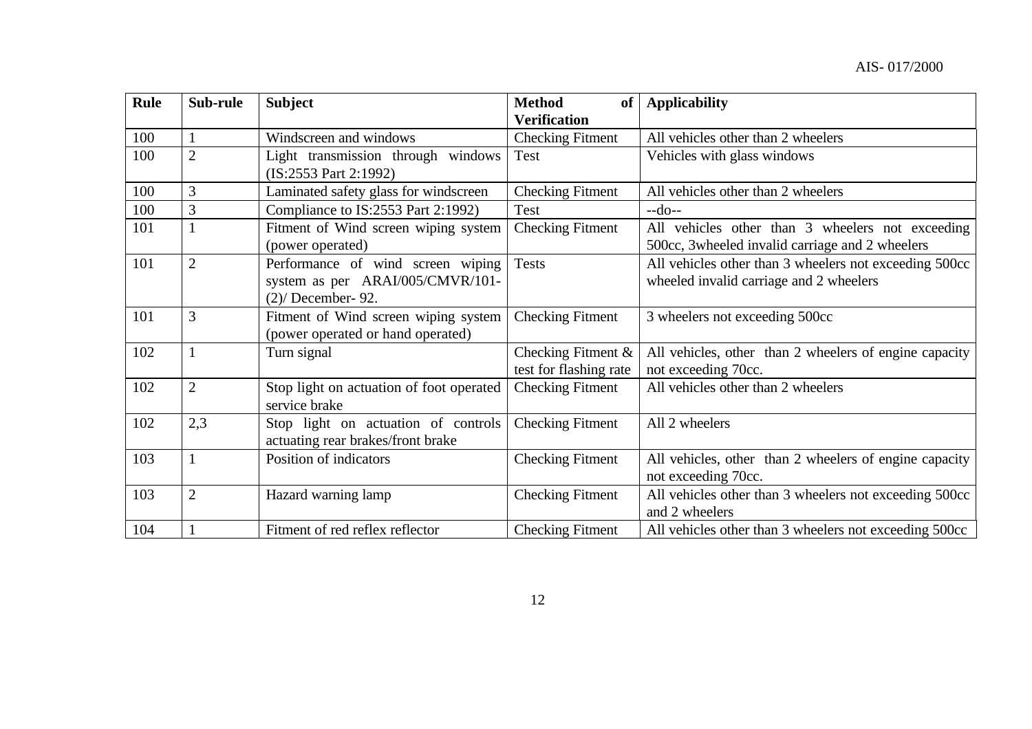| Rule | Sub-rule | Subject | Method of Verification | Applicability |
|---|---|---|---|---|
| 100 | 1 | Windscreen and windows | Checking Fitment | All vehicles other than 2 wheelers |
| 100 | 2 | Light transmission through windows (IS:2553 Part 2:1992) | Test | Vehicles with glass windows |
| 100 | 3 | Laminated safety glass for windscreen | Checking Fitment | All vehicles other than 2 wheelers |
| 100 | 3 | Compliance to IS:2553 Part 2:1992) | Test | --do-- |
| 101 | 1 | Fitment of Wind screen wiping system (power operated) | Checking Fitment | All vehicles other than 3 wheelers not exceeding 500cc, 3wheeled invalid carriage and 2 wheelers |
| 101 | 2 | Performance of wind screen wiping system as per ARAI/005/CMVR/101-(2)/ December- 92. | Tests | All vehicles other than 3 wheelers not exceeding 500cc wheeled invalid carriage and 2 wheelers |
| 101 | 3 | Fitment of Wind screen wiping system (power operated or hand operated) | Checking Fitment | 3 wheelers not exceeding 500cc |
| 102 | 1 | Turn signal | Checking Fitment & test for flashing rate | All vehicles, other than 2 wheelers of engine capacity not exceeding 70cc. |
| 102 | 2 | Stop light on actuation of foot operated service brake | Checking Fitment | All vehicles other than 2 wheelers |
| 102 | 2,3 | Stop light on actuation of controls actuating rear brakes/front brake | Checking Fitment | All 2 wheelers |
| 103 | 1 | Position of indicators | Checking Fitment | All vehicles, other than 2 wheelers of engine capacity not exceeding 70cc. |
| 103 | 2 | Hazard warning lamp | Checking Fitment | All vehicles other than 3 wheelers not exceeding 500cc and 2 wheelers |
| 104 | 1 | Fitment of red reflex reflector | Checking Fitment | All vehicles other than 3 wheelers not exceeding 500cc |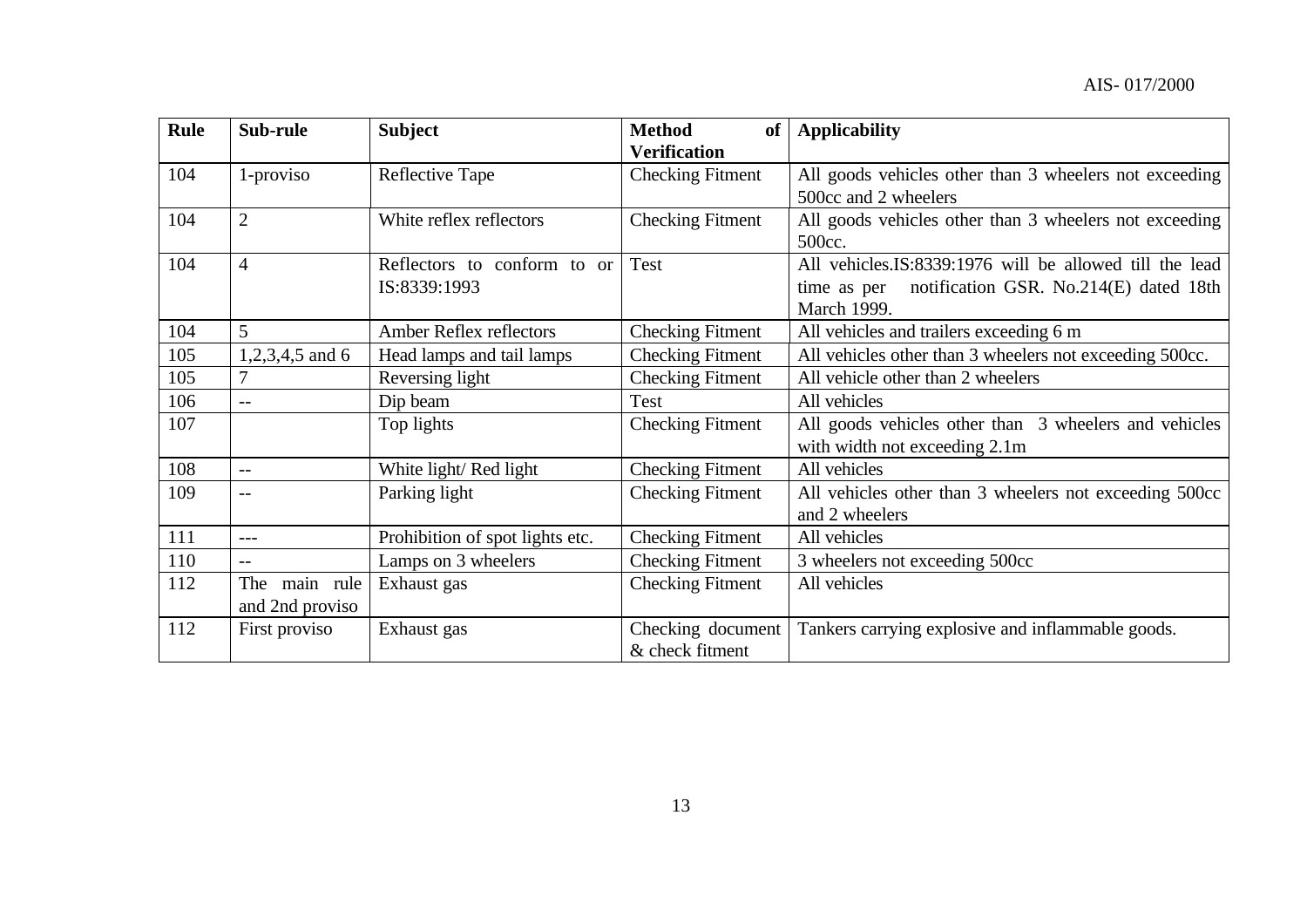| Rule | Sub-rule | Subject | Method of Verification | Applicability |
|---|---|---|---|---|
| 104 | 1-proviso | Reflective Tape | Checking Fitment | All goods vehicles other than 3 wheelers not exceeding 500cc and 2 wheelers |
| 104 | 2 | White reflex reflectors | Checking Fitment | All goods vehicles other than 3 wheelers not exceeding 500cc. |
| 104 | 4 | Reflectors to conform to or IS:8339:1993 | Test | All vehicles.IS:8339:1976 will be allowed till the lead time as per notification GSR. No.214(E) dated 18th March 1999. |
| 104 | 5 | Amber Reflex reflectors | Checking Fitment | All vehicles and trailers exceeding 6 m |
| 105 | 1,2,3,4,5 and 6 | Head lamps and tail lamps | Checking Fitment | All vehicles other than 3 wheelers not exceeding 500cc. |
| 105 | 7 | Reversing light | Checking Fitment | All vehicle other than 2 wheelers |
| 106 | -- | Dip beam | Test | All vehicles |
| 107 | | Top lights | Checking Fitment | All goods vehicles other than 3 wheelers and vehicles with width not exceeding 2.1m |
| 108 | -- | White light/ Red light | Checking Fitment | All vehicles |
| 109 | -- | Parking light | Checking Fitment | All vehicles other than 3 wheelers not exceeding 500cc and 2 wheelers |
| 111 | --- | Prohibition of spot lights etc. | Checking Fitment | All vehicles |
| 110 | -- | Lamps on 3 wheelers | Checking Fitment | 3 wheelers not exceeding 500cc |
| 112 | The main rule and 2nd proviso | Exhaust gas | Checking Fitment | All vehicles |
| 112 | First proviso | Exhaust gas | Checking document & check fitment | Tankers carrying explosive and inflammable goods. |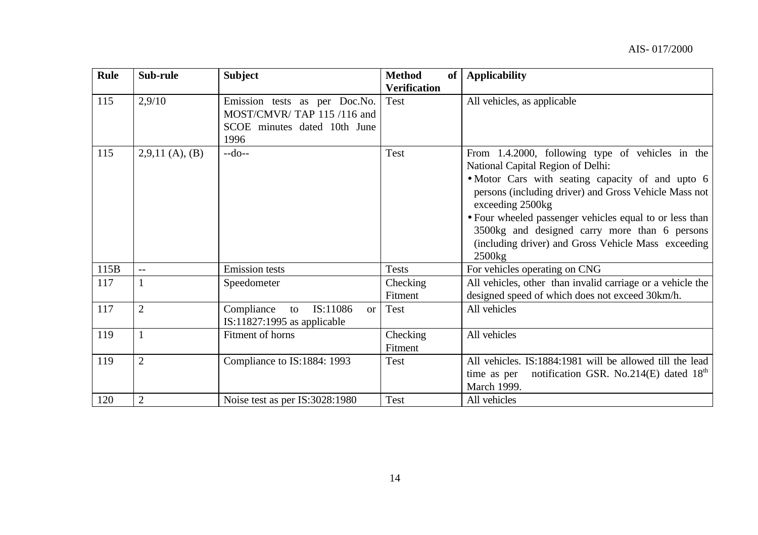| Rule | Sub-rule | Subject | Method of Verification | Applicability |
|---|---|---|---|---|
| 115 | 2,9/10 | Emission tests as per Doc.No. MOST/CMVR/ TAP 115 /116 and SCOE minutes dated 10th June 1996 | Test | All vehicles, as applicable |
| 115 | 2,9,11 (A), (B) | --do-- | Test | From 1.4.2000, following type of vehicles in the National Capital Region of Delhi: <br>• Motor Cars with seating capacity of and upto 6 persons (including driver) and Gross Vehicle Mass not exceeding 2500kg <br>• Four wheeled passenger vehicles equal to or less than 3500kg and designed carry more than 6 persons (including driver) and Gross Vehicle Mass exceeding 2500kg |
| 115B | -- | Emission tests | Tests | For vehicles operating on CNG |
| 117 | 1 | Speedometer | Checking Fitment | All vehicles, other than invalid carriage or a vehicle the designed speed of which does not exceed 30km/h. |
| 117 | 2 | Compliance to IS:11086 or IS:11827:1995 as applicable | Test | All vehicles |
| 119 | 1 | Fitment of horns | Checking Fitment | All vehicles |
| 119 | 2 | Compliance to IS:1884: 1993 | Test | All vehicles. IS:1884:1981 will be allowed till the lead time as per notification GSR. No.214(E) dated 18th March 1999. |
| 120 | 2 | Noise test as per IS:3028:1980 | Test | All vehicles |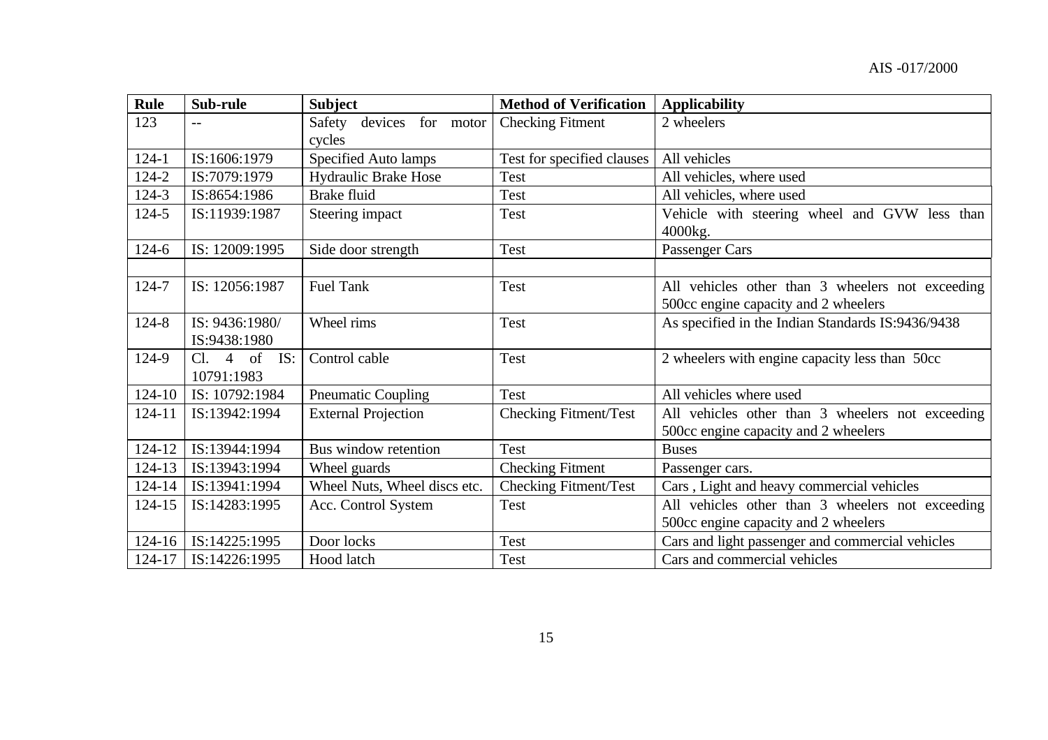| Rule | Sub-rule | Subject | Method of Verification | Applicability |
| --- | --- | --- | --- | --- |
| 123 | -- | Safety devices for motor cycles | Checking Fitment | 2 wheelers |
| 124-1 | IS:1606:1979 | Specified Auto lamps | Test for specified clauses | All vehicles |
| 124-2 | IS:7079:1979 | Hydraulic Brake Hose | Test | All vehicles, where used |
| 124-3 | IS:8654:1986 | Brake fluid | Test | All vehicles, where used |
| 124-5 | IS:11939:1987 | Steering impact | Test | Vehicle with steering wheel and GVW less than 4000kg. |
| 124-6 | IS: 12009:1995 | Side door strength | Test | Passenger Cars |
| | | | | |
| 124-7 | IS: 12056:1987 | Fuel Tank | Test | All vehicles other than 3 wheelers not exceeding 500cc engine capacity and 2 wheelers |
| 124-8 | IS: 9436:1980/ IS:9438:1980 | Wheel rims | Test | As specified in the Indian Standards IS:9436/9438 |
| 124-9 | Cl. 4 of IS: 10791:1983 | Control cable | Test | 2 wheelers with engine capacity less than 50cc |
| 124-10 | IS: 10792:1984 | Pneumatic Coupling | Test | All vehicles where used |
| 124-11 | IS:13942:1994 | External Projection | Checking Fitment/Test | All vehicles other than 3 wheelers not exceeding 500cc engine capacity and 2 wheelers |
| 124-12 | IS:13944:1994 | Bus window retention | Test | Buses |
| 124-13 | IS:13943:1994 | Wheel guards | Checking Fitment | Passenger cars. |
| 124-14 | IS:13941:1994 | Wheel Nuts, Wheel discs etc. | Checking Fitment/Test | Cars , Light and heavy commercial vehicles |
| 124-15 | IS:14283:1995 | Acc. Control System | Test | All vehicles other than 3 wheelers not exceeding 500cc engine capacity and 2 wheelers |
| 124-16 | IS:14225:1995 | Door locks | Test | Cars and light passenger and commercial vehicles |
| 124-17 | IS:14226:1995 | Hood latch | Test | Cars and commercial vehicles |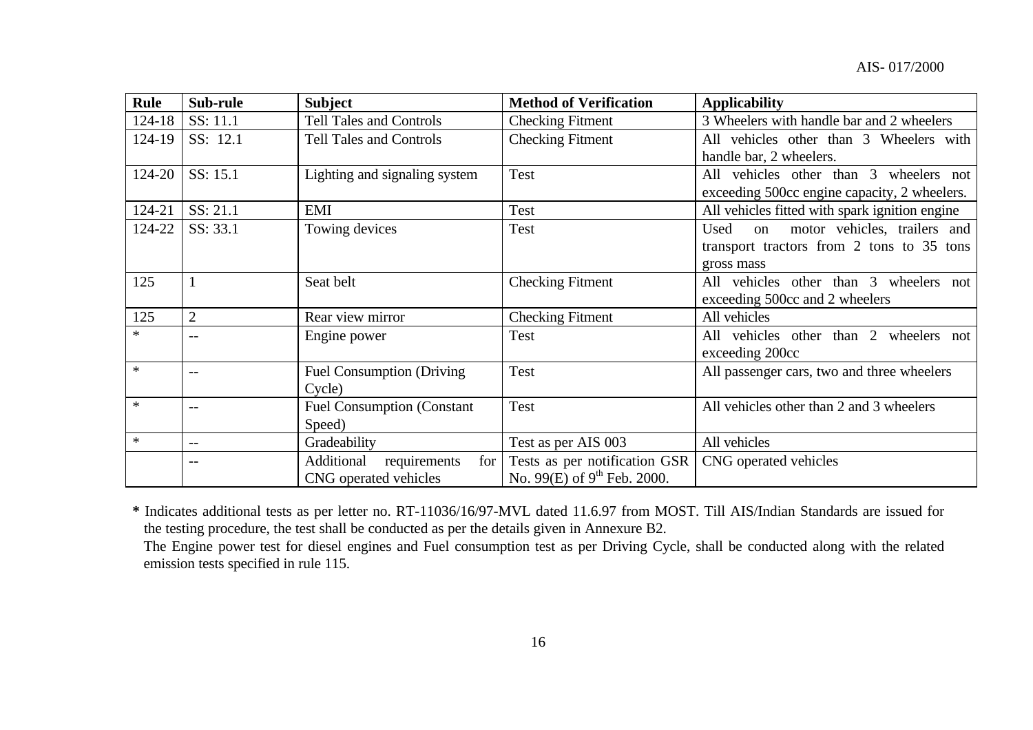| Rule | Sub-rule | Subject | Method of Verification | Applicability |
|---|---|---|---|---|
| 124-18 | SS: 11.1 | Tell Tales and Controls | Checking Fitment | 3 Wheelers with handle bar and 2 wheelers |
| 124-19 | SS: 12.1 | Tell Tales and Controls | Checking Fitment | All vehicles other than 3 Wheelers with handle bar, 2 wheelers. |
| 124-20 | SS: 15.1 | Lighting and signaling system | Test | All vehicles other than 3 wheelers not exceeding 500cc engine capacity, 2 wheelers. |
| 124-21 | SS: 21.1 | EMI | Test | All vehicles fitted with spark ignition engine |
| 124-22 | SS: 33.1 | Towing devices | Test | Used on motor vehicles, trailers and transport tractors from 2 tons to 35 tons gross mass |
| 125 | 1 | Seat belt | Checking Fitment | All vehicles other than 3 wheelers not exceeding 500cc and 2 wheelers |
| 125 | 2 | Rear view mirror | Checking Fitment | All vehicles |
| * | -- | Engine power | Test | All vehicles other than 2 wheelers not exceeding 200cc |
| * | -- | Fuel Consumption (Driving Cycle) | Test | All passenger cars, two and three wheelers |
| * | -- | Fuel Consumption (Constant Speed) | Test | All vehicles other than 2 and 3 wheelers |
| * | -- | Gradeability | Test as per AIS 003 | All vehicles |
| | -- | Additional requirements for CNG operated vehicles | Tests as per notification GSR No. 99(E) of 9th Feb. 2000. | CNG operated vehicles |

**\*** Indicates additional tests as per letter no. RT-11036/16/97-MVL dated 11.6.97 from MOST. Till AIS/Indian Standards are issued for the testing procedure, the test shall be conducted as per the details given in Annexure B2.

The Engine power test for diesel engines and Fuel consumption test as per Driving Cycle, shall be conducted along with the related emission tests specified in rule 115.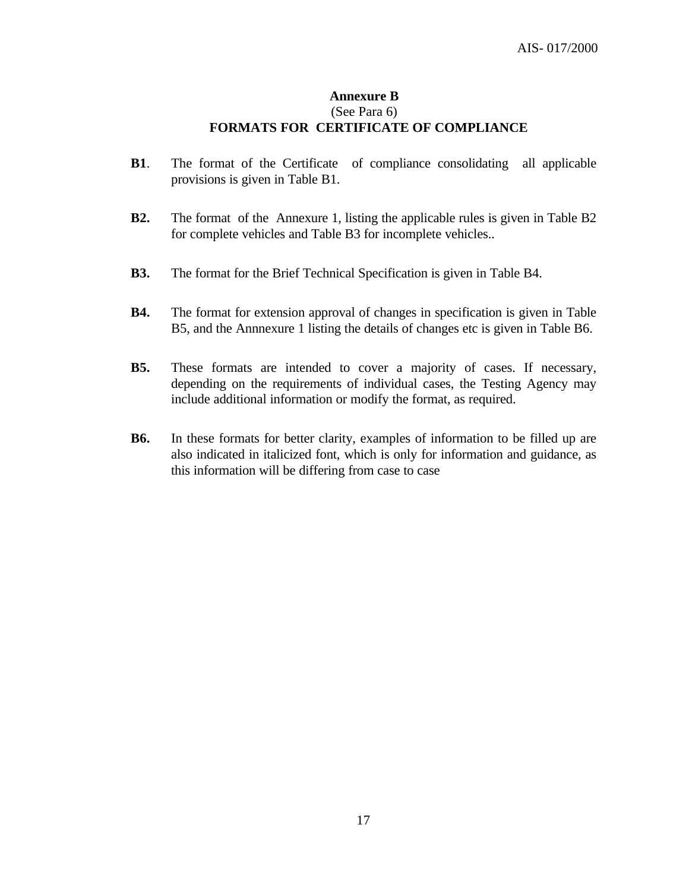## Annexure B

(See Para 6)

## FORMATS FOR CERTIFICATE OF COMPLIANCE

**B1**. The format of the Certificate of compliance consolidating all applicable provisions is given in Table B1.

**B2.** The format of the Annexure 1, listing the applicable rules is given in Table B2 for complete vehicles and Table B3 for incomplete vehicles..

**B3.** The format for the Brief Technical Specification is given in Table B4.

**B4.** The format for extension approval of changes in specification is given in Table B5, and the Annnexure 1 listing the details of changes etc is given in Table B6.

**B5.** These formats are intended to cover a majority of cases. If necessary, depending on the requirements of individual cases, the Testing Agency may include additional information or modify the format, as required.

**B6.** In these formats for better clarity, examples of information to be filled up are also indicated in italicized font, which is only for information and guidance, as this information will be differing from case to case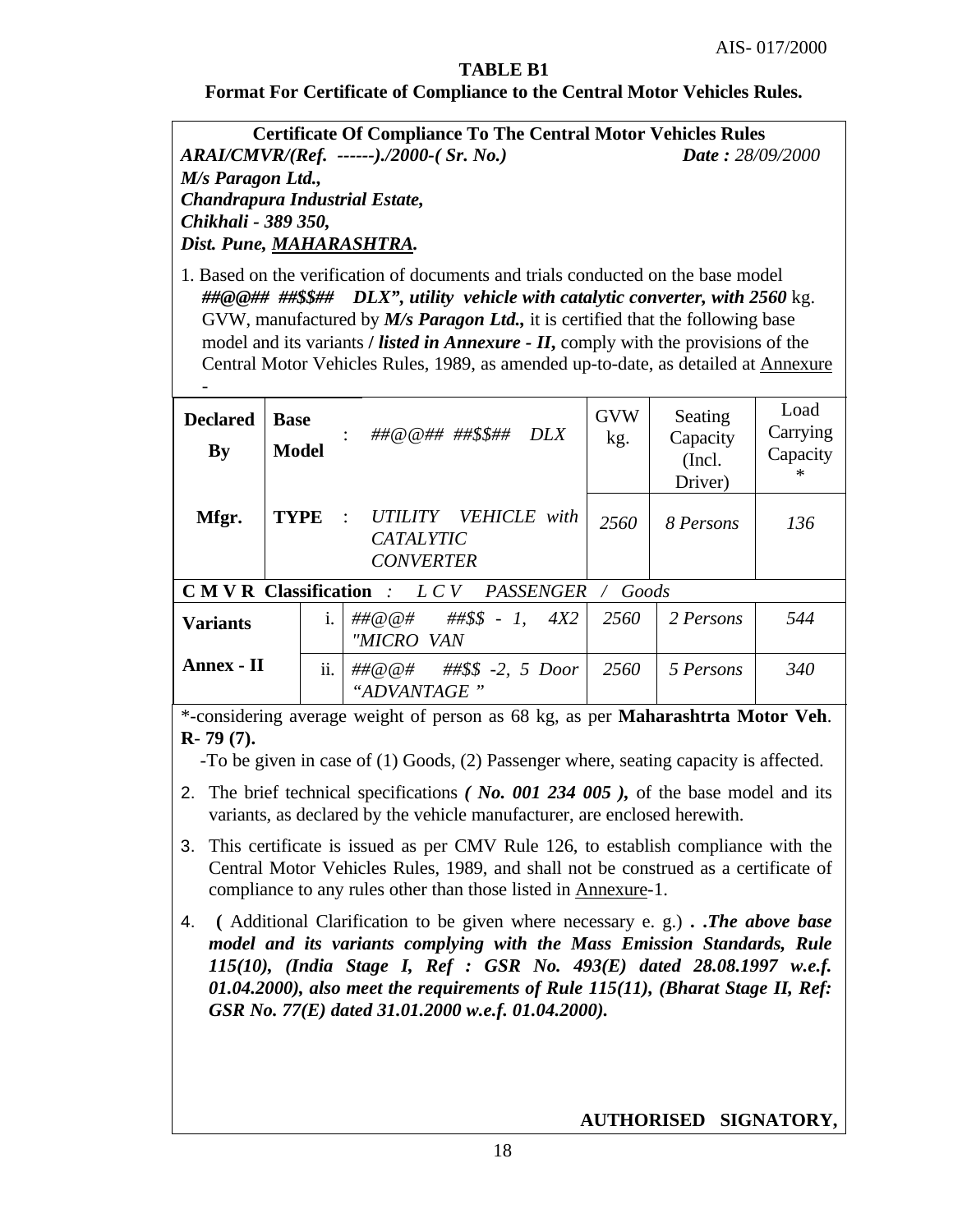**TABLE B1**

**Format For Certificate of Compliance to the Central Motor Vehicles Rules.**

**Certificate Of Compliance To The Central Motor Vehicles Rules**

***ARAI/CMVR/(Ref. ------)./2000-( Sr. No.)*** ***Date :*** *28/09/2000*

***M/s Paragon Ltd.,***
***Chandrapura Industrial Estate,***
***Chikhali - 389 350,***
***Dist. Pune, MAHARASHTRA.***

1. Based on the verification of documents and trials conducted on the base model ***##@@## ##$$## DLX", utility vehicle with catalytic converter, with 2560*** kg. GVW, manufactured by ***M/s Paragon Ltd.,*** it is certified that the following base model and its variants **/ *listed in Annexure - II,*** comply with the provisions of the Central Motor Vehicles Rules, 1989, as amended up-to-date, as detailed at Annexure -

| **Declared By** | **Base Model** | | : *##@@## ##$$## DLX* | GVW kg. | Seating Capacity (Incl. Driver) | Load Carrying Capacity * |
|---|---|---|---|---|---|---|
| **Mfgr.** | **TYPE** | | : *UTILITY VEHICLE with CATALYTIC CONVERTER* | *2560* | *8 Persons* | *136* |
| **C M V R Classification** *: L C V PASSENGER / Goods* | | | | | | |
| **Variants** | | i. | *##@@# ##$$ - 1, 4X2 "MICRO VAN* | *2560* | *2 Persons* | *544* |
| **Annex - II** | | ii. | *##@@# ##$$ -2, 5 Door "ADVANTAGE "* | *2560* | *5 Persons* | *340* |

*-considering average weight of person as 68 kg, as per **Maharashtrta Motor Veh. R- 79 (7).**

-To be given in case of (1) Goods, (2) Passenger where, seating capacity is affected.

2. The brief technical specifications ***( No. 001 234 005 ),*** of the base model and its variants, as declared by the vehicle manufacturer, are enclosed herewith.

3. This certificate is issued as per CMV Rule 126, to establish compliance with the Central Motor Vehicles Rules, 1989, and shall not be construed as a certificate of compliance to any rules other than those listed in Annexure-1.

4. **(** Additional Clarification to be given where necessary e. g.) ***. .The above base model and its variants complying with the Mass Emission Standards, Rule 115(10), (India Stage I, Ref : GSR No. 493(E) dated 28.08.1997 w.e.f. 01.04.2000), also meet the requirements of Rule 115(11), (Bharat Stage II, Ref: GSR No. 77(E) dated 31.01.2000 w.e.f. 01.04.2000).***

**AUTHORISED SIGNATORY,**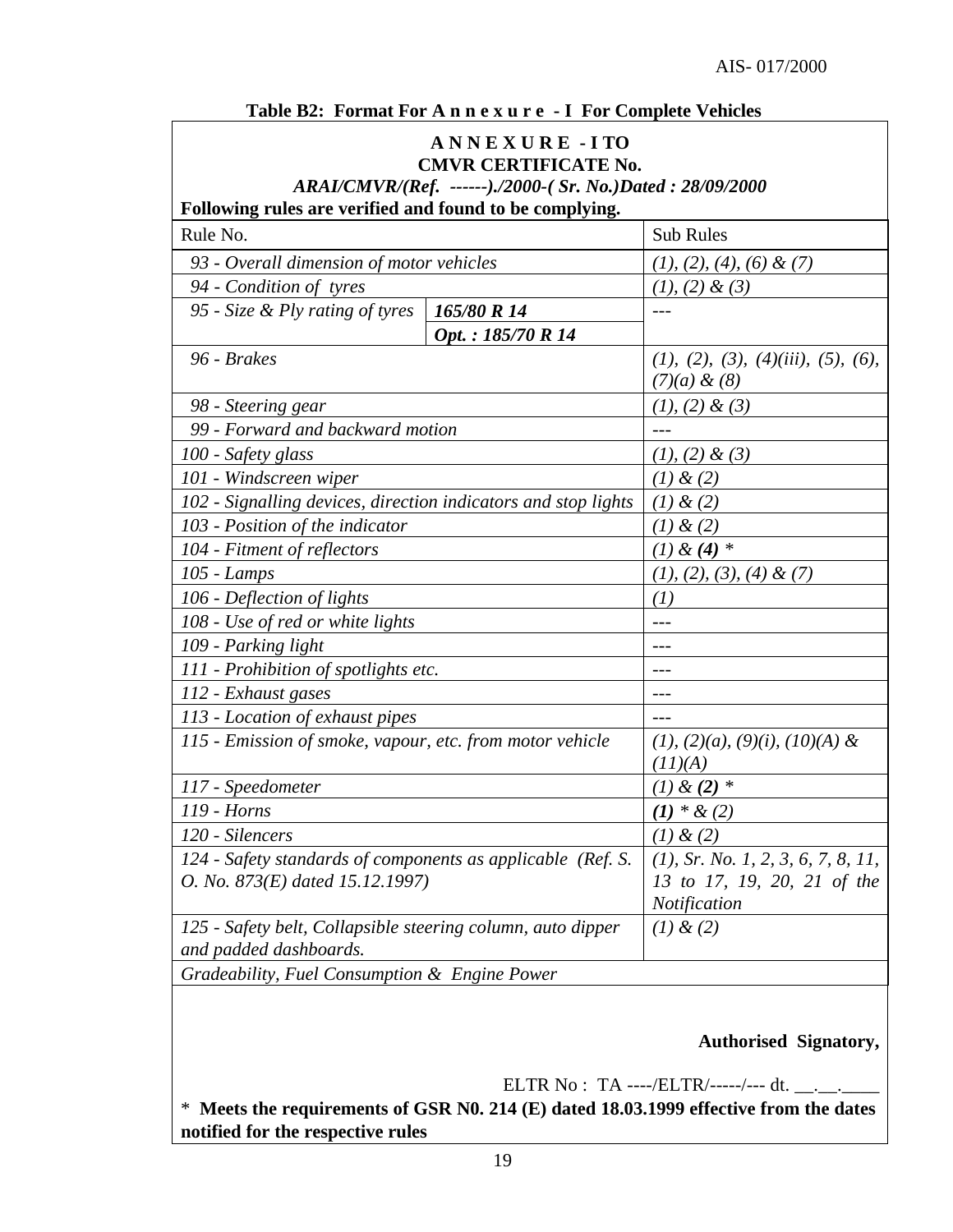**Table B2: Format For A n n e x u r e - I For Complete Vehicles**

**A N N E X U R E - I TO**
**CMVR CERTIFICATE No.**
***ARAI/CMVR/(Ref. ------)./2000-( Sr. No.)Dated : 28/09/2000***

**Following rules are verified and found to be complying.**

| Rule No. | | Sub Rules |
|---|---|---|
| *93 - Overall dimension of motor vehicles* | | *(1), (2), (4), (6) & (7)* |
| *94 - Condition of tyres* | | *(1), (2) & (3)* |
| *95 - Size & Ply rating of tyres* | ***165/80 R 14*** | --- |
| | ***Opt. : 185/70 R 14*** | |
| *96 - Brakes* | | *(1), (2), (3), (4)(iii), (5), (6), (7)(a) & (8)* |
| *98 - Steering gear* | | *(1), (2) & (3)* |
| *99 - Forward and backward motion* | | --- |
| *100 - Safety glass* | | *(1), (2) & (3)* |
| *101 - Windscreen wiper* | | *(1) & (2)* |
| *102 - Signalling devices, direction indicators and stop lights* | | *(1) & (2)* |
| *103 - Position of the indicator* | | *(1) & (2)* |
| *104 - Fitment of reflectors* | | *(1) & **(4)** ** |
| *105 - Lamps* | | *(1), (2), (3), (4) & (7)* |
| *106 - Deflection of lights* | | *(1)* |
| *108 - Use of red or white lights* | | --- |
| *109 - Parking light* | | --- |
| *111 - Prohibition of spotlights etc.* | | --- |
| *112 - Exhaust gases* | | --- |
| *113 - Location of exhaust pipes* | | --- |
| *115 - Emission of smoke, vapour, etc. from motor vehicle* | | *(1), (2)(a), (9)(i), (10)(A) & (11)(A)* |
| *117 - Speedometer* | | *(1) & **(2)** ** |
| *119 - Horns* | | ***(1)*** ** & (2)* |
| *120 - Silencers* | | *(1) & (2)* |
| *124 - Safety standards of components as applicable (Ref. S. O. No. 873(E) dated 15.12.1997)* | | *(1), Sr. No. 1, 2, 3, 6, 7, 8, 11, 13 to 17, 19, 20, 21 of the Notification* |
| *125 - Safety belt, Collapsible steering column, auto dipper and padded dashboards.* | | *(1) & (2)* |
| *Gradeability, Fuel Consumption & Engine Power* | | |

**Authorised Signatory,**

ELTR No : TA ----/ELTR/-----/--- dt. __.__.____

* **Meets the requirements of GSR N0. 214 (E) dated 18.03.1999 effective from the dates notified for the respective rules**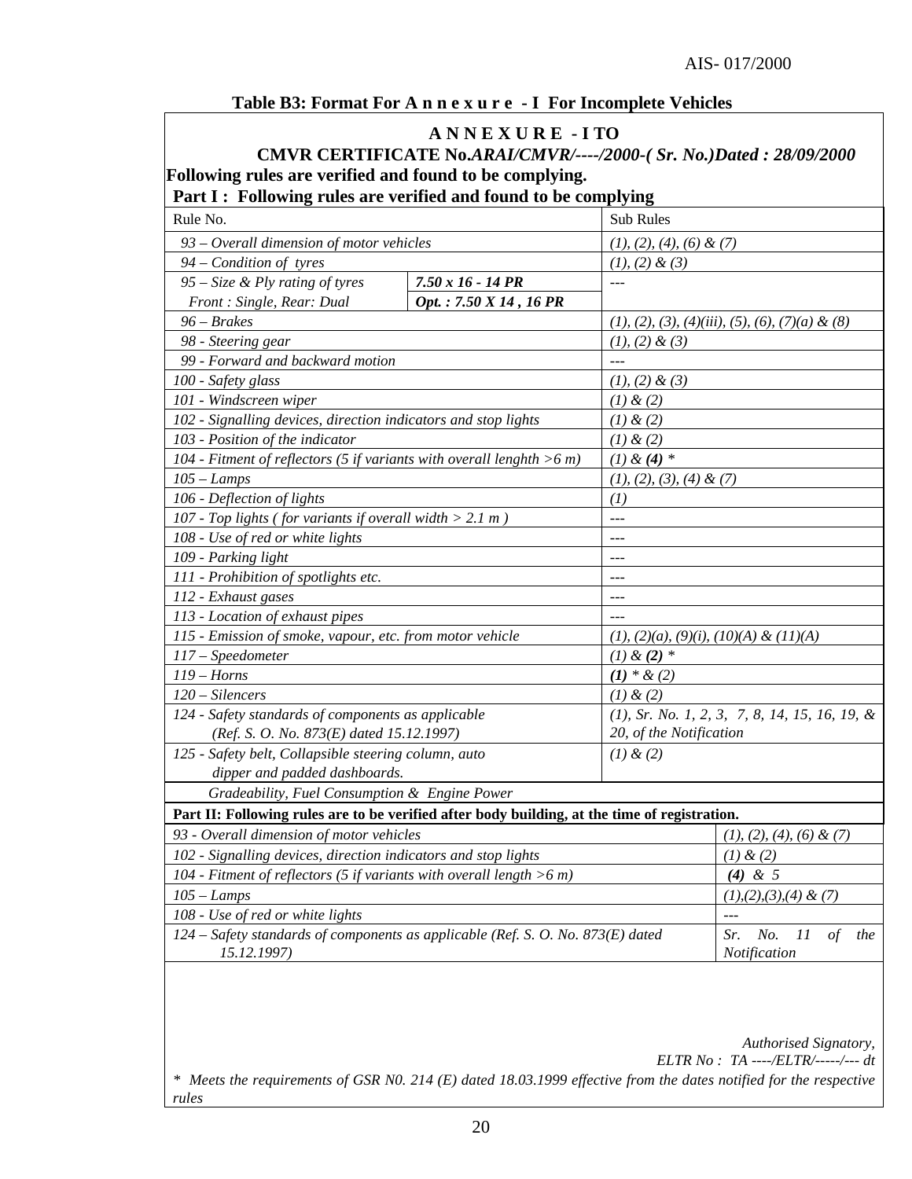### Table B3: Format For A n n e x u r e - I For Incomplete Vehicles

**A N N E X U R E - I TO**

**CMVR CERTIFICATE No.*ARAI/CMVR/----/2000-( Sr. No.)Dated : 28/09/2000***

**Following rules are verified and found to be complying.**

**Part I : Following rules are verified and found to be complying**

| Rule No. | | Sub Rules |
|---|---|---|
| *93 – Overall dimension of motor vehicles* | | *(1), (2), (4), (6) & (7)* |
| *94 – Condition of tyres* | | *(1), (2) & (3)* |
| *95 – Size & Ply rating of tyres* | ***7.50 x 16 - 14 PR*** | --- |
| *Front : Single, Rear: Dual* | ***Opt. : 7.50 X 14 , 16 PR*** | |
| *96 – Brakes* | | *(1), (2), (3), (4)(iii), (5), (6), (7)(a) & (8)* |
| *98 - Steering gear* | | *(1), (2) & (3)* |
| *99 - Forward and backward motion* | | --- |
| *100 - Safety glass* | | *(1), (2) & (3)* |
| *101 - Windscreen wiper* | | *(1) & (2)* |
| *102 - Signalling devices, direction indicators and stop lights* | | *(1) & (2)* |
| *103 - Position of the indicator* | | *(1) & (2)* |
| *104 - Fitment of reflectors (5 if variants with overall lenghth >6 m)* | | *(1) & **(4)** \** |
| *105 – Lamps* | | *(1), (2), (3), (4) & (7)* |
| *106 - Deflection of lights* | | *(1)* |
| *107 - Top lights ( for variants if overall width > 2.1 m )* | | --- |
| *108 - Use of red or white lights* | | --- |
| *109 - Parking light* | | --- |
| *111 - Prohibition of spotlights etc.* | | --- |
| *112 - Exhaust gases* | | --- |
| *113 - Location of exhaust pipes* | | --- |
| *115 - Emission of smoke, vapour, etc. from motor vehicle* | | *(1), (2)(a), (9)(i), (10)(A) & (11)(A)* |
| *117 – Speedometer* | | *(1) & **(2)** \** |
| *119 – Horns* | | ***(1)** \* & (2)* |
| *120 – Silencers* | | *(1) & (2)* |
| *124 - Safety standards of components as applicable (Ref. S. O. No. 873(E) dated 15.12.1997)* | | *(1), Sr. No. 1, 2, 3, 7, 8, 14, 15, 16, 19, & 20, of the Notification* |
| *125 - Safety belt, Collapsible steering column, auto dipper and padded dashboards.* | | *(1) & (2)* |
| *Gradeability, Fuel Consumption & Engine Power* | | |

**Part II: Following rules are to be verified after body building, at the time of registration.**

| Rule No. | Sub Rules |
|---|---|
| *93 - Overall dimension of motor vehicles* | *(1), (2), (4), (6) & (7)* |
| *102 - Signalling devices, direction indicators and stop lights* | *(1) & (2)* |
| *104 - Fitment of reflectors (5 if variants with overall length >6 m)* | ***(4)** & 5* |
| *105 – Lamps* | *(1),(2),(3),(4) & (7)* |
| *108 - Use of red or white lights* | --- |
| *124 – Safety standards of components as applicable (Ref. S. O. No. 873(E) dated 15.12.1997)* | *Sr. No. 11 of the Notification* |

*Authorised Signatory,*

*ELTR No : TA ----/ELTR/-----/--- dt*

*\* Meets the requirements of GSR N0. 214 (E) dated 18.03.1999 effective from the dates notified for the respective rules*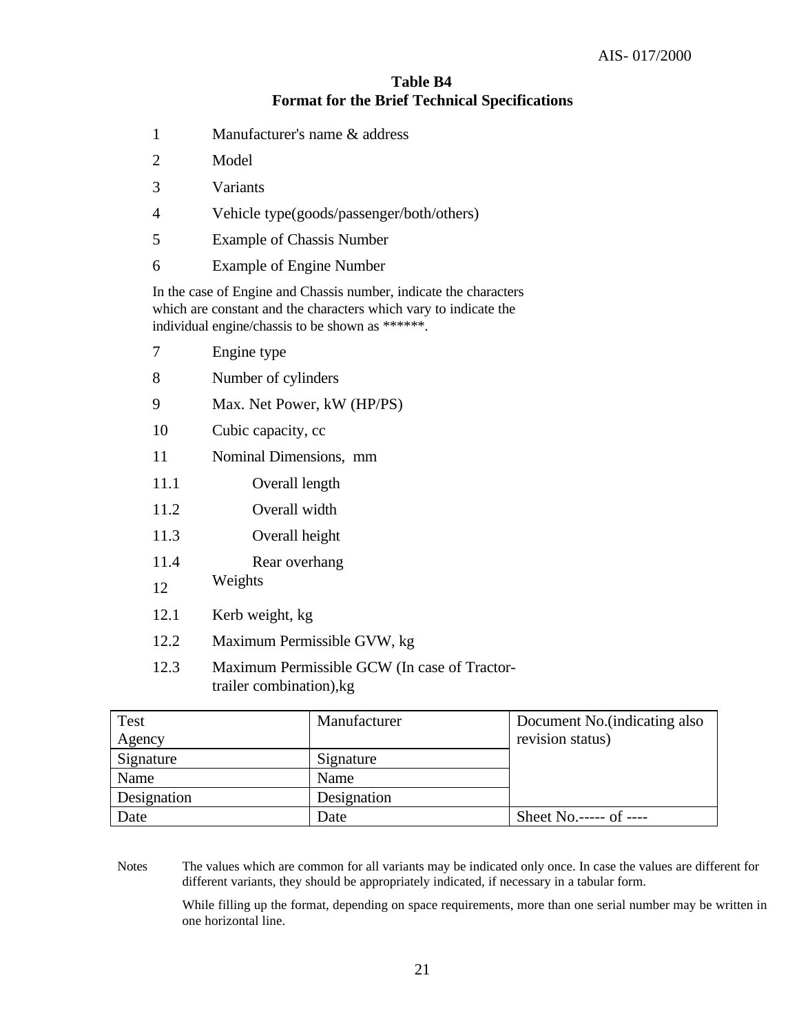**Table B4**
**Format for the Brief Technical Specifications**

1 Manufacturer's name & address

2 Model

3 Variants

4 Vehicle type(goods/passenger/both/others)

5 Example of Chassis Number

6 Example of Engine Number

In the case of Engine and Chassis number, indicate the characters which are constant and the characters which vary to indicate the individual engine/chassis to be shown as ******.

7 Engine type

8 Number of cylinders

9 Max. Net Power, kW (HP/PS)

10 Cubic capacity, cc

11 Nominal Dimensions, mm

11.1 Overall length

11.2 Overall width

11.3 Overall height

11.4 Rear overhang

12 Weights

12.1 Kerb weight, kg

12.2 Maximum Permissible GVW, kg

12.3 Maximum Permissible GCW (In case of Tractor-trailer combination),kg

| Test Agency | Manufacturer | Document No.(indicating also revision status) |
|---|---|---|
| Signature | Signature | |
| Name | Name | |
| Designation | Designation | |
| Date | Date | Sheet No.----- of ---- |

Notes The values which are common for all variants may be indicated only once. In case the values are different for different variants, they should be appropriately indicated, if necessary in a tabular form.

While filling up the format, depending on space requirements, more than one serial number may be written in one horizontal line.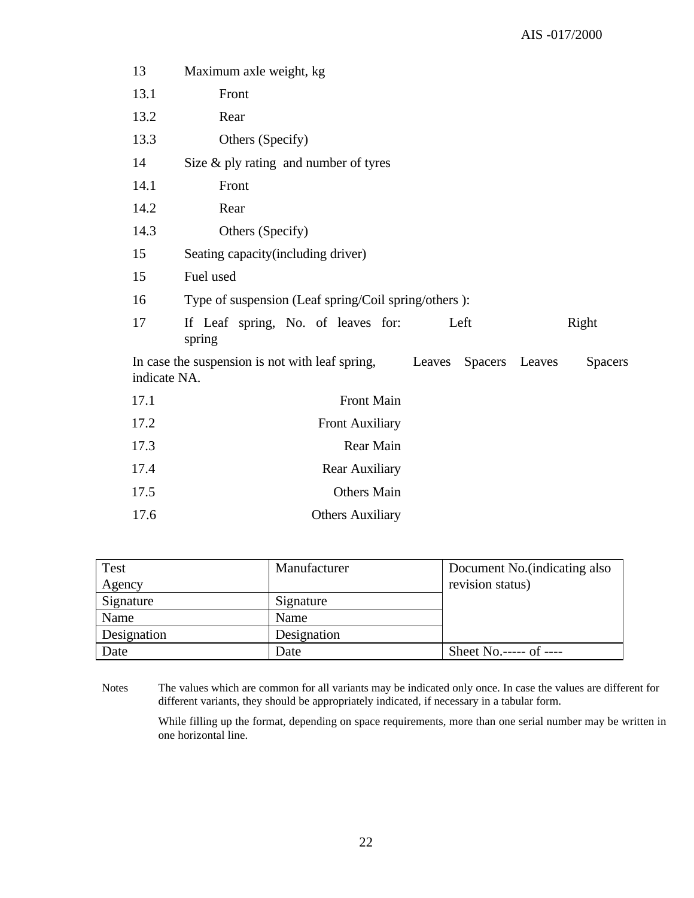13 Maximum axle weight, kg

13.1 Front

13.2 Rear

13.3 Others (Specify)

14 Size & ply rating and number of tyres

14.1 Front

14.2 Rear

14.3 Others (Specify)

15 Seating capacity(including driver)

15 Fuel used

16 Type of suspension (Leaf spring/Coil spring/others ):

| 17 | If Leaf spring, No. of leaves for: | Left spring | | Right spring | |
|---|---|---|---|---|---|
| In case the suspension is not with leaf spring, indicate NA. | | Leaves | Spacers | Leaves | Spacers |
| 17.1 | Front Main | | | | |
| 17.2 | Front Auxiliary | | | | |
| 17.3 | Rear Main | | | | |
| 17.4 | Rear Auxiliary | | | | |
| 17.5 | Others Main | | | | |
| 17.6 | Others Auxiliary | | | | |

| Test Agency | Manufacturer | Document No.(indicating also revision status) |
|---|---|---|
| Signature | Signature | |
| Name | Name | |
| Designation | Designation | |
| Date | Date | Sheet No.----- of ---- |

Notes The values which are common for all variants may be indicated only once. In case the values are different for different variants, they should be appropriately indicated, if necessary in a tabular form.

While filling up the format, depending on space requirements, more than one serial number may be written in one horizontal line.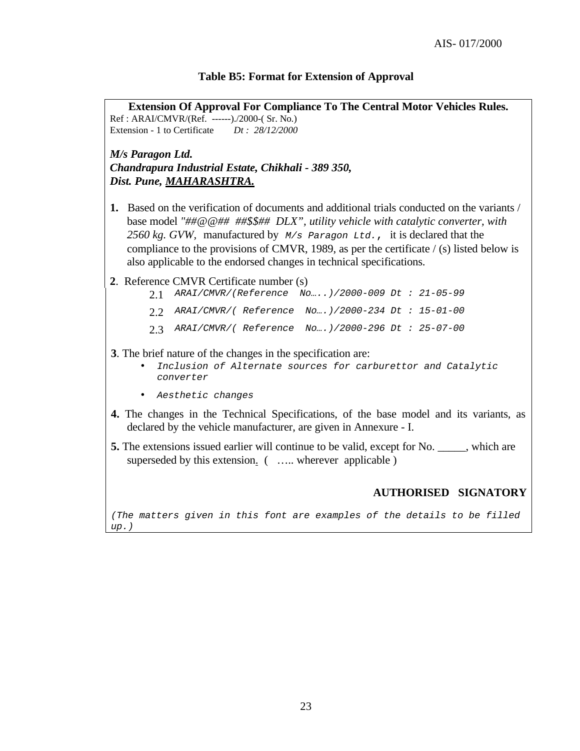**Table B5: Format for Extension of Approval**

**Extension Of Approval For Compliance To The Central Motor Vehicles Rules.**

Ref : ARAI/CMVR/(Ref. ------)./2000-( Sr. No.)
Extension - 1 to Certificate *Dt : 28/12/2000*

***M/s Paragon Ltd.***
***Chandrapura Industrial Estate, Chikhali - 389 350,***
***Dist. Pune, MAHARASHTRA.***

**1.** Based on the verification of documents and additional trials conducted on the variants / base model *"##@@## ##$$## DLX", utility vehicle with catalytic converter, with 2560 kg. GVW,* manufactured by *M/s Paragon Ltd.,* it is declared that the compliance to the provisions of CMVR, 1989, as per the certificate / (s) listed below is also applicable to the endorsed changes in technical specifications.

**2**. Reference CMVR Certificate number (s)

2.1 *ARAI/CMVR/(Reference No…..)/2000-009 Dt : 21-05-99*

2.2 *ARAI/CMVR/( Reference No….)/2000-234 Dt : 15-01-00*

2.3 *ARAI/CMVR/( Reference No….)/2000-296 Dt : 25-07-00*

**3**. The brief nature of the changes in the specification are:

- *Inclusion of Alternate sources for carburettor and Catalytic converter*
- *Aesthetic changes*

**4.** The changes in the Technical Specifications, of the base model and its variants, as declared by the vehicle manufacturer, are given in Annexure - I.

**5.** The extensions issued earlier will continue to be valid, except for No. _____, which are superseded by this extension. ( ….. wherever applicable )

**AUTHORISED SIGNATORY**

*(The matters given in this font are examples of the details to be filled up.)*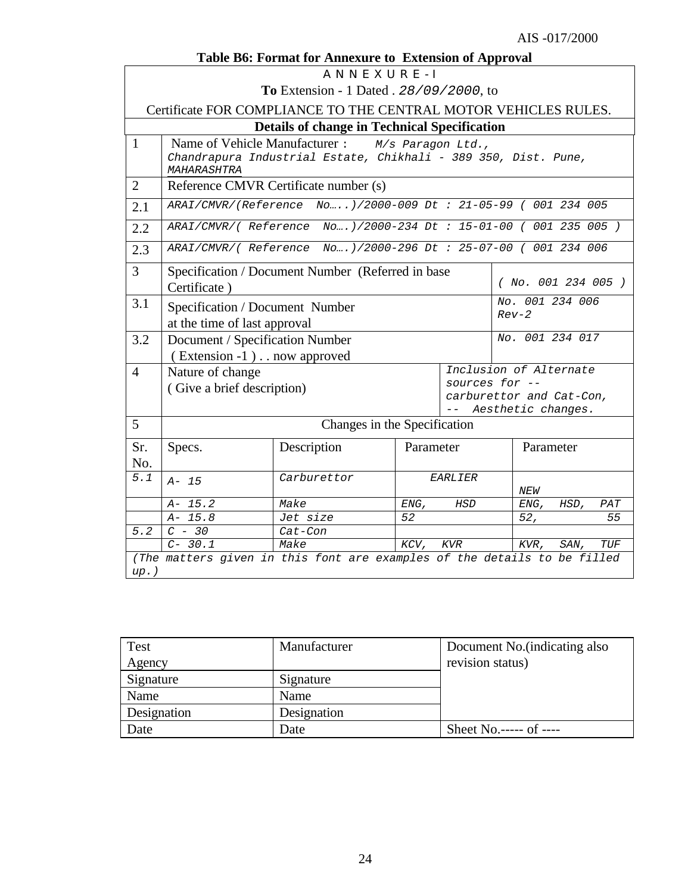**Table B6: Format for Annexure to Extension of Approval**

| ANNEXURE-I | | | | | |
|---|---|---|---|---|---|
| **To** Extension - 1 Dated . *28/09/2000*, to Certificate FOR COMPLIANCE TO THE CENTRAL MOTOR VEHICLES RULES. | | | | | |
| **Details of change in Technical Specification** | | | | | |
| 1 | Name of Vehicle Manufacturer : *M/s Paragon Ltd., Chandrapura Industrial Estate, Chikhali - 389 350, Dist. Pune, MAHARASHTRA* | | | | |
| 2 | Reference CMVR Certificate number (s) | | | | |
| 2.1 | *ARAI/CMVR/(Reference No…..)/2000-009 Dt : 21-05-99 ( 001 234 005* | | | | |
| 2.2 | *ARAI/CMVR/( Reference No….)/2000-234 Dt : 15-01-00 ( 001 235 005 )* | | | | |
| 2.3 | *ARAI/CMVR/( Reference No….)/2000-296 Dt : 25-07-00 ( 001 234 006* | | | | |
| 3 | Specification / Document Number (Referred in base Certificate ) | | | | *( No. 001 234 005 )* |
| 3.1 | Specification / Document Number at the time of last approval | | | | *No. 001 234 006 Rev-2* |
| 3.2 | Document / Specification Number ( Extension -1 ) . . now approved | | | | *No. 001 234 017* |
| 4 | Nature of change ( Give a brief description) | | | | *Inclusion of Alternate sources for -- carburettor and Cat-Con, -- Aesthetic changes.* |
| 5 | Changes in the Specification | | | | |
| Sr. No. | Specs. | Description | Parameter | | Parameter |
| *5.1* | *A- 15* | *Carburettor* | *EARLIER* | | *NEW* |
| | *A- 15.2* | *Make* | *ENG, HSD* | | *ENG, HSD, PAT* |
| | *A- 15.8* | *Jet size* | *52* | | *52, 55* |
| *5.2* | *C - 30* | *Cat-Con* | | | |
| | *C- 30.1* | *Make* | *KCV, KVR* | | *KVR, SAN, TUF* |
| *(The matters given in this font are examples of the details to be filled up.)* | | | | | |

| Test Agency | Manufacturer | Document No.(indicating also revision status) |
|---|---|---|
| Signature | Signature | |
| Name | Name | |
| Designation | Designation | |
| Date | Date | Sheet No.----- of ---- |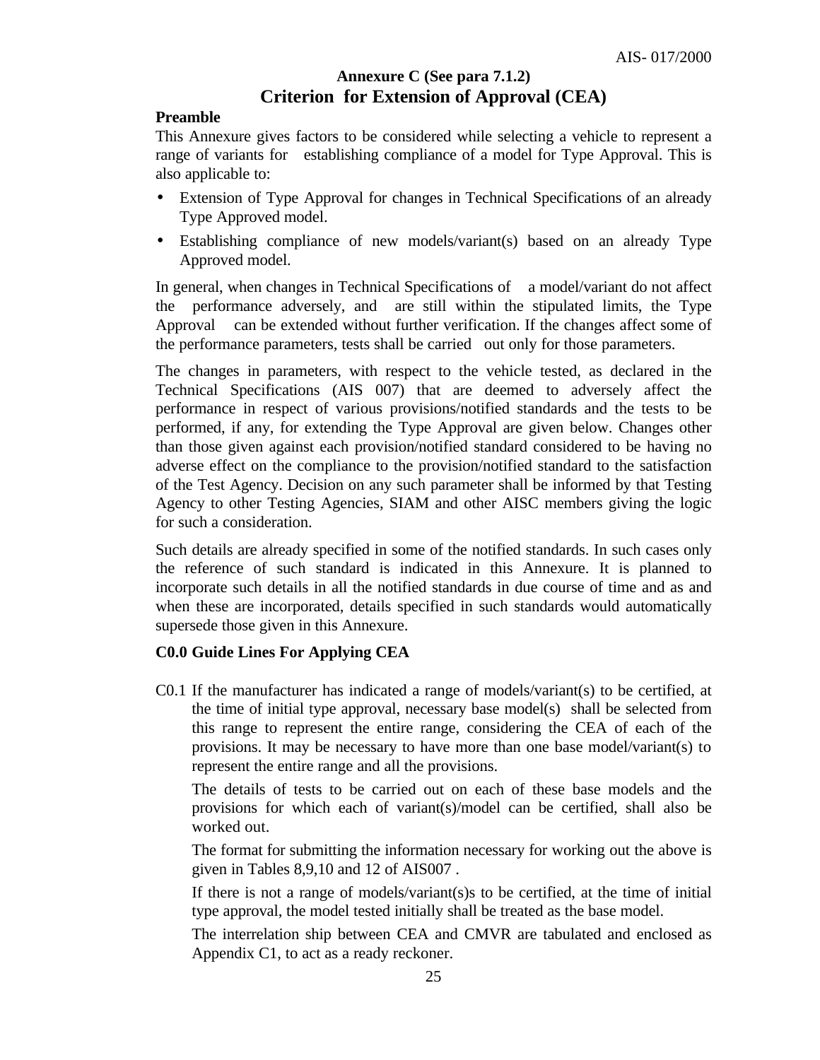## Annexure C (See para 7.1.2)

## Criterion for Extension of Approval (CEA)

**Preamble**

This Annexure gives factors to be considered while selecting a vehicle to represent a range of variants for establishing compliance of a model for Type Approval. This is also applicable to:

- Extension of Type Approval for changes in Technical Specifications of an already Type Approved model.
- Establishing compliance of new models/variant(s) based on an already Type Approved model.

In general, when changes in Technical Specifications of a model/variant do not affect the performance adversely, and are still within the stipulated limits, the Type Approval can be extended without further verification. If the changes affect some of the performance parameters, tests shall be carried out only for those parameters.

The changes in parameters, with respect to the vehicle tested, as declared in the Technical Specifications (AIS 007) that are deemed to adversely affect the performance in respect of various provisions/notified standards and the tests to be performed, if any, for extending the Type Approval are given below. Changes other than those given against each provision/notified standard considered to be having no adverse effect on the compliance to the provision/notified standard to the satisfaction of the Test Agency. Decision on any such parameter shall be informed by that Testing Agency to other Testing Agencies, SIAM and other AISC members giving the logic for such a consideration.

Such details are already specified in some of the notified standards. In such cases only the reference of such standard is indicated in this Annexure. It is planned to incorporate such details in all the notified standards in due course of time and as and when these are incorporated, details specified in such standards would automatically supersede those given in this Annexure.

**C0.0 Guide Lines For Applying CEA**

C0.1 If the manufacturer has indicated a range of models/variant(s) to be certified, at the time of initial type approval, necessary base model(s) shall be selected from this range to represent the entire range, considering the CEA of each of the provisions. It may be necessary to have more than one base model/variant(s) to represent the entire range and all the provisions.

The details of tests to be carried out on each of these base models and the provisions for which each of variant(s)/model can be certified, shall also be worked out.

The format for submitting the information necessary for working out the above is given in Tables 8,9,10 and 12 of AIS007 .

If there is not a range of models/variant(s)s to be certified, at the time of initial type approval, the model tested initially shall be treated as the base model.

The interrelation ship between CEA and CMVR are tabulated and enclosed as Appendix C1, to act as a ready reckoner.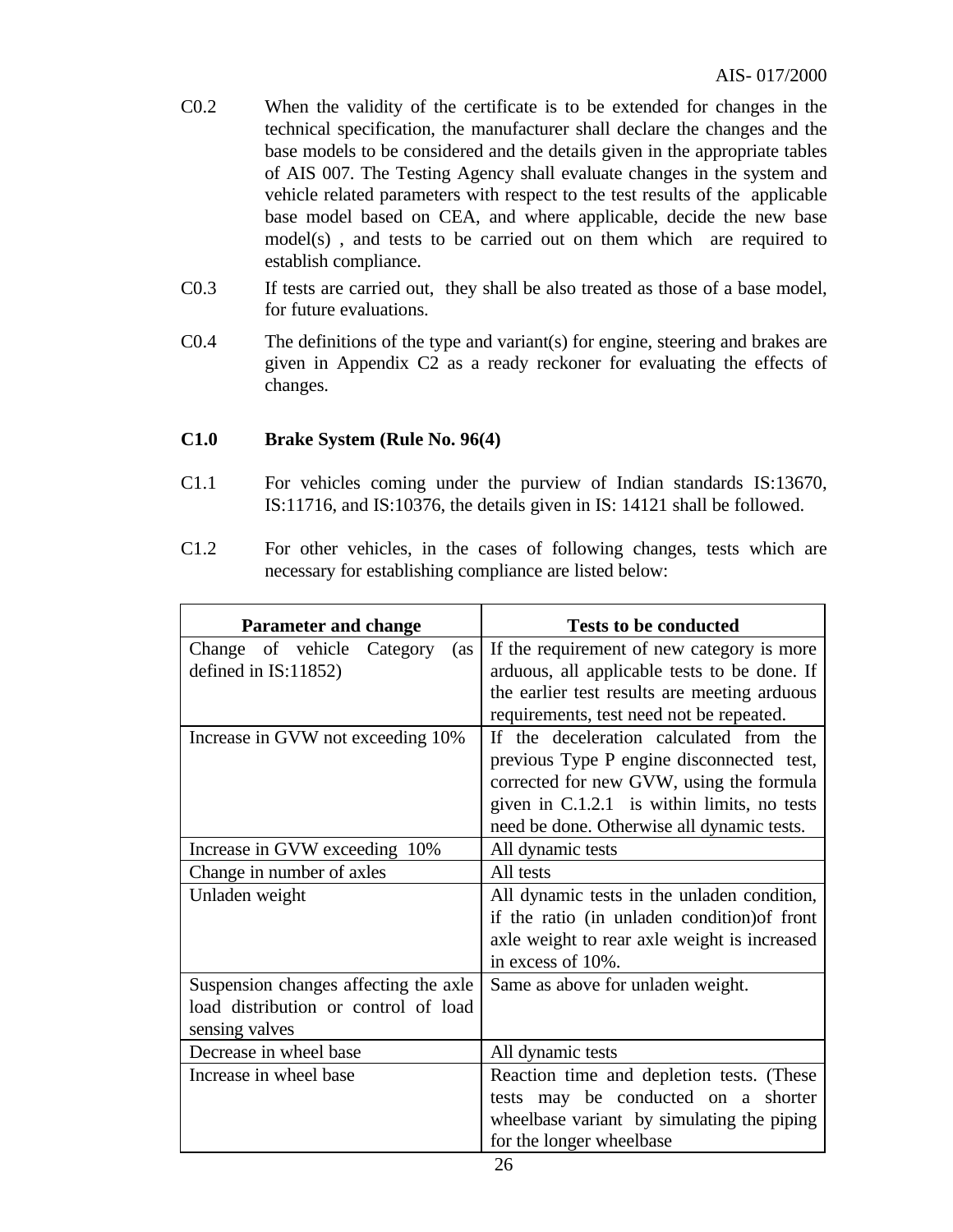C0.2 When the validity of the certificate is to be extended for changes in the technical specification, the manufacturer shall declare the changes and the base models to be considered and the details given in the appropriate tables of AIS 007. The Testing Agency shall evaluate changes in the system and vehicle related parameters with respect to the test results of the applicable base model based on CEA, and where applicable, decide the new base model(s) , and tests to be carried out on them which are required to establish compliance.

C0.3 If tests are carried out, they shall be also treated as those of a base model, for future evaluations.

C0.4 The definitions of the type and variant(s) for engine, steering and brakes are given in Appendix C2 as a ready reckoner for evaluating the effects of changes.

**C1.0 Brake System (Rule No. 96(4)**

C1.1 For vehicles coming under the purview of Indian standards IS:13670, IS:11716, and IS:10376, the details given in IS: 14121 shall be followed.

C1.2 For other vehicles, in the cases of following changes, tests which are necessary for establishing compliance are listed below:

| Parameter and change | Tests to be conducted |
|---|---|
| Change of vehicle Category (as defined in IS:11852) | If the requirement of new category is more arduous, all applicable tests to be done. If the earlier test results are meeting arduous requirements, test need not be repeated. |
| Increase in GVW not exceeding 10% | If the deceleration calculated from the previous Type P engine disconnected test, corrected for new GVW, using the formula given in C.1.2.1 is within limits, no tests need be done. Otherwise all dynamic tests. |
| Increase in GVW exceeding 10% | All dynamic tests |
| Change in number of axles | All tests |
| Unladen weight | All dynamic tests in the unladen condition, if the ratio (in unladen condition)of front axle weight to rear axle weight is increased in excess of 10%. |
| Suspension changes affecting the axle load distribution or control of load sensing valves | Same as above for unladen weight. |
| Decrease in wheel base | All dynamic tests |
| Increase in wheel base | Reaction time and depletion tests. (These tests may be conducted on a shorter wheelbase variant by simulating the piping for the longer wheelbase |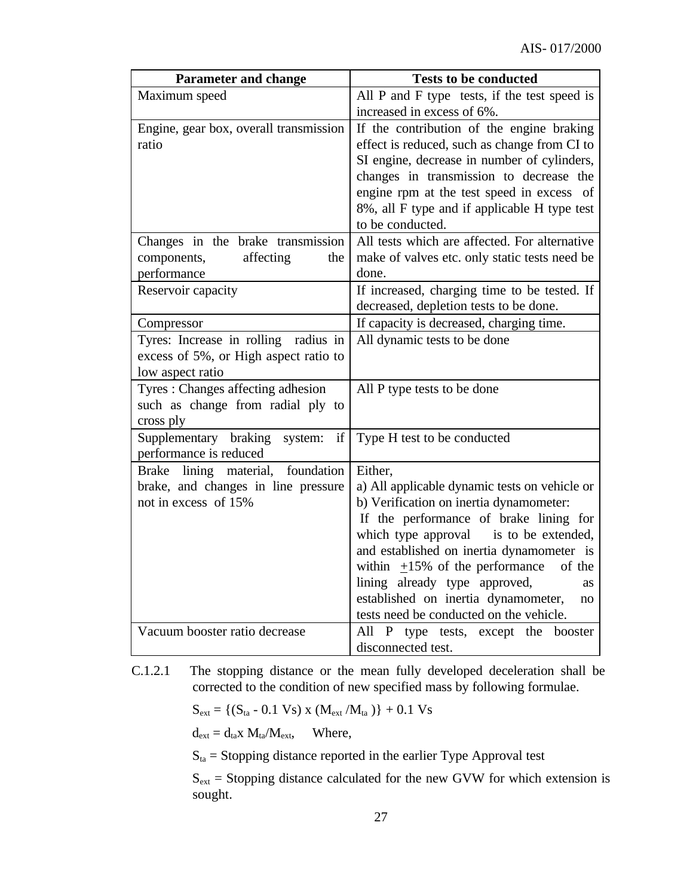| Parameter and change | Tests to be conducted |
|---|---|
| Maximum speed | All P and F type tests, if the test speed is increased in excess of 6%. |
| Engine, gear box, overall transmission ratio | If the contribution of the engine braking effect is reduced, such as change from CI to SI engine, decrease in number of cylinders, changes in transmission to decrease the engine rpm at the test speed in excess of 8%, all F type and if applicable H type test to be conducted. |
| Changes in the brake transmission components, affecting the performance | All tests which are affected. For alternative make of valves etc. only static tests need be done. |
| Reservoir capacity | If increased, charging time to be tested. If decreased, depletion tests to be done. |
| Compressor | If capacity is decreased, charging time. |
| Tyres: Increase in rolling radius in excess of 5%, or High aspect ratio to low aspect ratio | All dynamic tests to be done |
| Tyres : Changes affecting adhesion such as change from radial ply to cross ply | All P type tests to be done |
| Supplementary braking system: if performance is reduced | Type H test to be conducted |
| Brake lining material, foundation brake, and changes in line pressure not in excess of 15% | Either,<br>a) All applicable dynamic tests on vehicle or<br>b) Verification on inertia dynamometer:<br>If the performance of brake lining for which type approval is to be extended, and established on inertia dynamometer is within $\pm$15% of the performance of the lining already type approved, as established on inertia dynamometer, no tests need be conducted on the vehicle. |
| Vacuum booster ratio decrease | All P type tests, except the booster disconnected test. |

C.1.2.1 The stopping distance or the mean fully developed deceleration shall be corrected to the condition of new specified mass by following formulae.

$S_{ext} = \{(S_{ta} - 0.1\ Vs) \times (M_{ext} / M_{ta})\} + 0.1\ Vs$

$d_{ext} = d_{ta} \times M_{ta}/M_{ext}$, Where,

$S_{ta}$ = Stopping distance reported in the earlier Type Approval test

$S_{ext}$ = Stopping distance calculated for the new GVW for which extension is sought.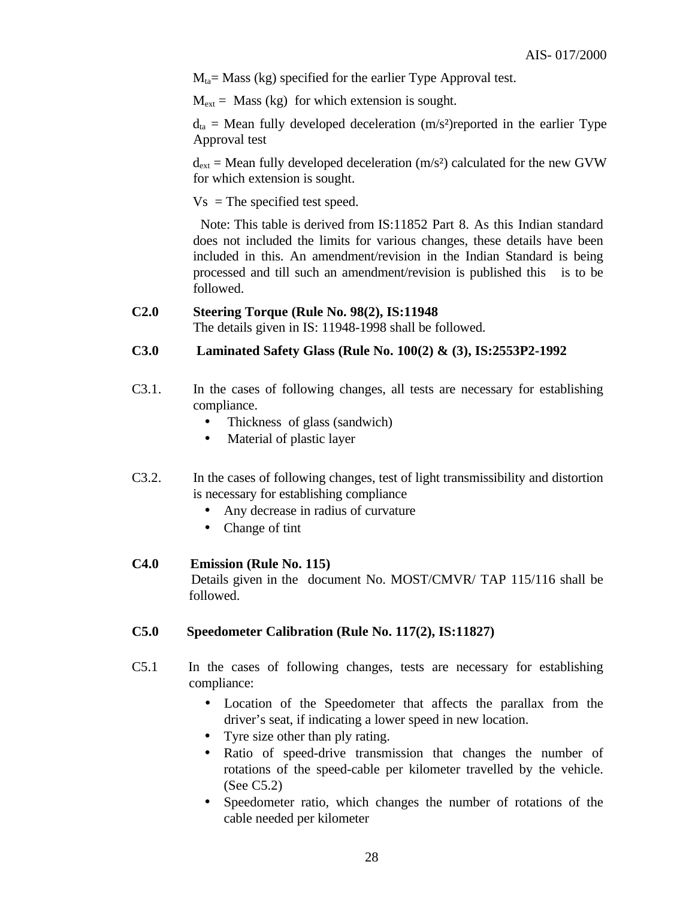$M_{ta}$= Mass (kg) specified for the earlier Type Approval test.

$M_{ext}$ = Mass (kg) for which extension is sought.

$d_{ta}$ = Mean fully developed deceleration (m/s²)reported in the earlier Type Approval test

$d_{ext}$ = Mean fully developed deceleration (m/s²) calculated for the new GVW for which extension is sought.

Vs = The specified test speed.

Note: This table is derived from IS:11852 Part 8. As this Indian standard does not included the limits for various changes, these details have been included in this. An amendment/revision in the Indian Standard is being processed and till such an amendment/revision is published this is to be followed.

**C2.0 Steering Torque (Rule No. 98(2), IS:11948**

The details given in IS: 11948-1998 shall be followed.

**C3.0 Laminated Safety Glass (Rule No. 100(2) & (3), IS:2553P2-1992**

C3.1. In the cases of following changes, all tests are necessary for establishing compliance.

- Thickness of glass (sandwich)
- Material of plastic layer

C3.2. In the cases of following changes, test of light transmissibility and distortion is necessary for establishing compliance

- Any decrease in radius of curvature
- Change of tint

**C4.0 Emission (Rule No. 115)**

Details given in the document No. MOST/CMVR/ TAP 115/116 shall be followed.

**C5.0 Speedometer Calibration (Rule No. 117(2), IS:11827)**

C5.1 In the cases of following changes, tests are necessary for establishing compliance:

- Location of the Speedometer that affects the parallax from the driver's seat, if indicating a lower speed in new location.
- Tyre size other than ply rating.
- Ratio of speed-drive transmission that changes the number of rotations of the speed-cable per kilometer travelled by the vehicle. (See C5.2)
- Speedometer ratio, which changes the number of rotations of the cable needed per kilometer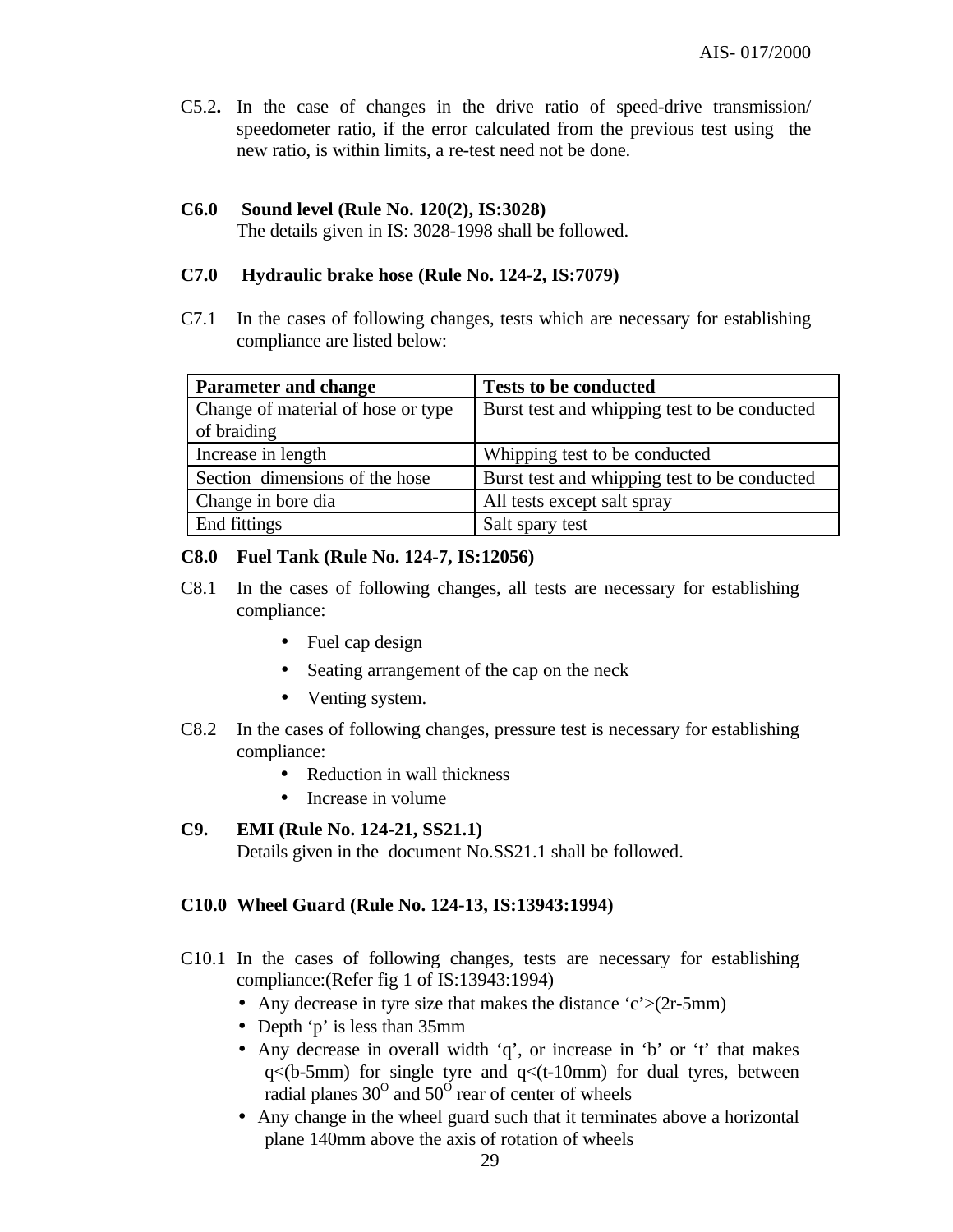C5.2. In the case of changes in the drive ratio of speed-drive transmission/ speedometer ratio, if the error calculated from the previous test using the new ratio, is within limits, a re-test need not be done.

**C6.0 Sound level (Rule No. 120(2), IS:3028)**

The details given in IS: 3028-1998 shall be followed.

**C7.0 Hydraulic brake hose (Rule No. 124-2, IS:7079)**

C7.1 In the cases of following changes, tests which are necessary for establishing compliance are listed below:

| Parameter and change | Tests to be conducted |
|---|---|
| Change of material of hose or type of braiding | Burst test and whipping test to be conducted |
| Increase in length | Whipping test to be conducted |
| Section dimensions of the hose | Burst test and whipping test to be conducted |
| Change in bore dia | All tests except salt spray |
| End fittings | Salt spary test |

**C8.0 Fuel Tank (Rule No. 124-7, IS:12056)**

C8.1 In the cases of following changes, all tests are necessary for establishing compliance:

- Fuel cap design
- Seating arrangement of the cap on the neck
- Venting system.

C8.2 In the cases of following changes, pressure test is necessary for establishing compliance:

- Reduction in wall thickness
- Increase in volume

**C9. EMI (Rule No. 124-21, SS21.1)**

Details given in the document No.SS21.1 shall be followed.

**C10.0 Wheel Guard (Rule No. 124-13, IS:13943:1994)**

C10.1 In the cases of following changes, tests are necessary for establishing compliance:(Refer fig 1 of IS:13943:1994)

- Any decrease in tyre size that makes the distance ‘c’>(2r-5mm)
- Depth ‘p’ is less than 35mm
- Any decrease in overall width ‘q’, or increase in ‘b’ or ‘t’ that makes q<(b-5mm) for single tyre and q<(t-10mm) for dual tyres, between radial planes $30^{O}$ and $50^{O}$ rear of center of wheels
- Any change in the wheel guard such that it terminates above a horizontal plane 140mm above the axis of rotation of wheels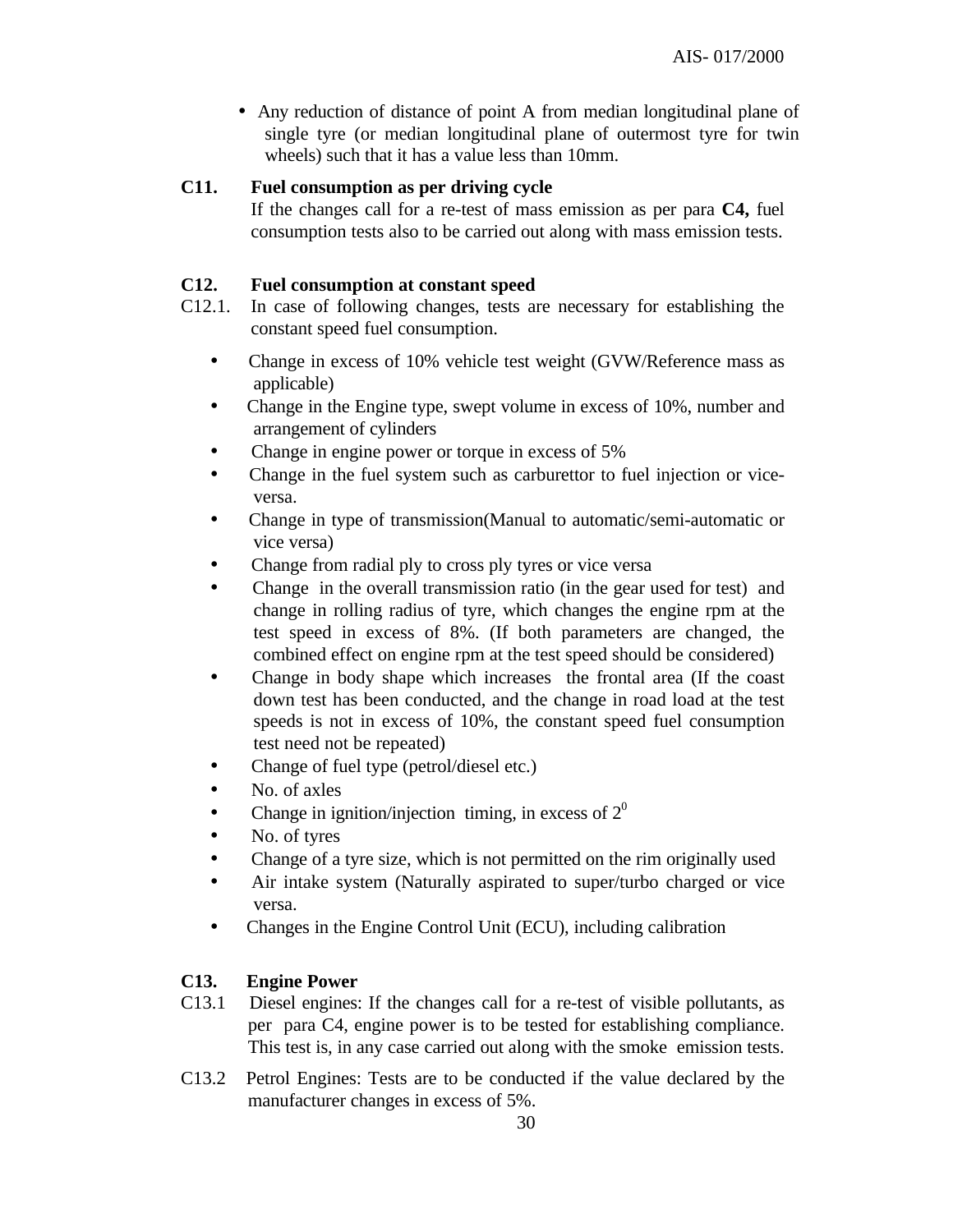- Any reduction of distance of point A from median longitudinal plane of single tyre (or median longitudinal plane of outermost tyre for twin wheels) such that it has a value less than 10mm.

**C11. Fuel consumption as per driving cycle**

If the changes call for a re-test of mass emission as per para **C4,** fuel consumption tests also to be carried out along with mass emission tests.

**C12. Fuel consumption at constant speed**

C12.1. In case of following changes, tests are necessary for establishing the constant speed fuel consumption.

- Change in excess of 10% vehicle test weight (GVW/Reference mass as applicable)
- Change in the Engine type, swept volume in excess of 10%, number and arrangement of cylinders
- Change in engine power or torque in excess of 5%
- Change in the fuel system such as carburettor to fuel injection or vice-versa.
- Change in type of transmission(Manual to automatic/semi-automatic or vice versa)
- Change from radial ply to cross ply tyres or vice versa
- Change in the overall transmission ratio (in the gear used for test) and change in rolling radius of tyre, which changes the engine rpm at the test speed in excess of 8%. (If both parameters are changed, the combined effect on engine rpm at the test speed should be considered)
- Change in body shape which increases the frontal area (If the coast down test has been conducted, and the change in road load at the test speeds is not in excess of 10%, the constant speed fuel consumption test need not be repeated)
- Change of fuel type (petrol/diesel etc.)
- No. of axles
- Change in ignition/injection timing, in excess of $2^0$
- No. of tyres
- Change of a tyre size, which is not permitted on the rim originally used
- Air intake system (Naturally aspirated to super/turbo charged or vice versa.
- Changes in the Engine Control Unit (ECU), including calibration

**C13. Engine Power**

C13.1 Diesel engines: If the changes call for a re-test of visible pollutants, as per para C4, engine power is to be tested for establishing compliance. This test is, in any case carried out along with the smoke emission tests.

C13.2 Petrol Engines: Tests are to be conducted if the value declared by the manufacturer changes in excess of 5%.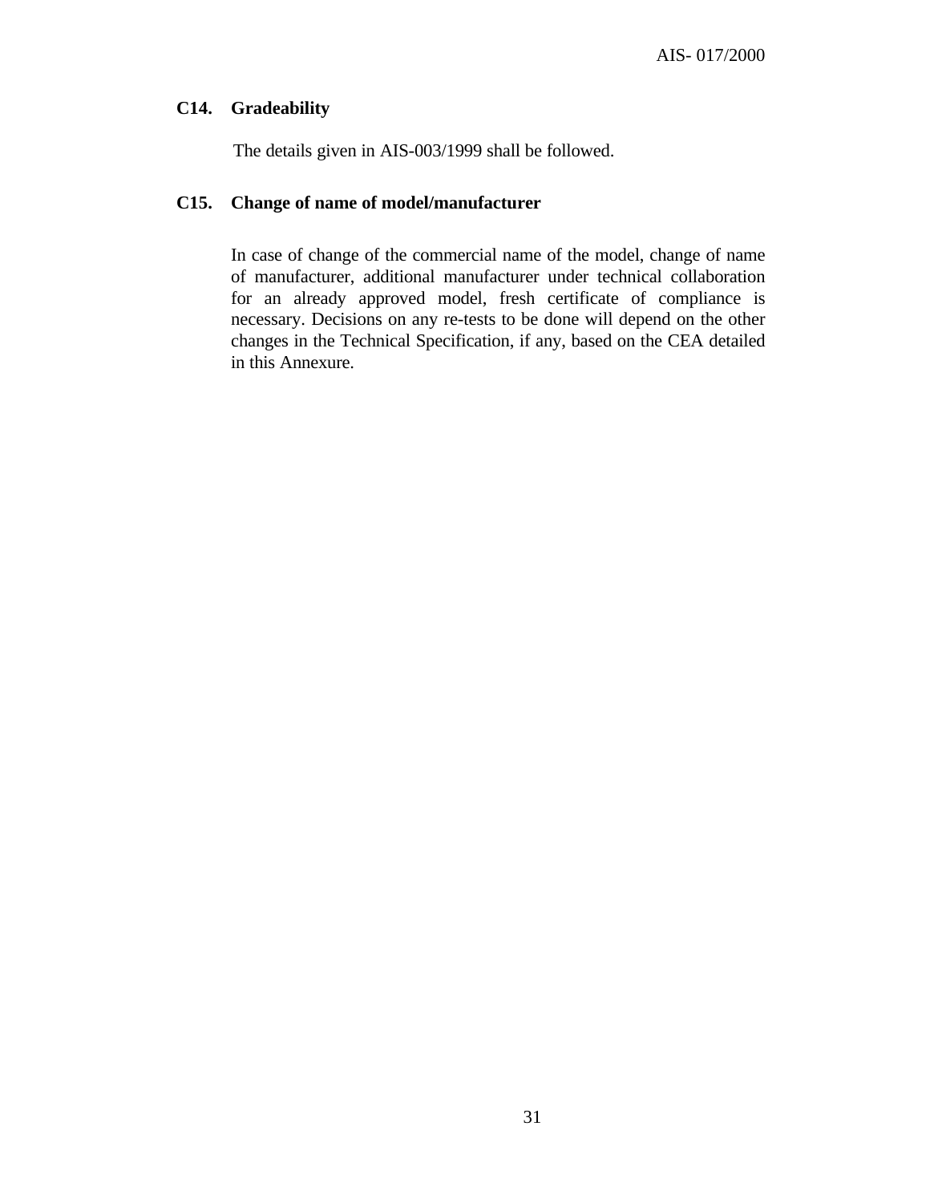### C14. Gradeability

The details given in AIS-003/1999 shall be followed.

### C15. Change of name of model/manufacturer

In case of change of the commercial name of the model, change of name of manufacturer, additional manufacturer under technical collaboration for an already approved model, fresh certificate of compliance is necessary. Decisions on any re-tests to be done will depend on the other changes in the Technical Specification, if any, based on the CEA detailed in this Annexure.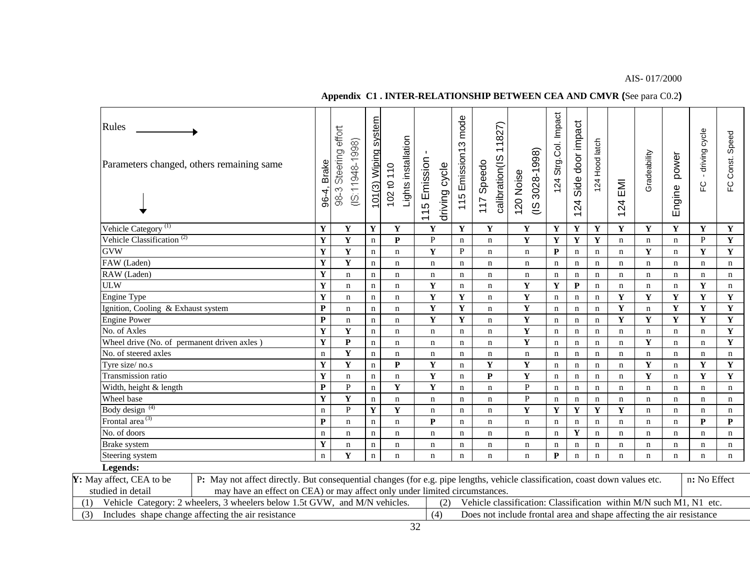## Appendix C1 . INTER-RELATIONSHIP BETWEEN CEA AND CMVR (See para C0.2)

| Rules → / Parameters changed, others remaining same ↓ | 96-4, Brake | 98-3 Steering effort (IS:11948-1998) | 101(3) Wiping system | 102 t0 110 Lights installation | 115 Emission - driving cycle | 115 Emission13 mode | 117 Speedo calibration(IS 11827) | 120 Noise (IS 3028-1998) | 124 Strg.Col. Impact | 124 Side door impact | 124 Hood latch | 124 EMI | Gradeability | Engine power | FC - driving cycle | FC Const. Speed |
|---|---|---|---|---|---|---|---|---|---|---|---|---|---|---|---|---|
| Vehicle Category (1) | **Y** | **Y** | **Y** | **Y** | **Y** | **Y** | **Y** | **Y** | **Y** | **Y** | **Y** | **Y** | **Y** | **Y** | **Y** | **Y** |
| Vehicle Classification (2) | **Y** | **Y** | n | **P** | P | n | n | **Y** | **Y** | **Y** | **Y** | n | n | n | P | **Y** |
| GVW | **Y** | **Y** | n | n | **Y** | P | n | n | **P** | n | n | n | **Y** | n | **Y** | **Y** |
| FAW (Laden) | **Y** | **Y** | n | n | n | n | n | n | n | n | n | n | n | n | n | n |
| RAW (Laden) | **Y** | n | n | n | n | n | n | n | n | n | n | n | n | n | n | n |
| ULW | **Y** | n | n | n | **Y** | n | n | **Y** | **Y** | **P** | n | n | n | n | **Y** | n |
| Engine Type | **Y** | n | n | n | **Y** | **Y** | n | **Y** | n | n | n | **Y** | **Y** | **Y** | **Y** | **Y** |
| Ignition, Cooling & Exhaust system | **P** | n | n | n | **Y** | **Y** | n | **Y** | n | n | n | **Y** | n | **Y** | **Y** | **Y** |
| Engine Power | **P** | n | n | n | **Y** | **Y** | n | **Y** | n | n | n | **Y** | **Y** | **Y** | **Y** | **Y** |
| No. of Axles | **Y** | **Y** | n | n | n | n | n | **Y** | n | n | n | n | n | n | n | **Y** |
| Wheel drive (No. of permanent driven axles ) | **Y** | **P** | n | n | n | n | n | **Y** | n | n | n | n | **Y** | n | n | **Y** |
| No. of steered axles | n | **Y** | n | n | n | n | n | n | n | n | n | n | n | n | n | n |
| Tyre size/ no.s | **Y** | **Y** | n | **P** | **Y** | n | **Y** | **Y** | n | n | n | n | **Y** | n | **Y** | **Y** |
| Transmission ratio | **Y** | n | n | n | **Y** | n | **P** | **Y** | n | n | n | n | **Y** | n | **Y** | **Y** |
| Width, height & length | **P** | P | n | **Y** | **Y** | n | n | P | n | n | n | n | n | n | n | n |
| Wheel base | **Y** | **Y** | n | n | n | n | n | P | n | n | n | n | n | n | n | n |
| Body design (4) | n | P | **Y** | **Y** | n | n | n | **Y** | **Y** | **Y** | **Y** | **Y** | n | n | n | n |
| Frontal area (3) | **P** | n | n | n | **P** | n | n | n | n | n | n | n | n | n | **P** | **P** |
| No. of doors | n | n | n | n | n | n | n | n | n | **Y** | n | n | n | n | n | n |
| Brake system | **Y** | n | n | n | n | n | n | n | n | n | n | n | n | n | n | n |
| Steering system | n | **Y** | n | n | n | n | n | n | **P** | n | n | n | n | n | n | n |

**Legends:**

**Y:** May affect, CEA to be studied in detail

**P:** May not affect directly. But consequential changes (for e.g. pipe lengths, vehicle classification, coast down values etc. may have an effect on CEA) or may affect only under limited circumstances.

**n:** No Effect

(1) Vehicle Category: 2 wheelers, 3 wheelers below 1.5t GVW, and M/N vehicles.

(2) Vehicle classification: Classification within M/N such M1, N1 etc.

(3) Includes shape change affecting the air resistance

(4) Does not include frontal area and shape affecting the air resistance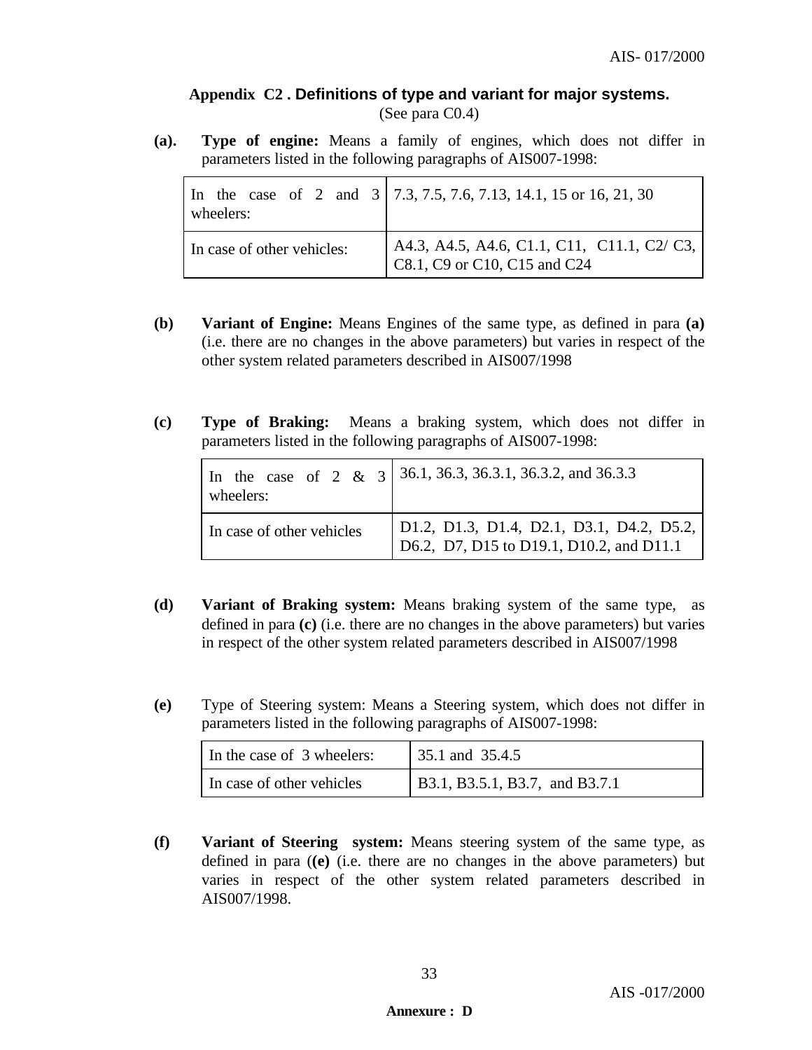## Appendix C2 . Definitions of type and variant for major systems.

(See para C0.4)

**(a).** **Type of engine:** Means a family of engines, which does not differ in parameters listed in the following paragraphs of AIS007-1998:

| | |
|---|---|
| In the case of 2 and 3 wheelers: | 7.3, 7.5, 7.6, 7.13, 14.1, 15 or 16, 21, 30 |
| In case of other vehicles: | A4.3, A4.5, A4.6, C1.1, C11, C11.1, C2/ C3, C8.1, C9 or C10, C15 and C24 |

**(b)** **Variant of Engine:** Means Engines of the same type, as defined in para **(a)** (i.e. there are no changes in the above parameters) but varies in respect of the other system related parameters described in AIS007/1998

**(c)** **Type of Braking:** Means a braking system, which does not differ in parameters listed in the following paragraphs of AIS007-1998:

| | |
|---|---|
| In the case of 2 & 3 wheelers: | 36.1, 36.3, 36.3.1, 36.3.2, and 36.3.3 |
| In case of other vehicles | D1.2, D1.3, D1.4, D2.1, D3.1, D4.2, D5.2, D6.2, D7, D15 to D19.1, D10.2, and D11.1 |

**(d)** **Variant of Braking system:** Means braking system of the same type, as defined in para **(c)** (i.e. there are no changes in the above parameters) but varies in respect of the other system related parameters described in AIS007/1998

**(e)** Type of Steering system: Means a Steering system, which does not differ in parameters listed in the following paragraphs of AIS007-1998:

| | |
|---|---|
| In the case of 3 wheelers: | 35.1 and 35.4.5 |
| In case of other vehicles | B3.1, B3.5.1, B3.7, and B3.7.1 |

**(f)** **Variant of Steering system:** Means steering system of the same type, as defined in para (**(e)** (i.e. there are no changes in the above parameters) but varies in respect of the other system related parameters described in AIS007/1998.

**Annexure : D**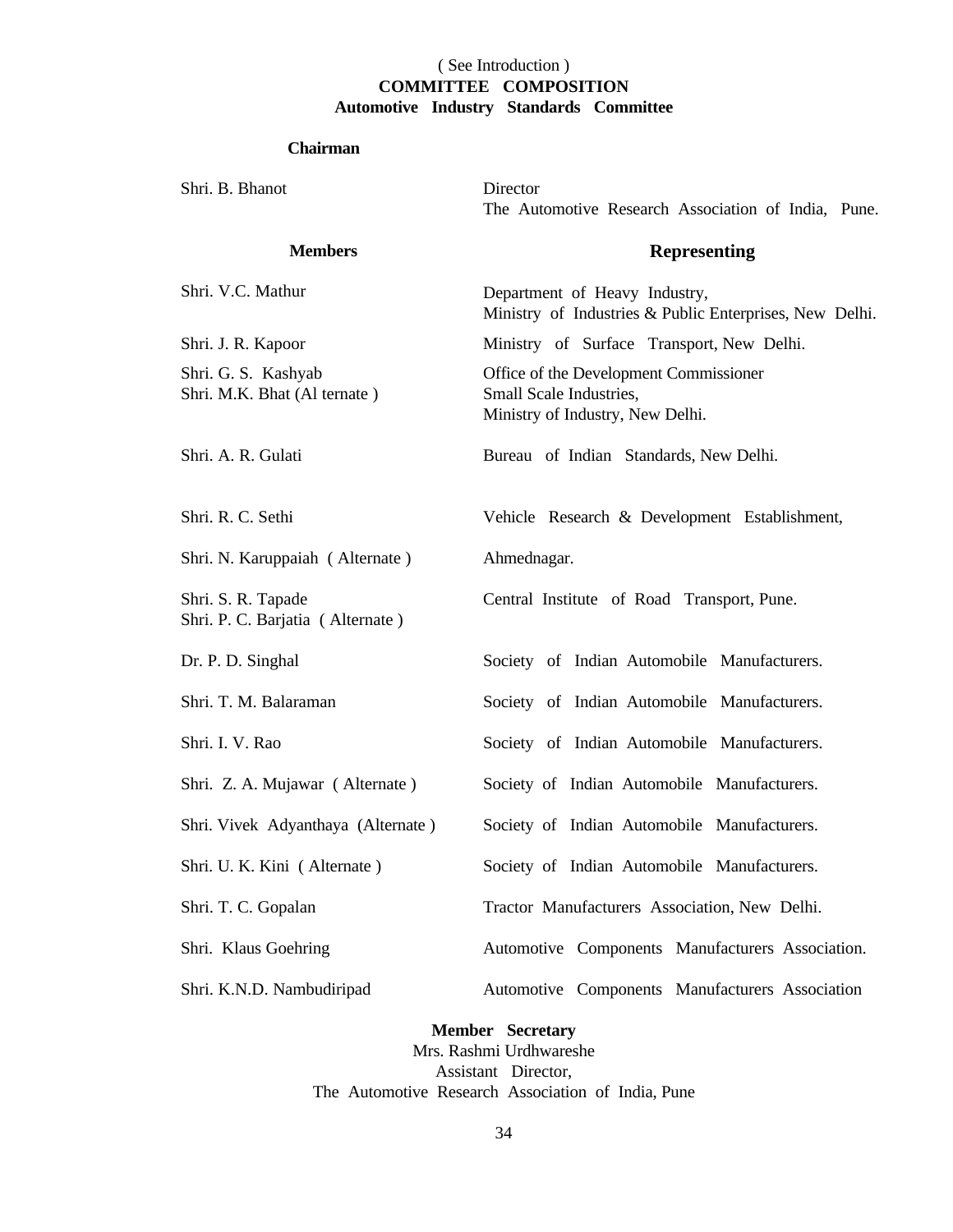( See Introduction )

**COMMITTEE COMPOSITION**

**Automotive Industry Standards Committee**

**Chairman**

| | |
|---|---|
| Shri. B. Bhanot | Director<br>The Automotive Research Association of India, Pune. |

| **Members** | **Representing** |
|---|---|
| Shri. V.C. Mathur | Department of Heavy Industry,<br>Ministry of Industries & Public Enterprises, New Delhi. |
| Shri. J. R. Kapoor | Ministry of Surface Transport, New Delhi. |
| Shri. G. S. Kashyab<br>Shri. M.K. Bhat (Al ternate ) | Office of the Development Commissioner<br>Small Scale Industries,<br>Ministry of Industry, New Delhi. |
| Shri. A. R. Gulati | Bureau of Indian Standards, New Delhi. |
| Shri. R. C. Sethi<br>Shri. N. Karuppaiah ( Alternate ) | Vehicle Research & Development Establishment,<br>Ahmednagar. |
| Shri. S. R. Tapade<br>Shri. P. C. Barjatia ( Alternate ) | Central Institute of Road Transport, Pune. |
| Dr. P. D. Singhal | Society of Indian Automobile Manufacturers. |
| Shri. T. M. Balaraman | Society of Indian Automobile Manufacturers. |
| Shri. I. V. Rao | Society of Indian Automobile Manufacturers. |
| Shri. Z. A. Mujawar ( Alternate ) | Society of Indian Automobile Manufacturers. |
| Shri. Vivek Adyanthaya (Alternate ) | Society of Indian Automobile Manufacturers. |
| Shri. U. K. Kini ( Alternate ) | Society of Indian Automobile Manufacturers. |
| Shri. T. C. Gopalan | Tractor Manufacturers Association, New Delhi. |
| Shri. Klaus Goehring | Automotive Components Manufacturers Association. |
| Shri. K.N.D. Nambudiripad | Automotive Components Manufacturers Association |

**Member Secretary**

Mrs. Rashmi Urdhwareshe

Assistant Director,

The Automotive Research Association of India, Pune